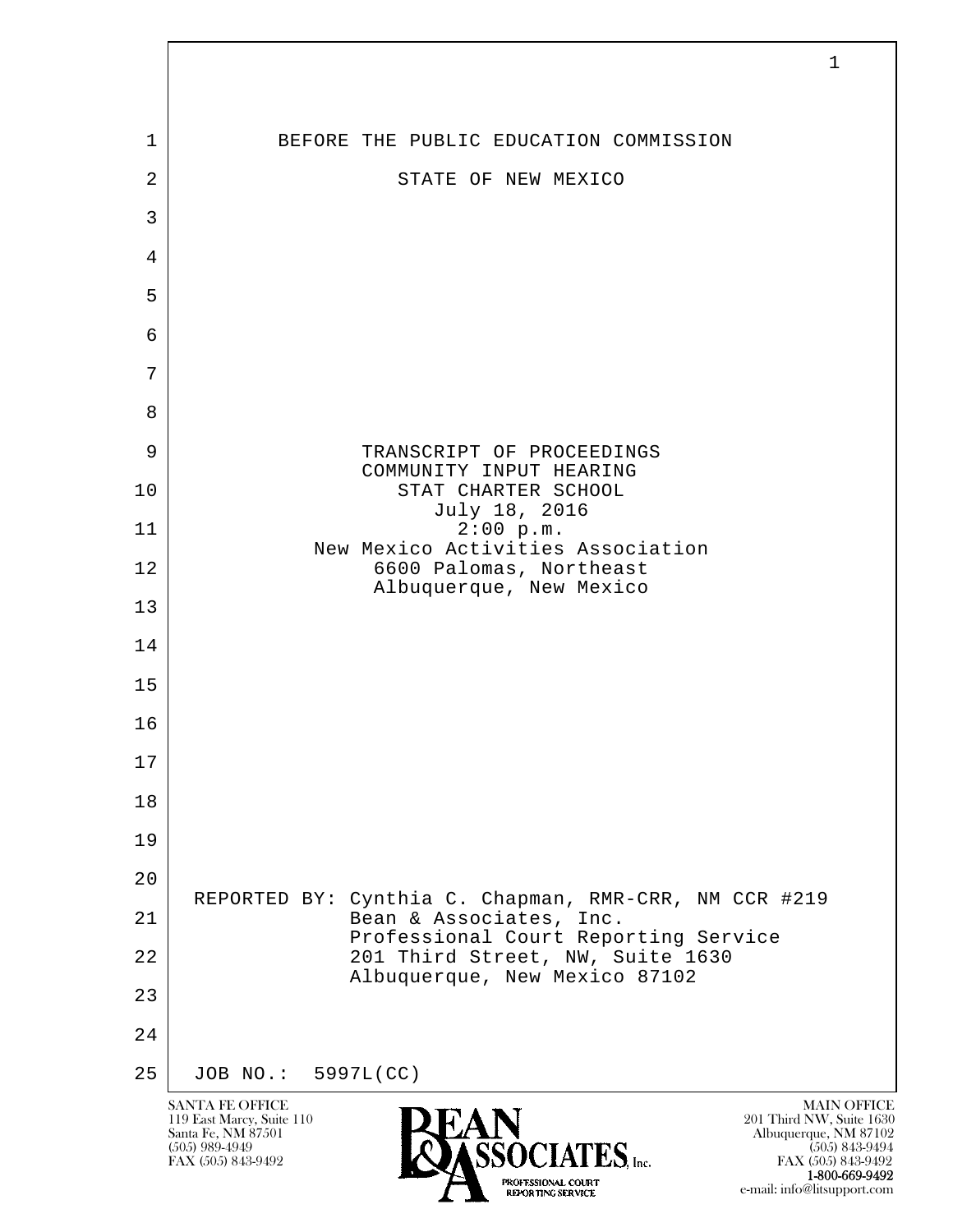BEFORE THE PUBLIC EDUCATION COMMISSION

STATE OF NEW MEXICO

TRANSCRIPT OF PROCEEDINGS
COMMUNITY INPUT HEARING
STAT CHARTER SCHOOL
July 18, 2016
2:00 p.m.
New Mexico Activities Association
6600 Palomas, Northeast
Albuquerque, New Mexico

REPORTED BY: Cynthia C. Chapman, RMR-CRR, NM CCR #219
Bean & Associates, Inc.
Professional Court Reporting Service
201 Third Street, NW, Suite 1630
Albuquerque, New Mexico 87102

JOB NO.: 5997L(CC)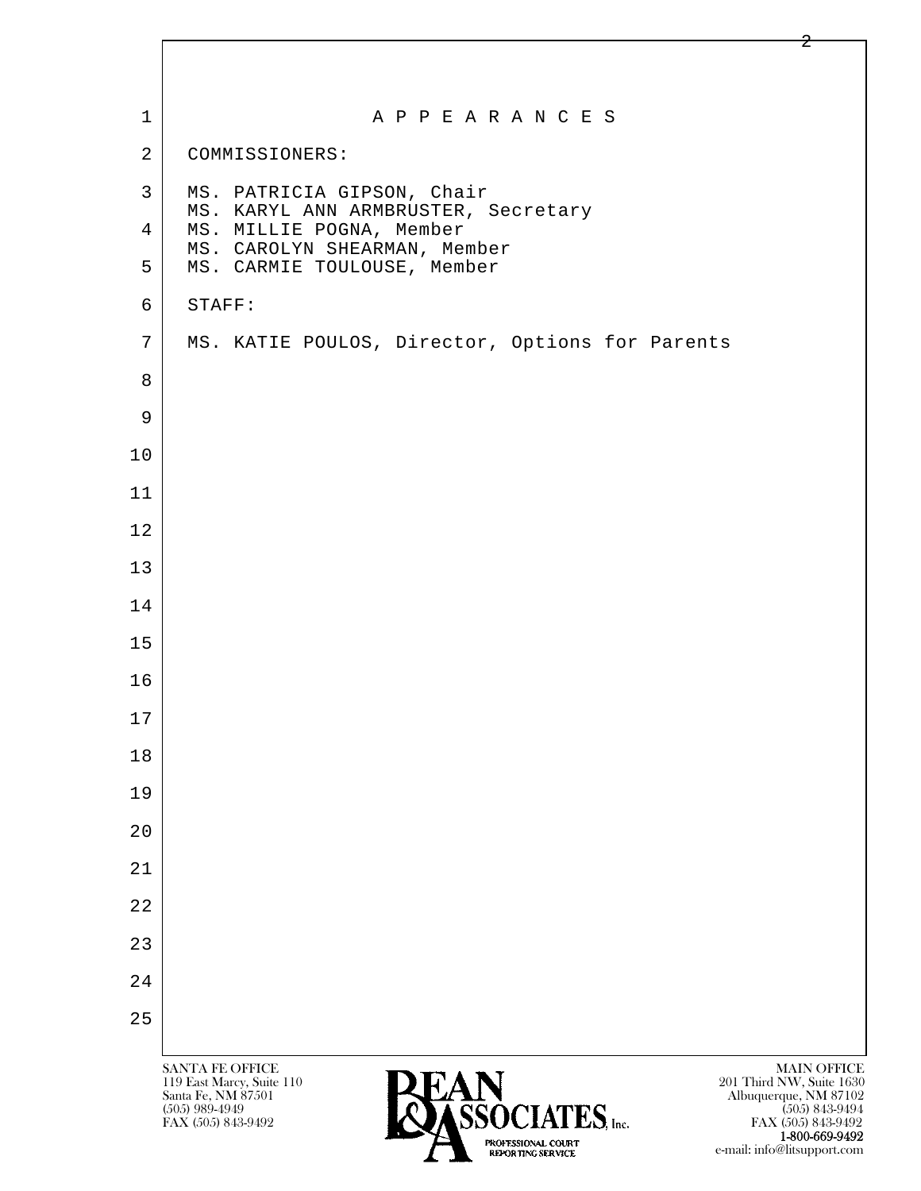# A P P E A R A N C E S

COMMISSIONERS:

MS. PATRICIA GIPSON, Chair
MS. KARYL ANN ARMBRUSTER, Secretary
MS. MILLIE POGNA, Member
MS. CAROLYN SHEARMAN, Member
MS. CARMIE TOULOUSE, Member

STAFF:

MS. KATIE POULOS, Director, Options for Parents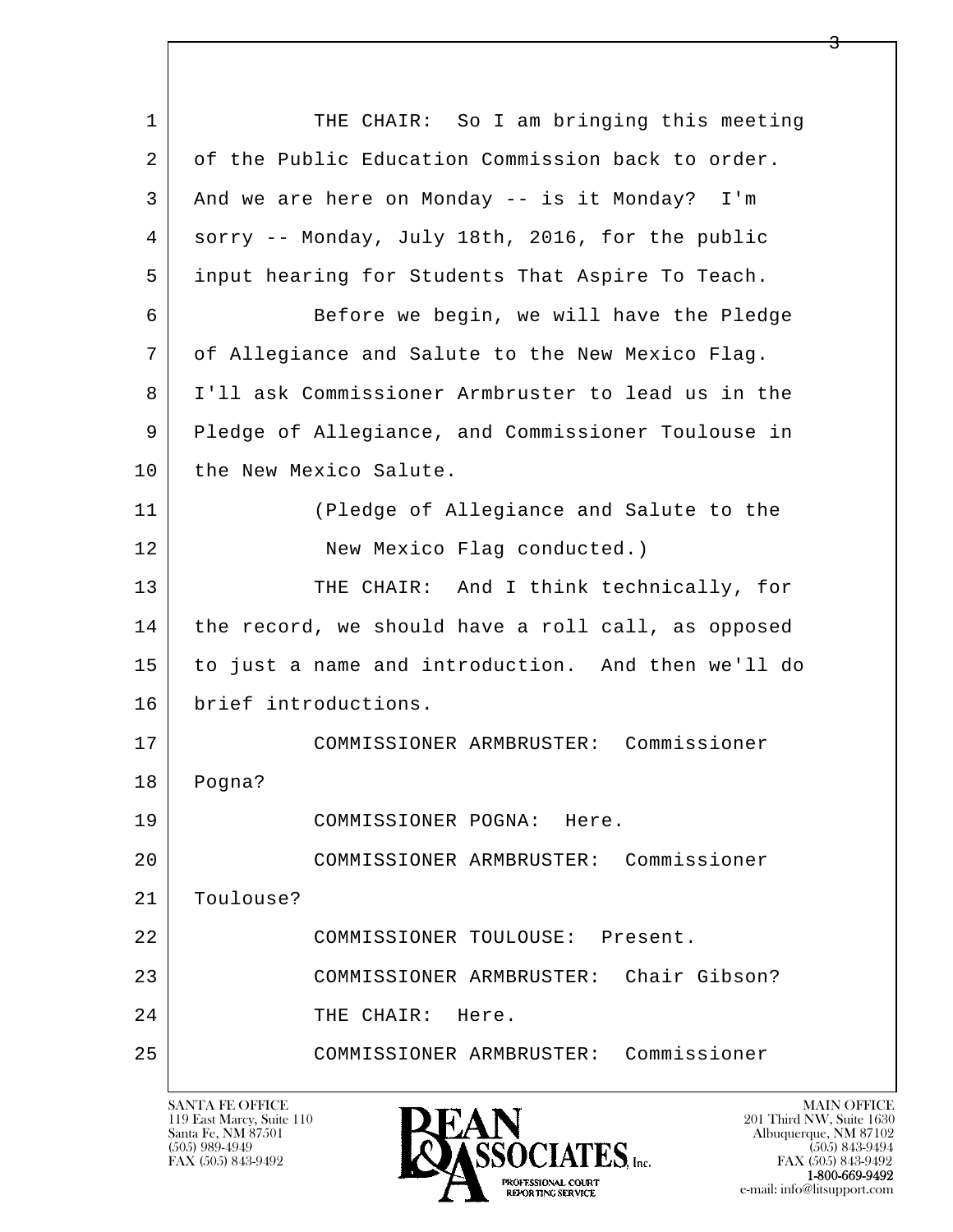1 THE CHAIR: So I am bringing this meeting
2 of the Public Education Commission back to order.
3 And we are here on Monday -- is it Monday? I'm
4 sorry -- Monday, July 18th, 2016, for the public
5 input hearing for Students That Aspire To Teach.
6 Before we begin, we will have the Pledge
7 of Allegiance and Salute to the New Mexico Flag.
8 I'll ask Commissioner Armbruster to lead us in the
9 Pledge of Allegiance, and Commissioner Toulouse in
10 the New Mexico Salute.
11 (Pledge of Allegiance and Salute to the
12 New Mexico Flag conducted.)
13 THE CHAIR: And I think technically, for
14 the record, we should have a roll call, as opposed
15 to just a name and introduction. And then we'll do
16 brief introductions.
17 COMMISSIONER ARMBRUSTER: Commissioner
18 Pogna?
19 COMMISSIONER POGNA: Here.
20 COMMISSIONER ARMBRUSTER: Commissioner
21 Toulouse?
22 COMMISSIONER TOULOUSE: Present.
23 COMMISSIONER ARMBRUSTER: Chair Gibson?
24 THE CHAIR: Here.
25 COMMISSIONER ARMBRUSTER: Commissioner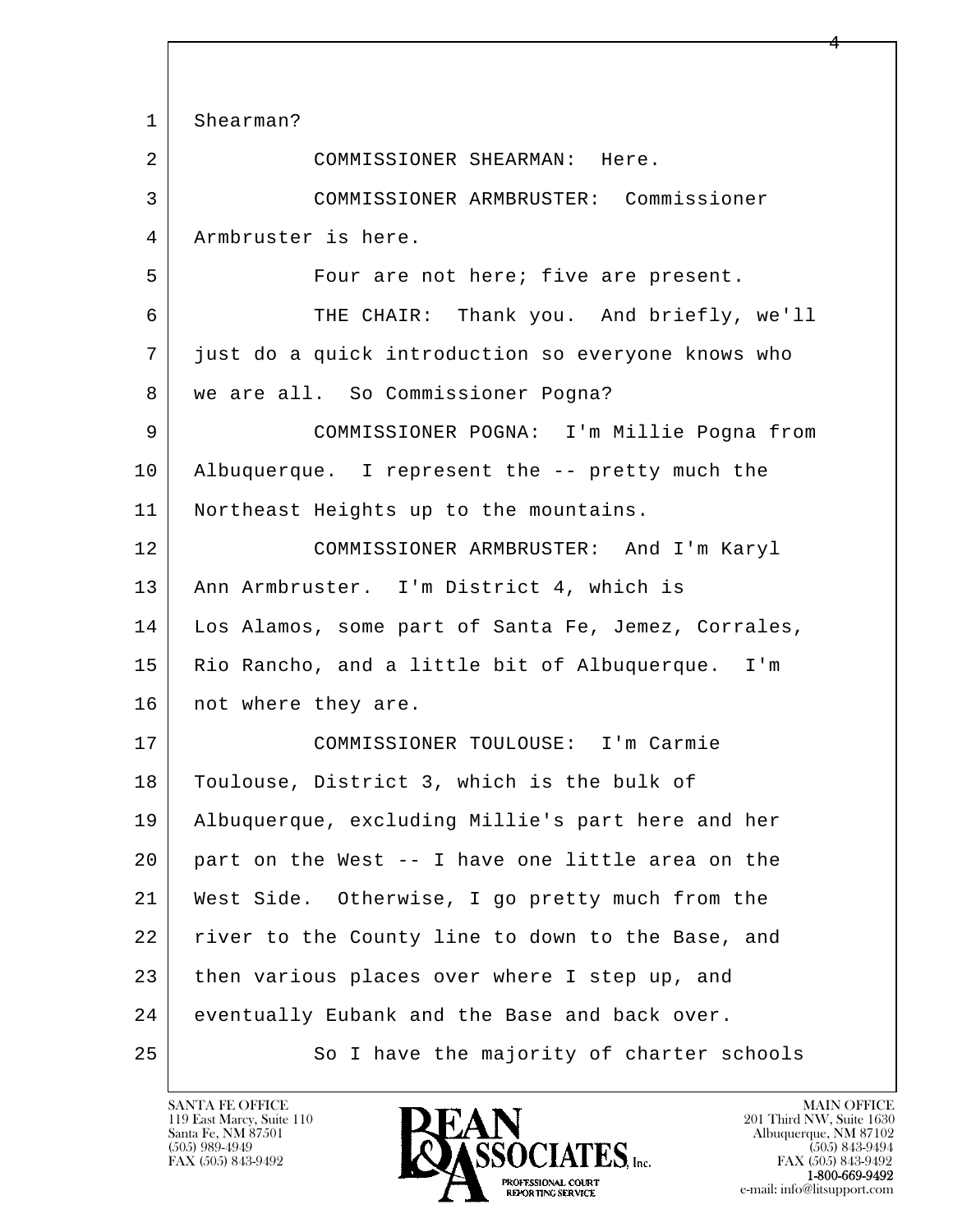1 Shearman?

2 COMMISSIONER SHEARMAN: Here.

3 COMMISSIONER ARMBRUSTER: Commissioner

4 Armbruster is here.

5 Four are not here; five are present.

6 THE CHAIR: Thank you. And briefly, we'll

7 just do a quick introduction so everyone knows who

8 we are all. So Commissioner Pogna?

9 COMMISSIONER POGNA: I'm Millie Pogna from

10 Albuquerque. I represent the -- pretty much the

11 Northeast Heights up to the mountains.

12 COMMISSIONER ARMBRUSTER: And I'm Karyl

13 Ann Armbruster. I'm District 4, which is

14 Los Alamos, some part of Santa Fe, Jemez, Corrales,

15 Rio Rancho, and a little bit of Albuquerque. I'm

16 not where they are.

17 COMMISSIONER TOULOUSE: I'm Carmie

18 Toulouse, District 3, which is the bulk of

19 Albuquerque, excluding Millie's part here and her

20 part on the West -- I have one little area on the

21 West Side. Otherwise, I go pretty much from the

22 river to the County line to down to the Base, and

23 then various places over where I step up, and

24 eventually Eubank and the Base and back over.

25 So I have the majority of charter schools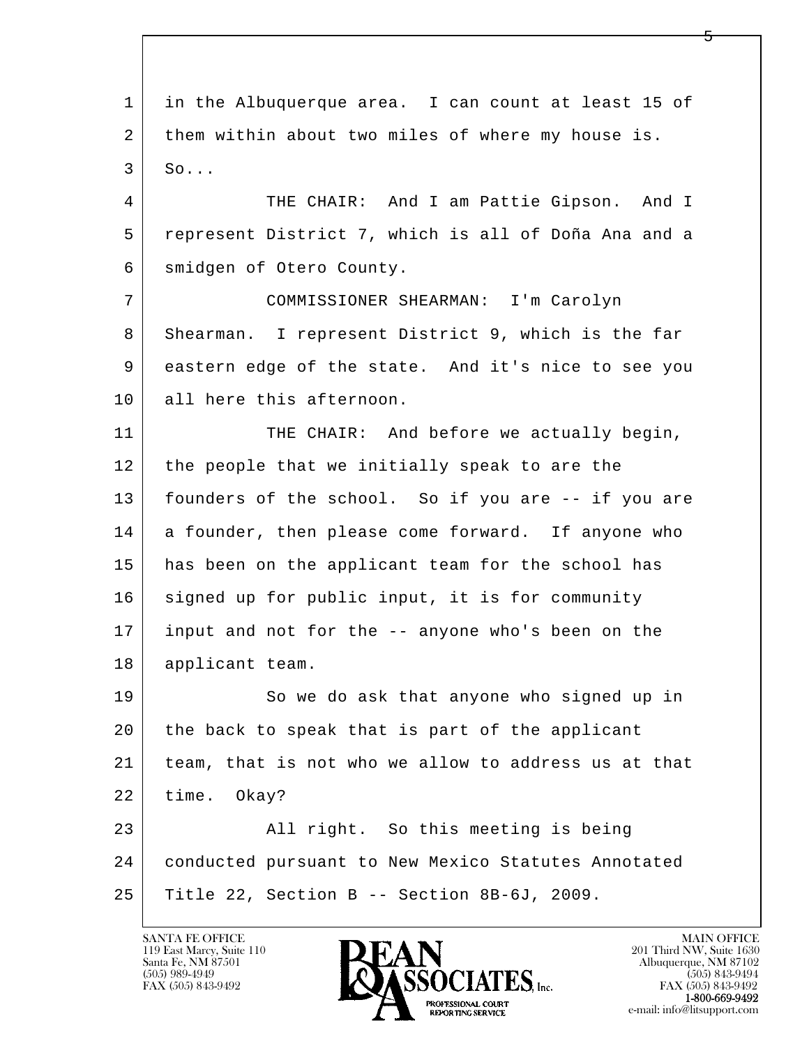1 in the Albuquerque area. I can count at least 15 of
2 them within about two miles of where my house is.
3 So...
4 THE CHAIR: And I am Pattie Gipson. And I
5 represent District 7, which is all of Doña Ana and a
6 smidgen of Otero County.
7 COMMISSIONER SHEARMAN: I'm Carolyn
8 Shearman. I represent District 9, which is the far
9 eastern edge of the state. And it's nice to see you
10 all here this afternoon.
11 THE CHAIR: And before we actually begin,
12 the people that we initially speak to are the
13 founders of the school. So if you are -- if you are
14 a founder, then please come forward. If anyone who
15 has been on the applicant team for the school has
16 signed up for public input, it is for community
17 input and not for the -- anyone who's been on the
18 applicant team.
19 So we do ask that anyone who signed up in
20 the back to speak that is part of the applicant
21 team, that is not who we allow to address us at that
22 time. Okay?
23 All right. So this meeting is being
24 conducted pursuant to New Mexico Statutes Annotated
25 Title 22, Section B -- Section 8B-6J, 2009.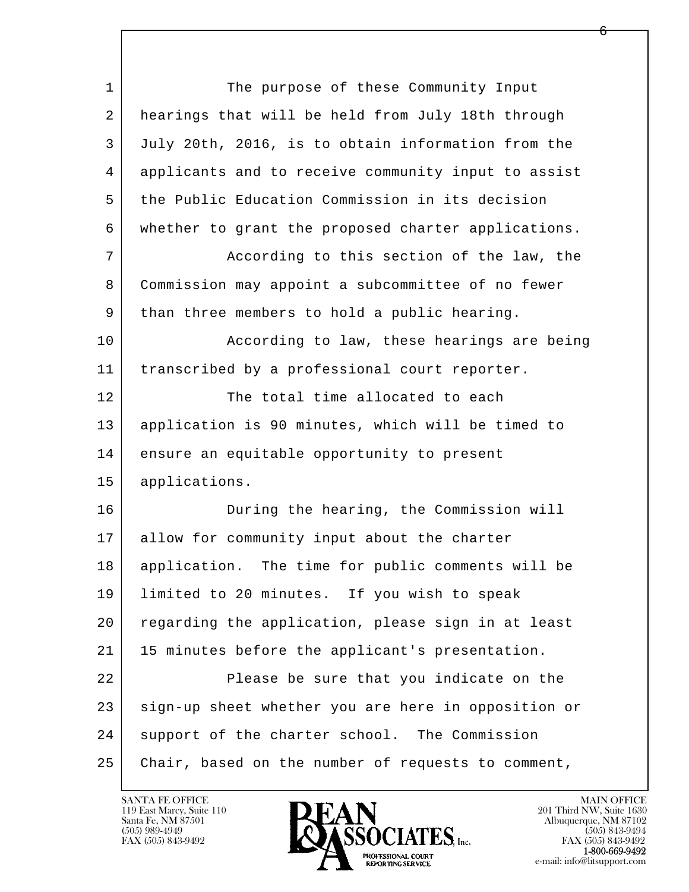The purpose of these Community Input hearings that will be held from July 18th through July 20th, 2016, is to obtain information from the applicants and to receive community input to assist the Public Education Commission in its decision whether to grant the proposed charter applications.

According to this section of the law, the Commission may appoint a subcommittee of no fewer than three members to hold a public hearing.

According to law, these hearings are being transcribed by a professional court reporter.

The total time allocated to each application is 90 minutes, which will be timed to ensure an equitable opportunity to present applications.

During the hearing, the Commission will allow for community input about the charter application. The time for public comments will be limited to 20 minutes. If you wish to speak regarding the application, please sign in at least 15 minutes before the applicant's presentation.

Please be sure that you indicate on the sign-up sheet whether you are here in opposition or support of the charter school. The Commission Chair, based on the number of requests to comment,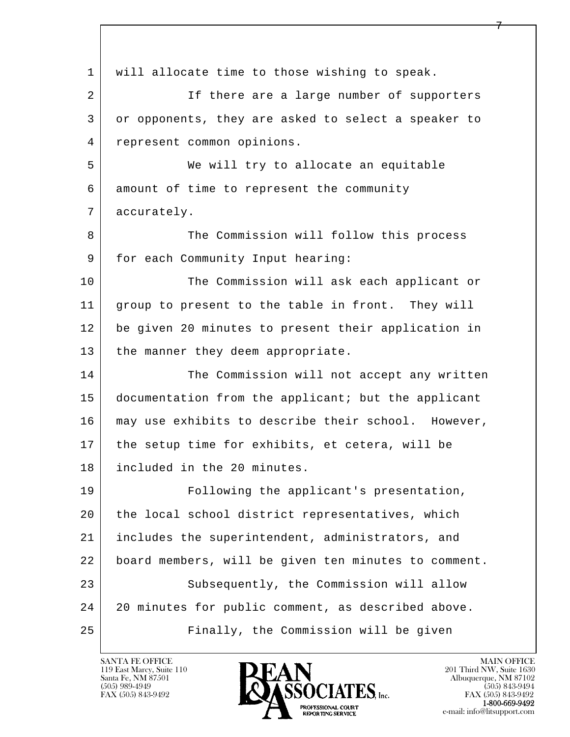1 will allocate time to those wishing to speak.

2 If there are a large number of supporters
3 or opponents, they are asked to select a speaker to
4 represent common opinions.

5 We will try to allocate an equitable
6 amount of time to represent the community
7 accurately.

8 The Commission will follow this process
9 for each Community Input hearing:

10 The Commission will ask each applicant or
11 group to present to the table in front. They will
12 be given 20 minutes to present their application in
13 the manner they deem appropriate.

14 The Commission will not accept any written
15 documentation from the applicant; but the applicant
16 may use exhibits to describe their school. However,
17 the setup time for exhibits, et cetera, will be
18 included in the 20 minutes.

19 Following the applicant's presentation,
20 the local school district representatives, which
21 includes the superintendent, administrators, and
22 board members, will be given ten minutes to comment.

23 Subsequently, the Commission will allow
24 20 minutes for public comment, as described above.

25 Finally, the Commission will be given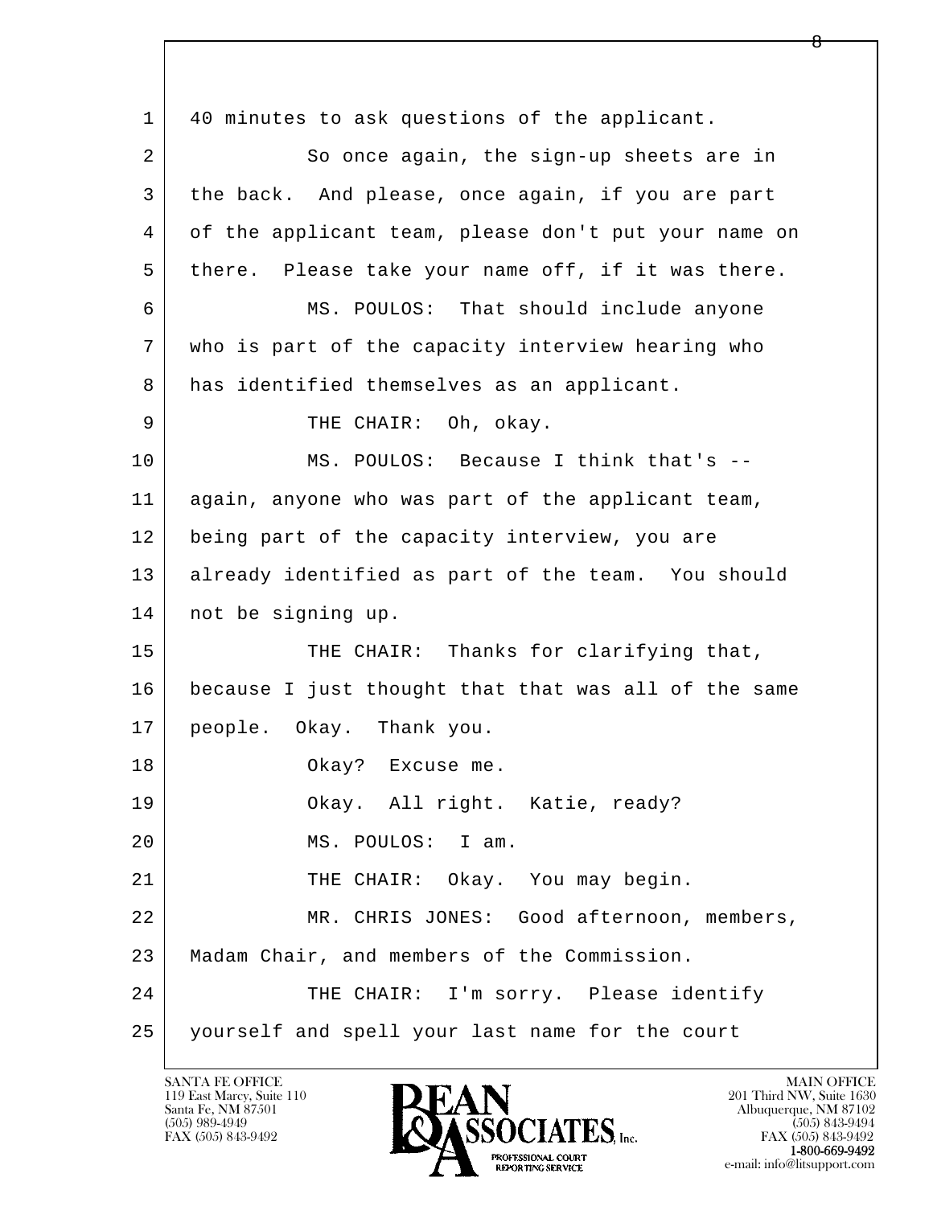1 40 minutes to ask questions of the applicant.

2 So once again, the sign-up sheets are in

3 the back. And please, once again, if you are part

4 of the applicant team, please don't put your name on

5 there. Please take your name off, if it was there.

6 MS. POULOS: That should include anyone

7 who is part of the capacity interview hearing who

8 has identified themselves as an applicant.

9 THE CHAIR: Oh, okay.

10 MS. POULOS: Because I think that's --

11 again, anyone who was part of the applicant team,

12 being part of the capacity interview, you are

13 already identified as part of the team. You should

14 not be signing up.

15 THE CHAIR: Thanks for clarifying that,

16 because I just thought that that was all of the same

17 people. Okay. Thank you.

18 Okay? Excuse me.

19 Okay. All right. Katie, ready?

20 MS. POULOS: I am.

21 THE CHAIR: Okay. You may begin.

22 MR. CHRIS JONES: Good afternoon, members,

23 Madam Chair, and members of the Commission.

24 THE CHAIR: I'm sorry. Please identify

25 yourself and spell your last name for the court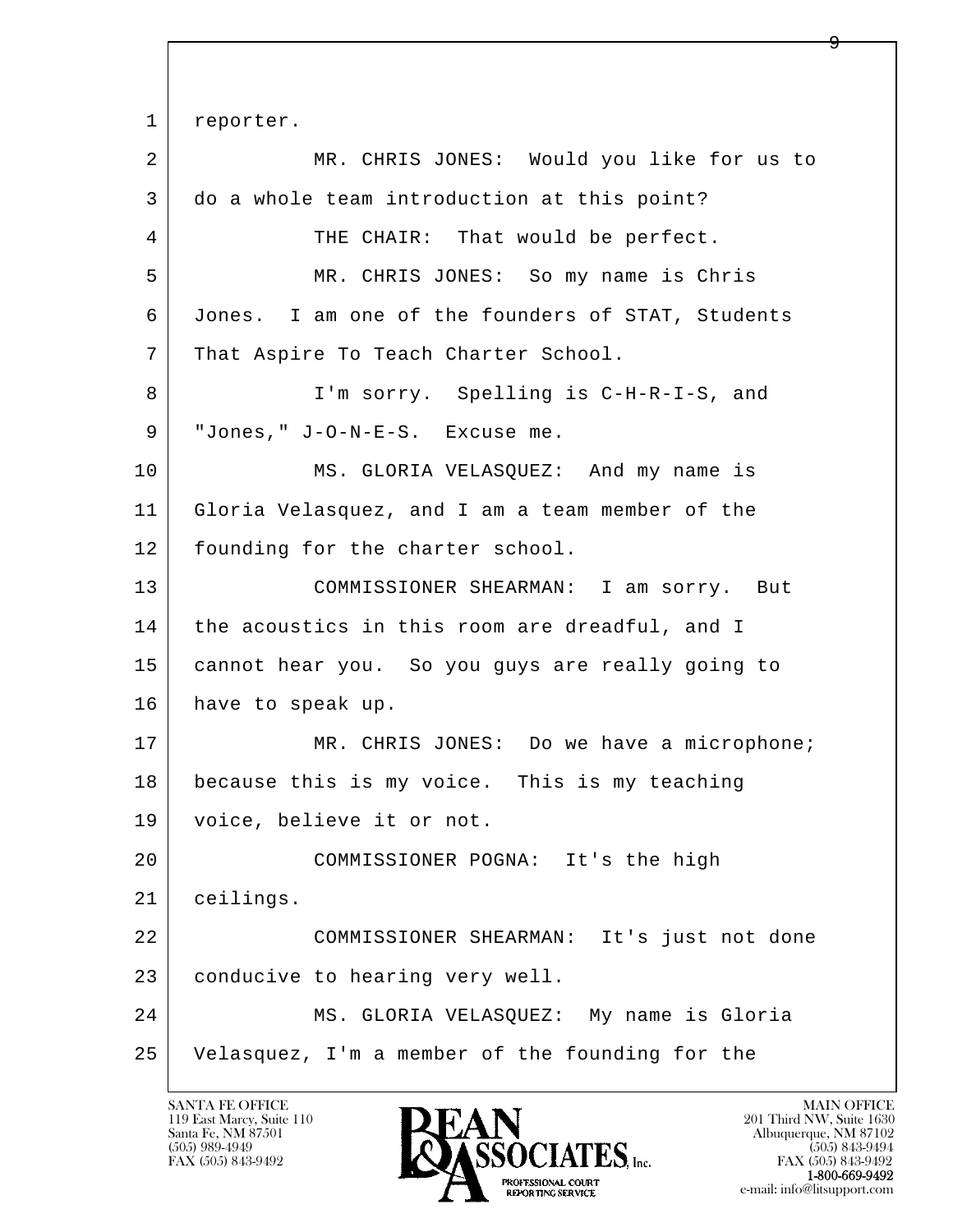1 reporter.

2 MR. CHRIS JONES: Would you like for us to

3 do a whole team introduction at this point?

4 THE CHAIR: That would be perfect.

5 MR. CHRIS JONES: So my name is Chris

6 Jones. I am one of the founders of STAT, Students

7 That Aspire To Teach Charter School.

8 I'm sorry. Spelling is C-H-R-I-S, and

9 "Jones," J-O-N-E-S. Excuse me.

10 MS. GLORIA VELASQUEZ: And my name is

11 Gloria Velasquez, and I am a team member of the

12 founding for the charter school.

13 COMMISSIONER SHEARMAN: I am sorry. But

14 the acoustics in this room are dreadful, and I

15 cannot hear you. So you guys are really going to

16 have to speak up.

17 MR. CHRIS JONES: Do we have a microphone;

18 because this is my voice. This is my teaching

19 voice, believe it or not.

20 COMMISSIONER POGNA: It's the high

21 ceilings.

22 COMMISSIONER SHEARMAN: It's just not done

23 conducive to hearing very well.

24 MS. GLORIA VELASQUEZ: My name is Gloria

25 Velasquez, I'm a member of the founding for the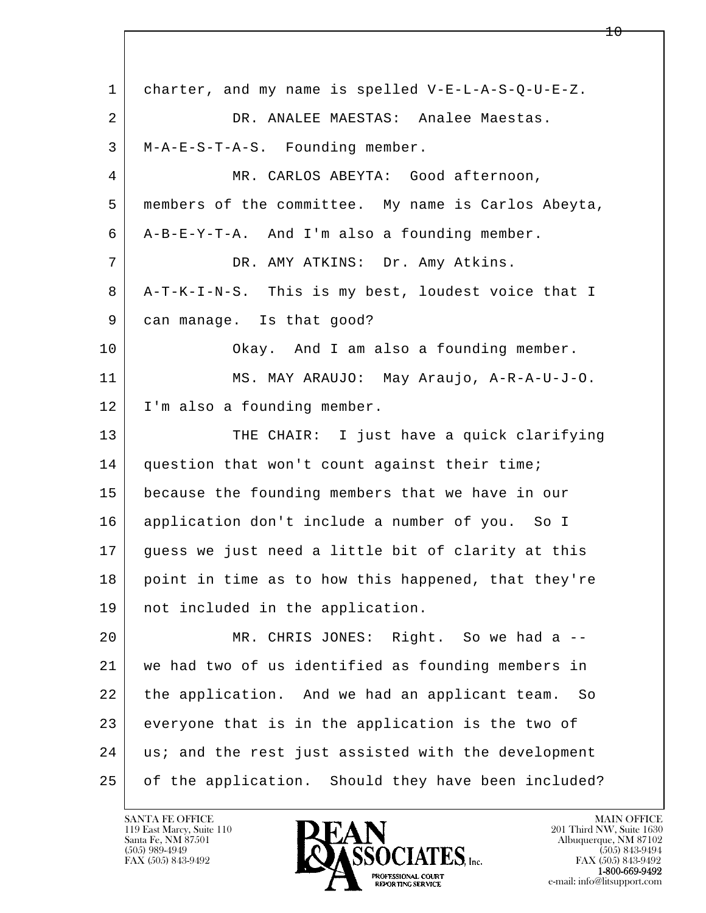1 charter, and my name is spelled V-E-L-A-S-Q-U-E-Z.

2 DR. ANALEE MAESTAS: Analee Maestas.

3 M-A-E-S-T-A-S. Founding member.

4 MR. CARLOS ABEYTA: Good afternoon,

5 members of the committee. My name is Carlos Abeyta,

6 A-B-E-Y-T-A. And I'm also a founding member.

7 DR. AMY ATKINS: Dr. Amy Atkins.

8 A-T-K-I-N-S. This is my best, loudest voice that I

9 can manage. Is that good?

10 Okay. And I am also a founding member.

11 MS. MAY ARAUJO: May Araujo, A-R-A-U-J-O.

12 I'm also a founding member.

13 THE CHAIR: I just have a quick clarifying

14 question that won't count against their time;

15 because the founding members that we have in our

16 application don't include a number of you. So I

17 guess we just need a little bit of clarity at this

18 point in time as to how this happened, that they're

19 not included in the application.

20 MR. CHRIS JONES: Right. So we had a --

21 we had two of us identified as founding members in

22 the application. And we had an applicant team. So

23 everyone that is in the application is the two of

24 us; and the rest just assisted with the development

25 of the application. Should they have been included?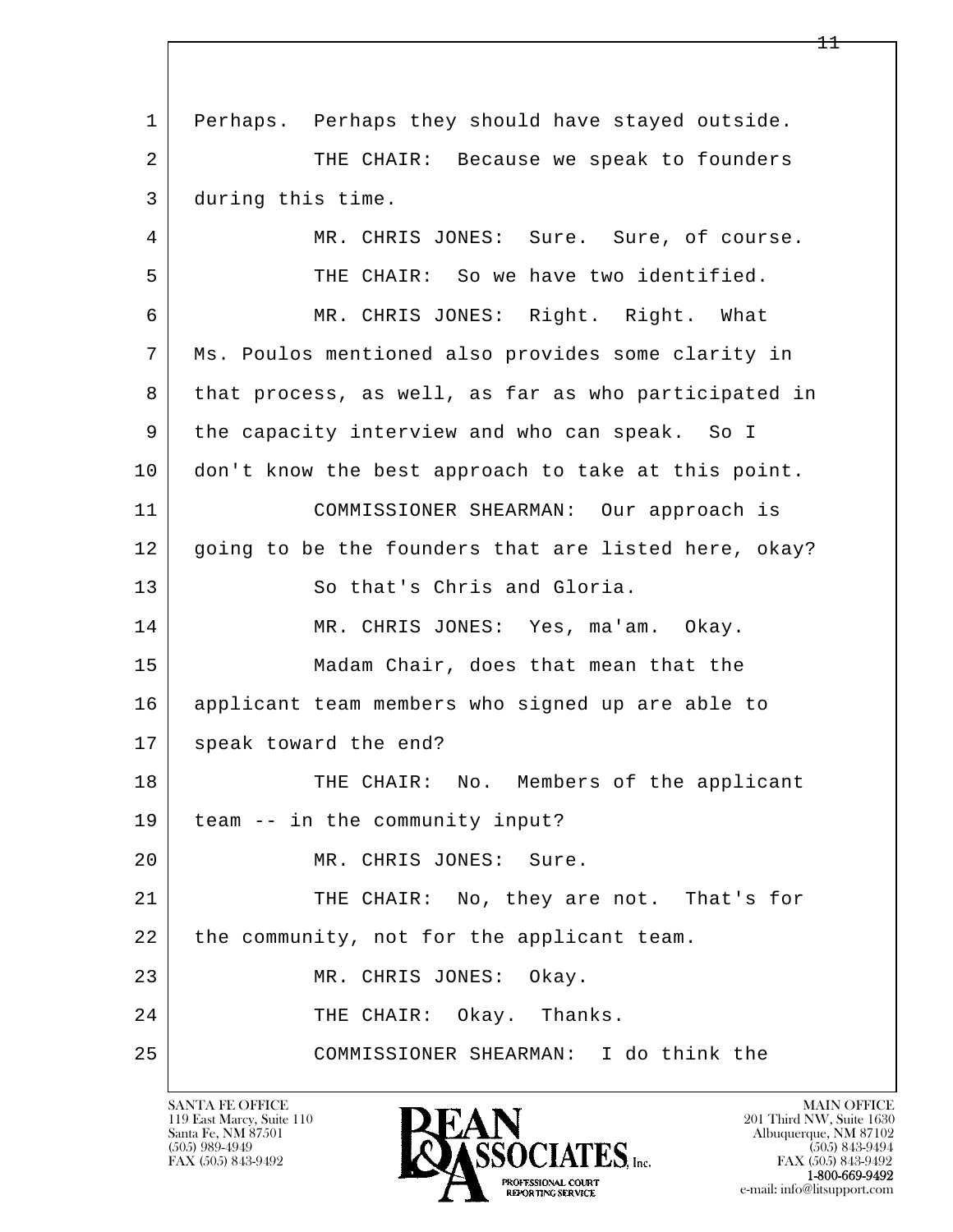1 Perhaps. Perhaps they should have stayed outside.

2 THE CHAIR: Because we speak to founders

3 during this time.

4 MR. CHRIS JONES: Sure. Sure, of course.

5 THE CHAIR: So we have two identified.

6 MR. CHRIS JONES: Right. Right. What

7 Ms. Poulos mentioned also provides some clarity in

8 that process, as well, as far as who participated in

9 the capacity interview and who can speak. So I

10 don't know the best approach to take at this point.

11 COMMISSIONER SHEARMAN: Our approach is

12 going to be the founders that are listed here, okay?

13 So that's Chris and Gloria.

14 MR. CHRIS JONES: Yes, ma'am. Okay.

15 Madam Chair, does that mean that the

16 applicant team members who signed up are able to

17 speak toward the end?

18 THE CHAIR: No. Members of the applicant

19 team -- in the community input?

20 MR. CHRIS JONES: Sure.

21 THE CHAIR: No, they are not. That's for

22 the community, not for the applicant team.

23 MR. CHRIS JONES: Okay.

24 THE CHAIR: Okay. Thanks.

25 COMMISSIONER SHEARMAN: I do think the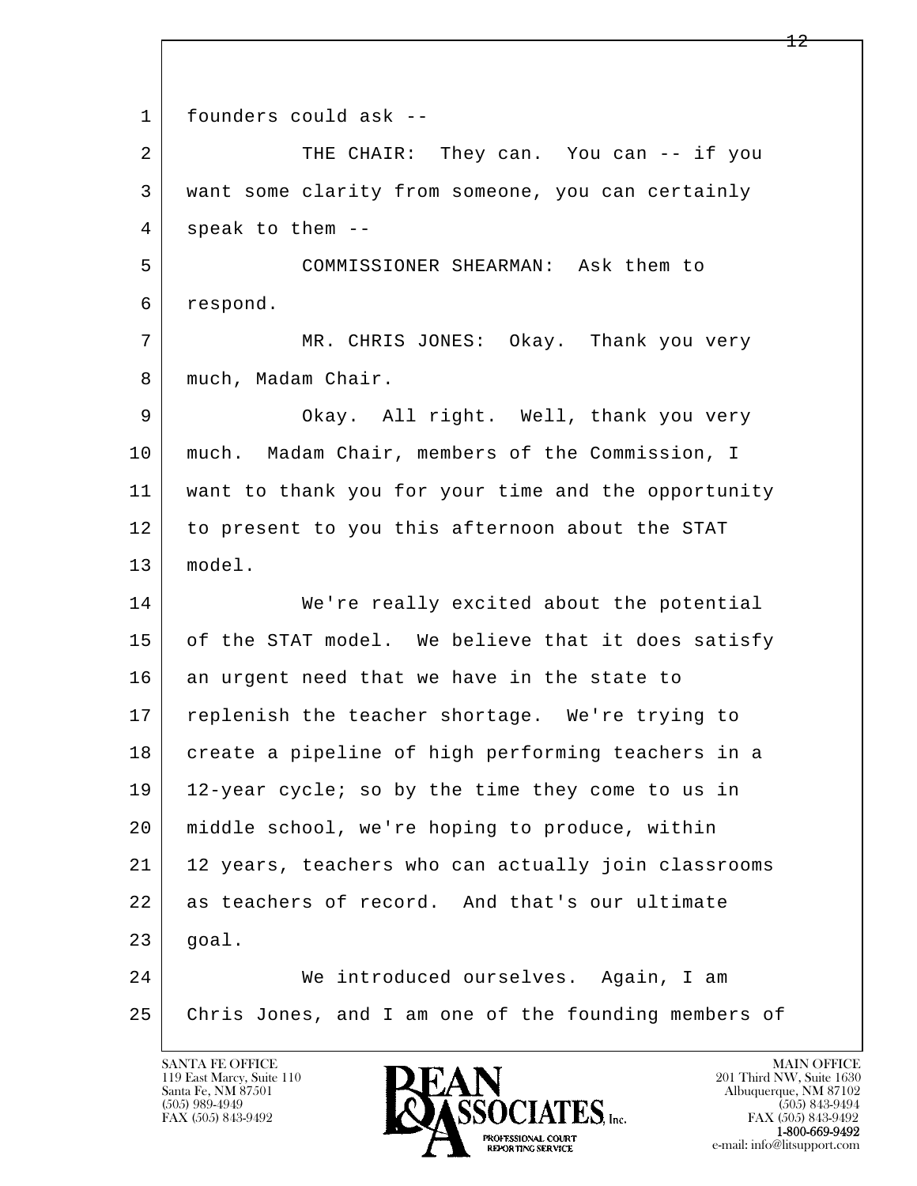founders could ask --

THE CHAIR: They can. You can -- if you want some clarity from someone, you can certainly speak to them --

COMMISSIONER SHEARMAN: Ask them to respond.

MR. CHRIS JONES: Okay. Thank you very much, Madam Chair.

Okay. All right. Well, thank you very much. Madam Chair, members of the Commission, I want to thank you for your time and the opportunity to present to you this afternoon about the STAT model.

We're really excited about the potential of the STAT model. We believe that it does satisfy an urgent need that we have in the state to replenish the teacher shortage. We're trying to create a pipeline of high performing teachers in a 12-year cycle; so by the time they come to us in middle school, we're hoping to produce, within 12 years, teachers who can actually join classrooms as teachers of record. And that's our ultimate goal.

We introduced ourselves. Again, I am Chris Jones, and I am one of the founding members of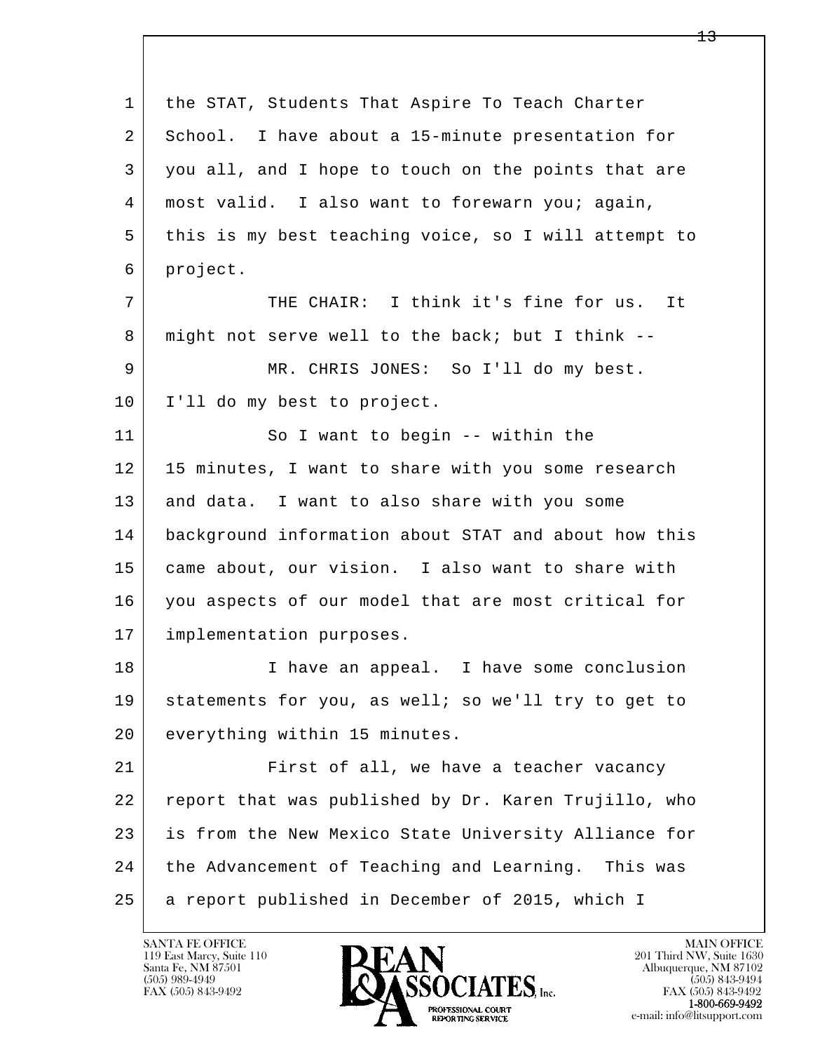1 the STAT, Students That Aspire To Teach Charter
2 School. I have about a 15-minute presentation for
3 you all, and I hope to touch on the points that are
4 most valid. I also want to forewarn you; again,
5 this is my best teaching voice, so I will attempt to
6 project.

7 THE CHAIR: I think it's fine for us. It
8 might not serve well to the back; but I think --

9 MR. CHRIS JONES: So I'll do my best.
10 I'll do my best to project.

11 So I want to begin -- within the
12 15 minutes, I want to share with you some research
13 and data. I want to also share with you some
14 background information about STAT and about how this
15 came about, our vision. I also want to share with
16 you aspects of our model that are most critical for
17 implementation purposes.

18 I have an appeal. I have some conclusion
19 statements for you, as well; so we'll try to get to
20 everything within 15 minutes.

21 First of all, we have a teacher vacancy
22 report that was published by Dr. Karen Trujillo, who
23 is from the New Mexico State University Alliance for
24 the Advancement of Teaching and Learning. This was
25 a report published in December of 2015, which I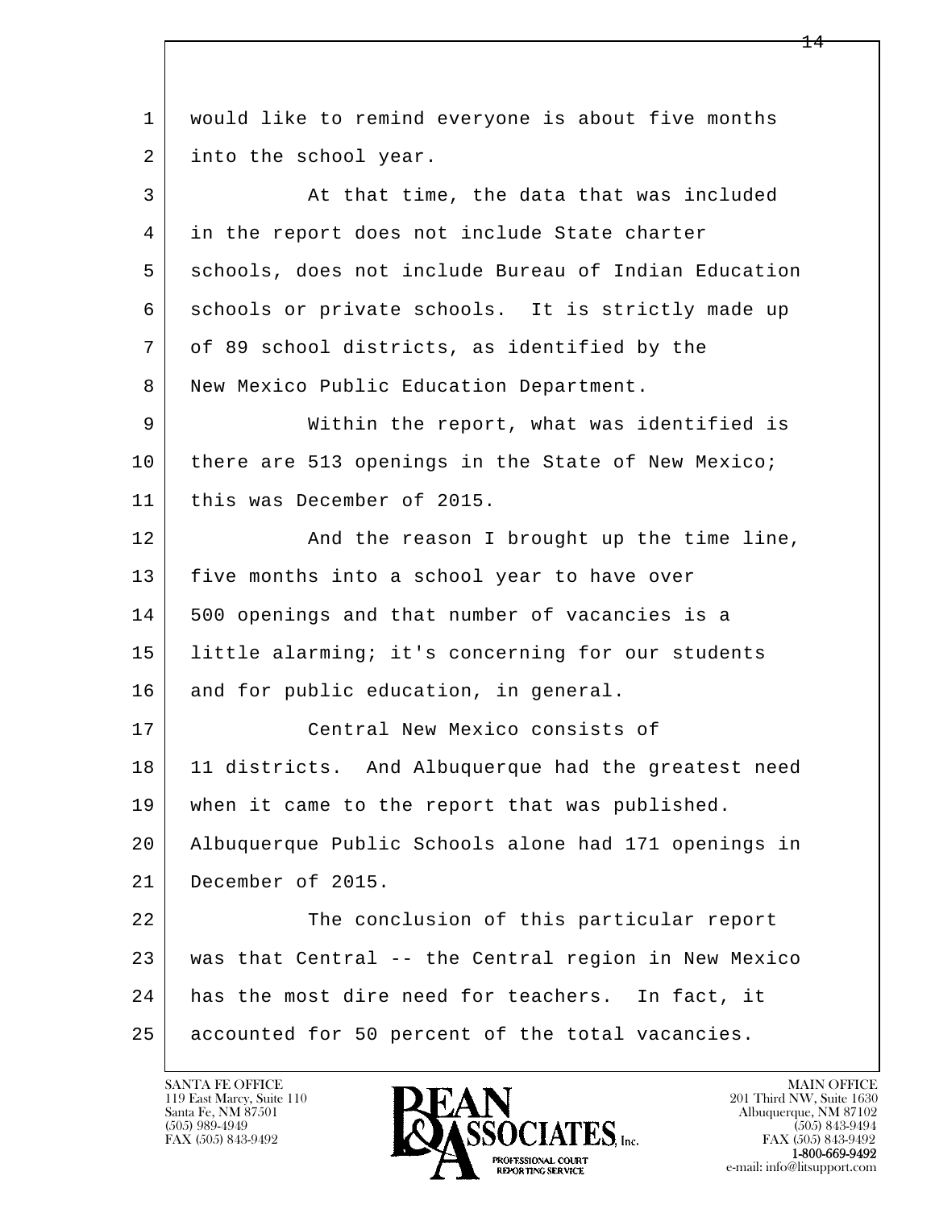would like to remind everyone is about five months into the school year.

At that time, the data that was included in the report does not include State charter schools, does not include Bureau of Indian Education schools or private schools. It is strictly made up of 89 school districts, as identified by the New Mexico Public Education Department.

Within the report, what was identified is there are 513 openings in the State of New Mexico; this was December of 2015.

And the reason I brought up the time line, five months into a school year to have over 500 openings and that number of vacancies is a little alarming; it's concerning for our students and for public education, in general.

Central New Mexico consists of 11 districts. And Albuquerque had the greatest need when it came to the report that was published. Albuquerque Public Schools alone had 171 openings in December of 2015.

The conclusion of this particular report was that Central -- the Central region in New Mexico has the most dire need for teachers. In fact, it accounted for 50 percent of the total vacancies.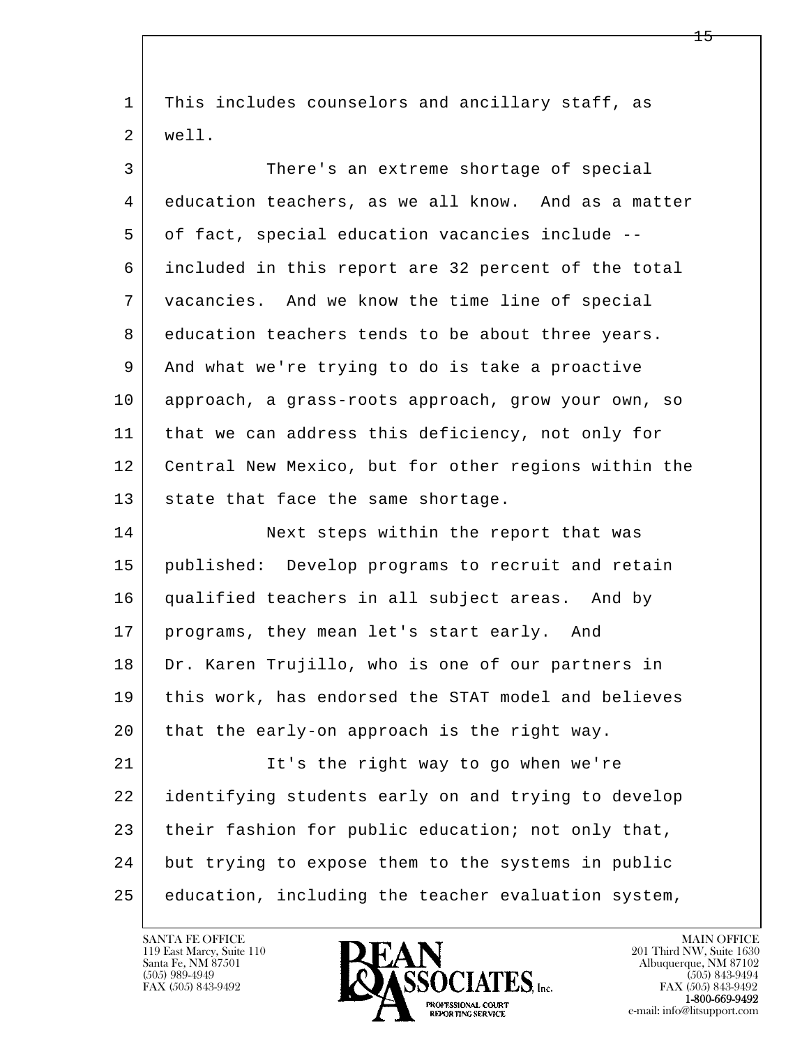This includes counselors and ancillary staff, as well.

There's an extreme shortage of special education teachers, as we all know. And as a matter of fact, special education vacancies include -- included in this report are 32 percent of the total vacancies. And we know the time line of special education teachers tends to be about three years. And what we're trying to do is take a proactive approach, a grass-roots approach, grow your own, so that we can address this deficiency, not only for Central New Mexico, but for other regions within the state that face the same shortage.

Next steps within the report that was published: Develop programs to recruit and retain qualified teachers in all subject areas. And by programs, they mean let's start early. And Dr. Karen Trujillo, who is one of our partners in this work, has endorsed the STAT model and believes that the early-on approach is the right way.

It's the right way to go when we're identifying students early on and trying to develop their fashion for public education; not only that, but trying to expose them to the systems in public education, including the teacher evaluation system,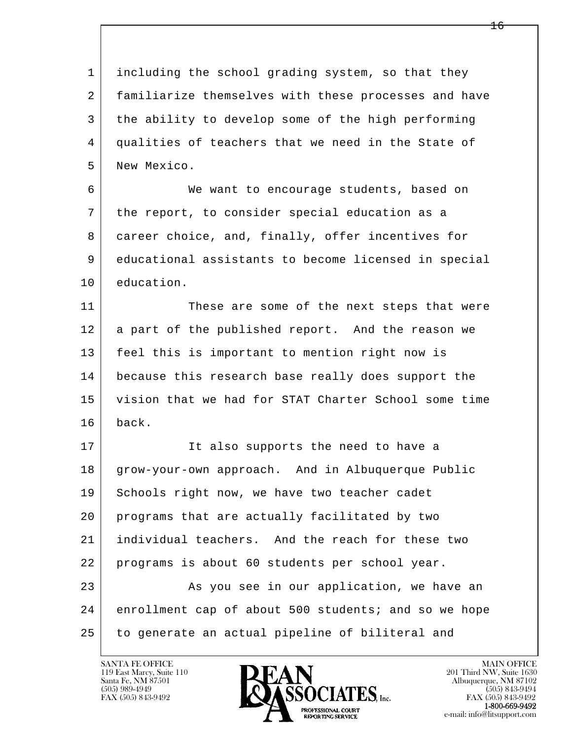including the school grading system, so that they familiarize themselves with these processes and have the ability to develop some of the high performing qualities of teachers that we need in the State of New Mexico.

We want to encourage students, based on the report, to consider special education as a career choice, and, finally, offer incentives for educational assistants to become licensed in special education.

These are some of the next steps that were a part of the published report. And the reason we feel this is important to mention right now is because this research base really does support the vision that we had for STAT Charter School some time back.

It also supports the need to have a grow-your-own approach. And in Albuquerque Public Schools right now, we have two teacher cadet programs that are actually facilitated by two individual teachers. And the reach for these two programs is about 60 students per school year.

As you see in our application, we have an enrollment cap of about 500 students; and so we hope to generate an actual pipeline of biliteral and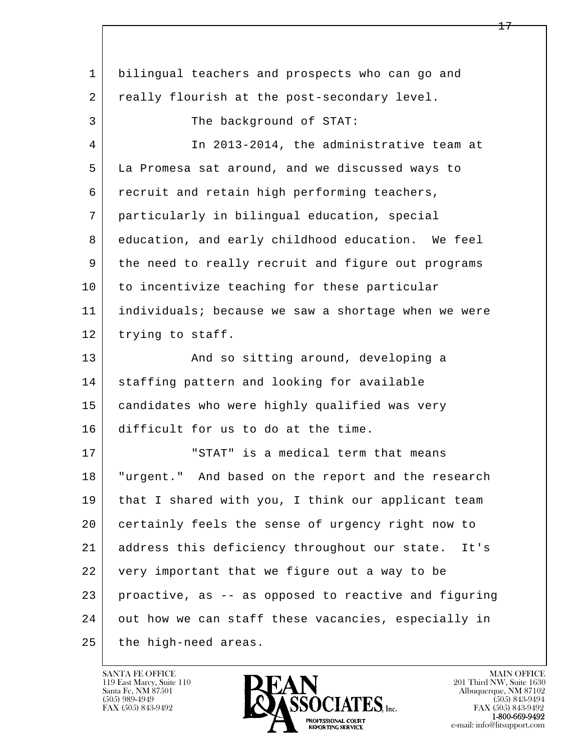bilingual teachers and prospects who can go and really flourish at the post-secondary level.

The background of STAT:

In 2013-2014, the administrative team at La Promesa sat around, and we discussed ways to recruit and retain high performing teachers, particularly in bilingual education, special education, and early childhood education. We feel the need to really recruit and figure out programs to incentivize teaching for these particular individuals; because we saw a shortage when we were trying to staff.

And so sitting around, developing a staffing pattern and looking for available candidates who were highly qualified was very difficult for us to do at the time.

"STAT" is a medical term that means "urgent." And based on the report and the research that I shared with you, I think our applicant team certainly feels the sense of urgency right now to address this deficiency throughout our state. It's very important that we figure out a way to be proactive, as -- as opposed to reactive and figuring out how we can staff these vacancies, especially in the high-need areas.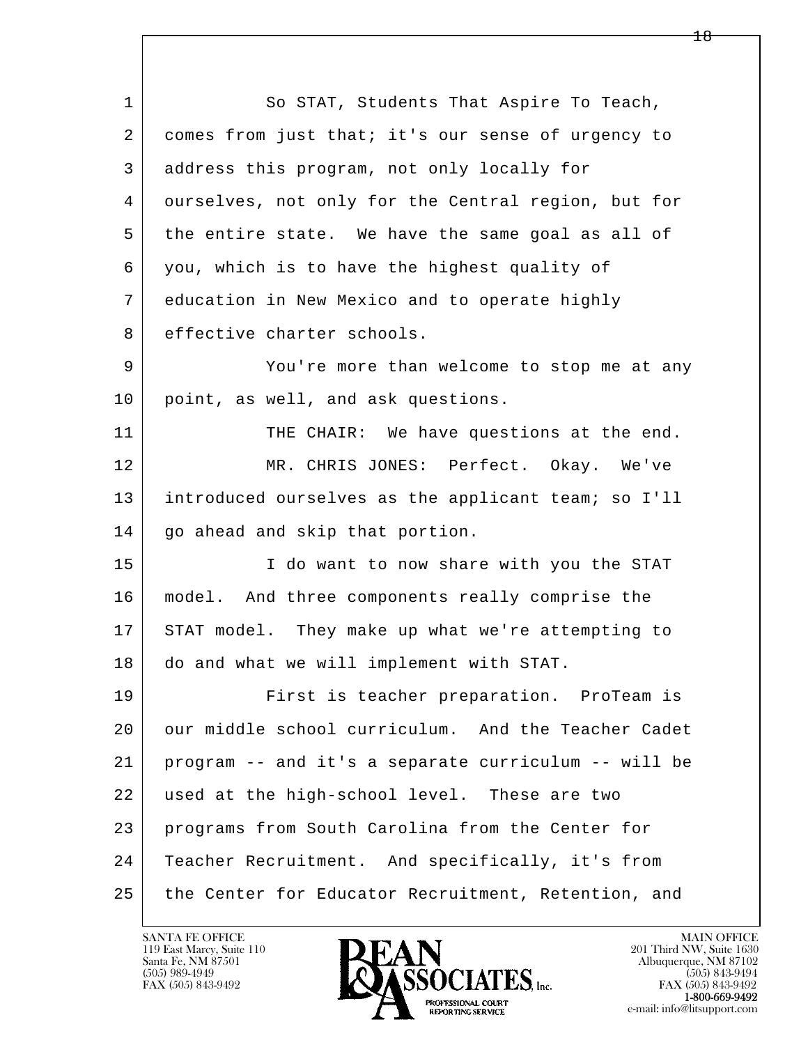1 So STAT, Students That Aspire To Teach,
2 comes from just that; it's our sense of urgency to
3 address this program, not only locally for
4 ourselves, not only for the Central region, but for
5 the entire state. We have the same goal as all of
6 you, which is to have the highest quality of
7 education in New Mexico and to operate highly
8 effective charter schools.
9 You're more than welcome to stop me at any
10 point, as well, and ask questions.
11 THE CHAIR: We have questions at the end.
12 MR. CHRIS JONES: Perfect. Okay. We've
13 introduced ourselves as the applicant team; so I'll
14 go ahead and skip that portion.
15 I do want to now share with you the STAT
16 model. And three components really comprise the
17 STAT model. They make up what we're attempting to
18 do and what we will implement with STAT.
19 First is teacher preparation. ProTeam is
20 our middle school curriculum. And the Teacher Cadet
21 program -- and it's a separate curriculum -- will be
22 used at the high-school level. These are two
23 programs from South Carolina from the Center for
24 Teacher Recruitment. And specifically, it's from
25 the Center for Educator Recruitment, Retention, and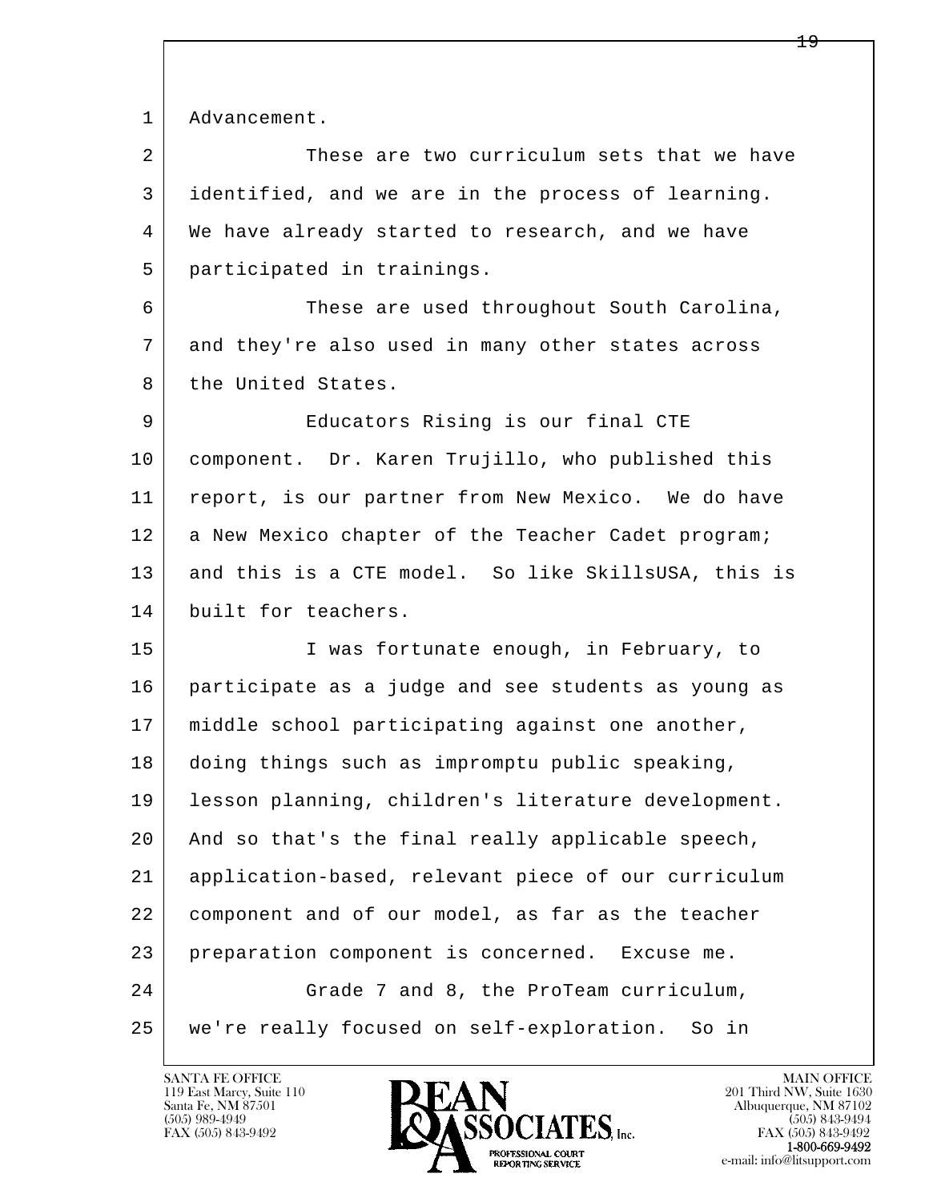Advancement.

These are two curriculum sets that we have identified, and we are in the process of learning. We have already started to research, and we have participated in trainings.

These are used throughout South Carolina, and they're also used in many other states across the United States.

Educators Rising is our final CTE component. Dr. Karen Trujillo, who published this report, is our partner from New Mexico. We do have a New Mexico chapter of the Teacher Cadet program; and this is a CTE model. So like SkillsUSA, this is built for teachers.

I was fortunate enough, in February, to participate as a judge and see students as young as middle school participating against one another, doing things such as impromptu public speaking, lesson planning, children's literature development. And so that's the final really applicable speech, application-based, relevant piece of our curriculum component and of our model, as far as the teacher preparation component is concerned. Excuse me.

Grade 7 and 8, the ProTeam curriculum, we're really focused on self-exploration. So in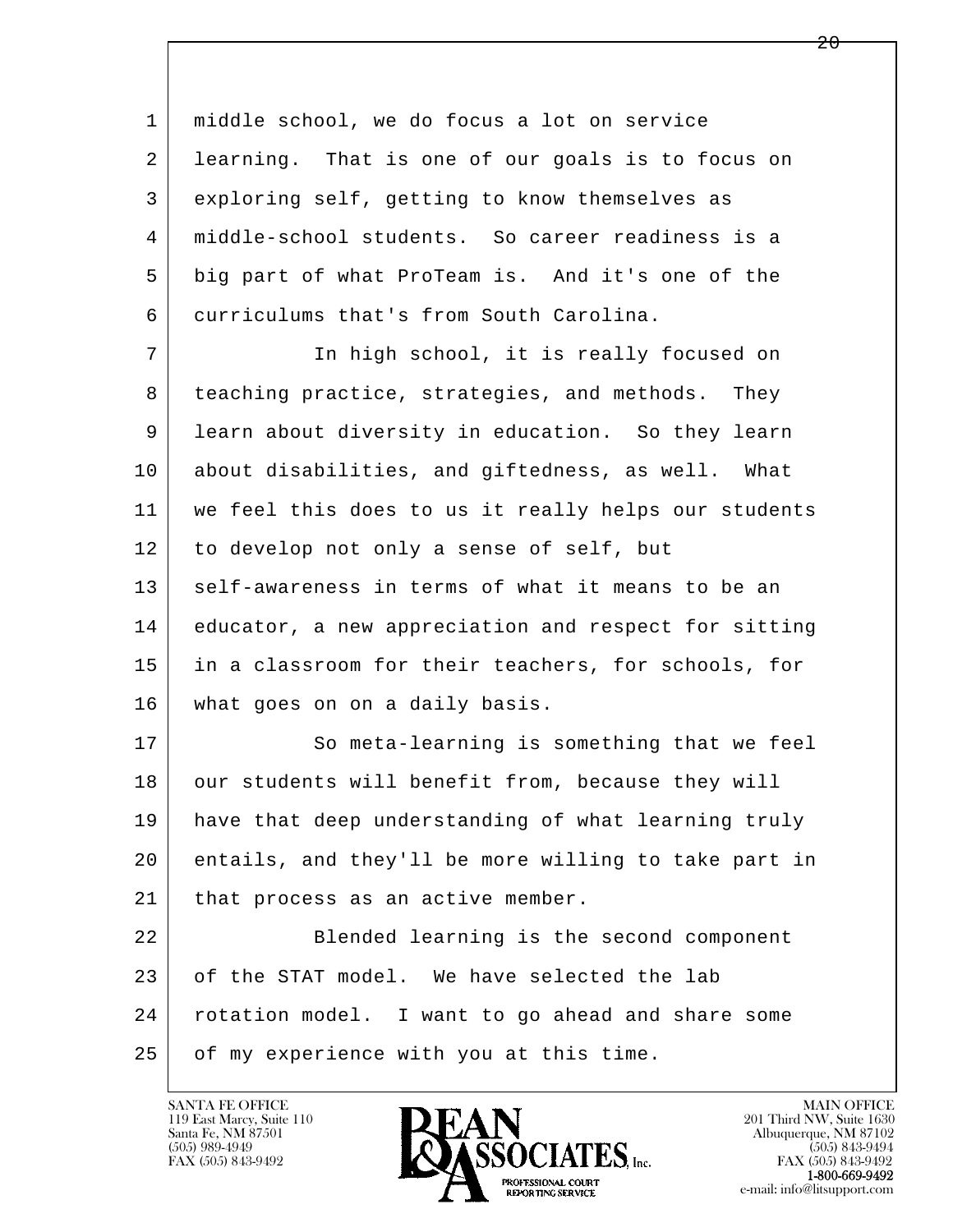middle school, we do focus a lot on service learning. That is one of our goals is to focus on exploring self, getting to know themselves as middle-school students. So career readiness is a big part of what ProTeam is. And it's one of the curriculums that's from South Carolina.

In high school, it is really focused on teaching practice, strategies, and methods. They learn about diversity in education. So they learn about disabilities, and giftedness, as well. What we feel this does to us it really helps our students to develop not only a sense of self, but self-awareness in terms of what it means to be an educator, a new appreciation and respect for sitting in a classroom for their teachers, for schools, for what goes on on a daily basis.

So meta-learning is something that we feel our students will benefit from, because they will have that deep understanding of what learning truly entails, and they'll be more willing to take part in that process as an active member.

Blended learning is the second component of the STAT model. We have selected the lab rotation model. I want to go ahead and share some of my experience with you at this time.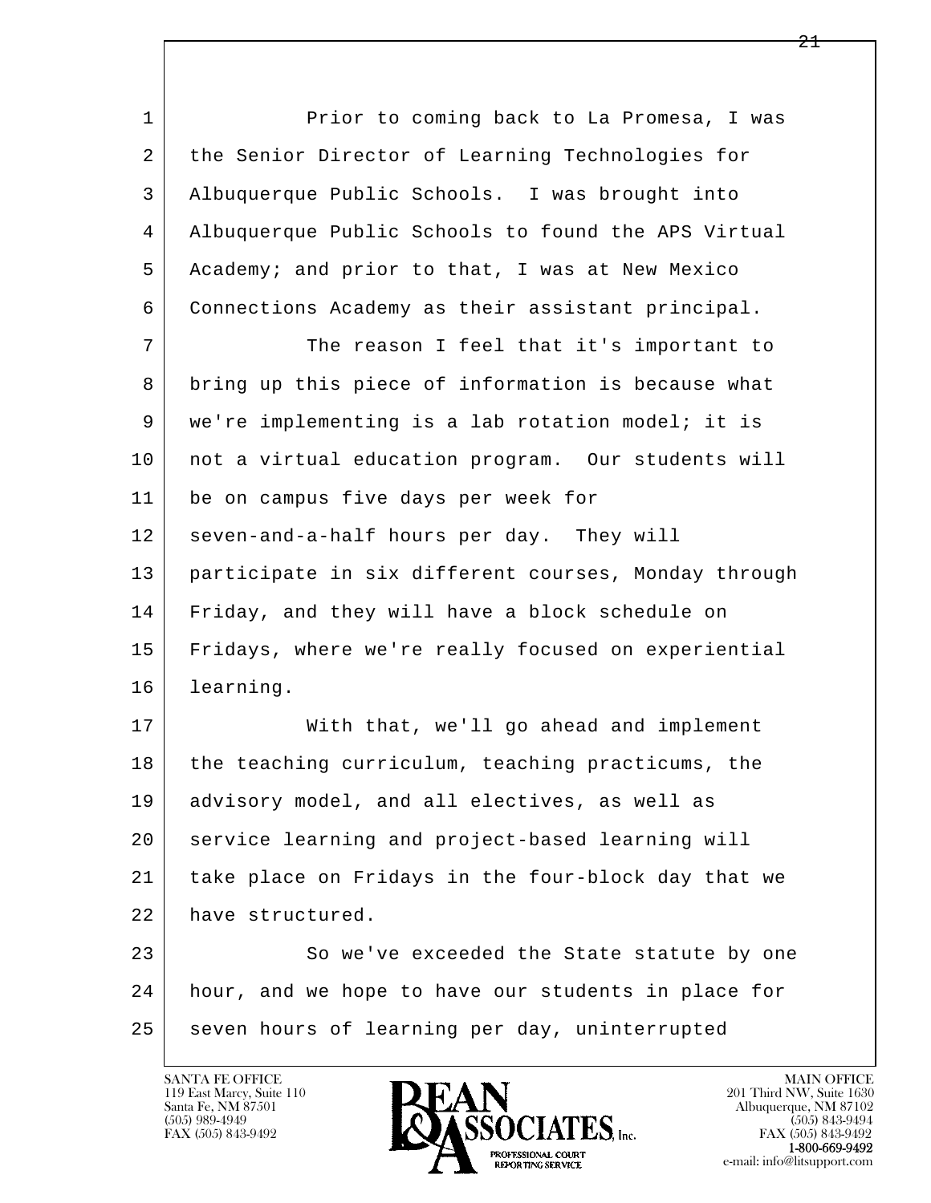1 Prior to coming back to La Promesa, I was
2 the Senior Director of Learning Technologies for
3 Albuquerque Public Schools. I was brought into
4 Albuquerque Public Schools to found the APS Virtual
5 Academy; and prior to that, I was at New Mexico
6 Connections Academy as their assistant principal.
7 The reason I feel that it's important to
8 bring up this piece of information is because what
9 we're implementing is a lab rotation model; it is
10 not a virtual education program. Our students will
11 be on campus five days per week for
12 seven-and-a-half hours per day. They will
13 participate in six different courses, Monday through
14 Friday, and they will have a block schedule on
15 Fridays, where we're really focused on experiential
16 learning.
17 With that, we'll go ahead and implement
18 the teaching curriculum, teaching practicums, the
19 advisory model, and all electives, as well as
20 service learning and project-based learning will
21 take place on Fridays in the four-block day that we
22 have structured.
23 So we've exceeded the State statute by one
24 hour, and we hope to have our students in place for
25 seven hours of learning per day, uninterrupted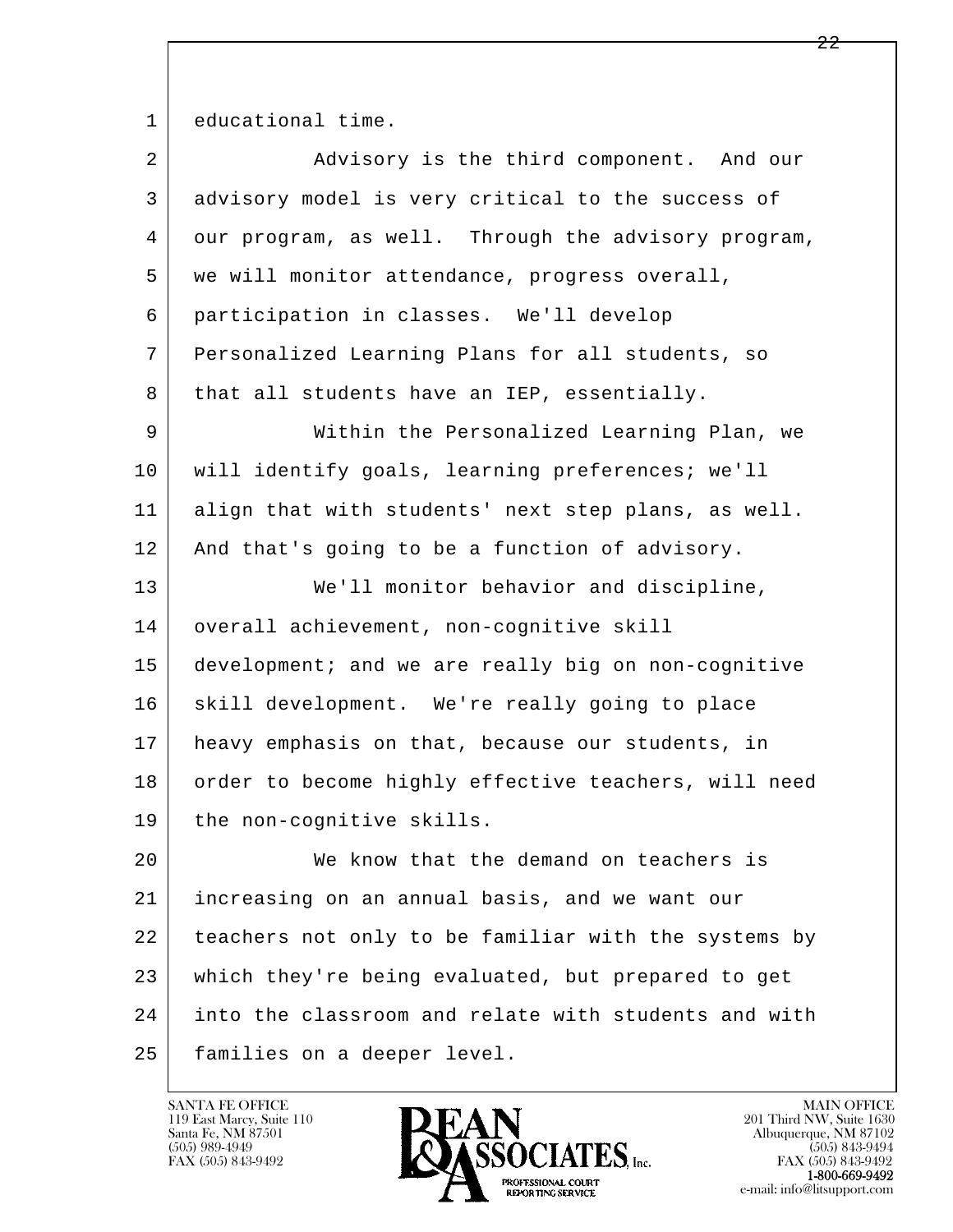educational time.

Advisory is the third component. And our advisory model is very critical to the success of our program, as well. Through the advisory program, we will monitor attendance, progress overall, participation in classes. We'll develop Personalized Learning Plans for all students, so that all students have an IEP, essentially.

Within the Personalized Learning Plan, we will identify goals, learning preferences; we'll align that with students' next step plans, as well. And that's going to be a function of advisory.

We'll monitor behavior and discipline, overall achievement, non-cognitive skill development; and we are really big on non-cognitive skill development. We're really going to place heavy emphasis on that, because our students, in order to become highly effective teachers, will need the non-cognitive skills.

We know that the demand on teachers is increasing on an annual basis, and we want our teachers not only to be familiar with the systems by which they're being evaluated, but prepared to get into the classroom and relate with students and with families on a deeper level.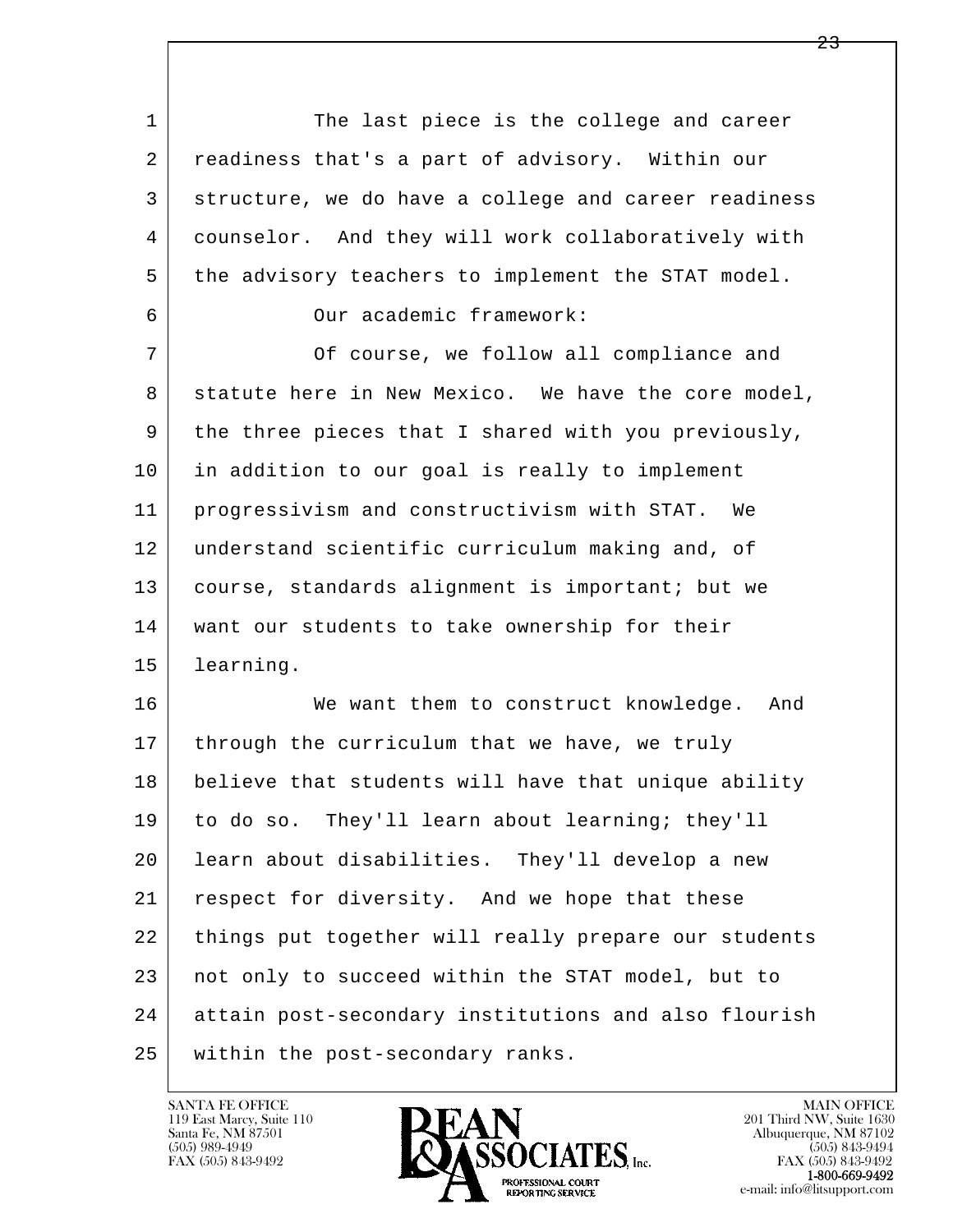The last piece is the college and career readiness that's a part of advisory. Within our structure, we do have a college and career readiness counselor. And they will work collaboratively with the advisory teachers to implement the STAT model.

Our academic framework:

Of course, we follow all compliance and statute here in New Mexico. We have the core model, the three pieces that I shared with you previously, in addition to our goal is really to implement progressivism and constructivism with STAT. We understand scientific curriculum making and, of course, standards alignment is important; but we want our students to take ownership for their learning.

We want them to construct knowledge. And through the curriculum that we have, we truly believe that students will have that unique ability to do so. They'll learn about learning; they'll learn about disabilities. They'll develop a new respect for diversity. And we hope that these things put together will really prepare our students not only to succeed within the STAT model, but to attain post-secondary institutions and also flourish within the post-secondary ranks.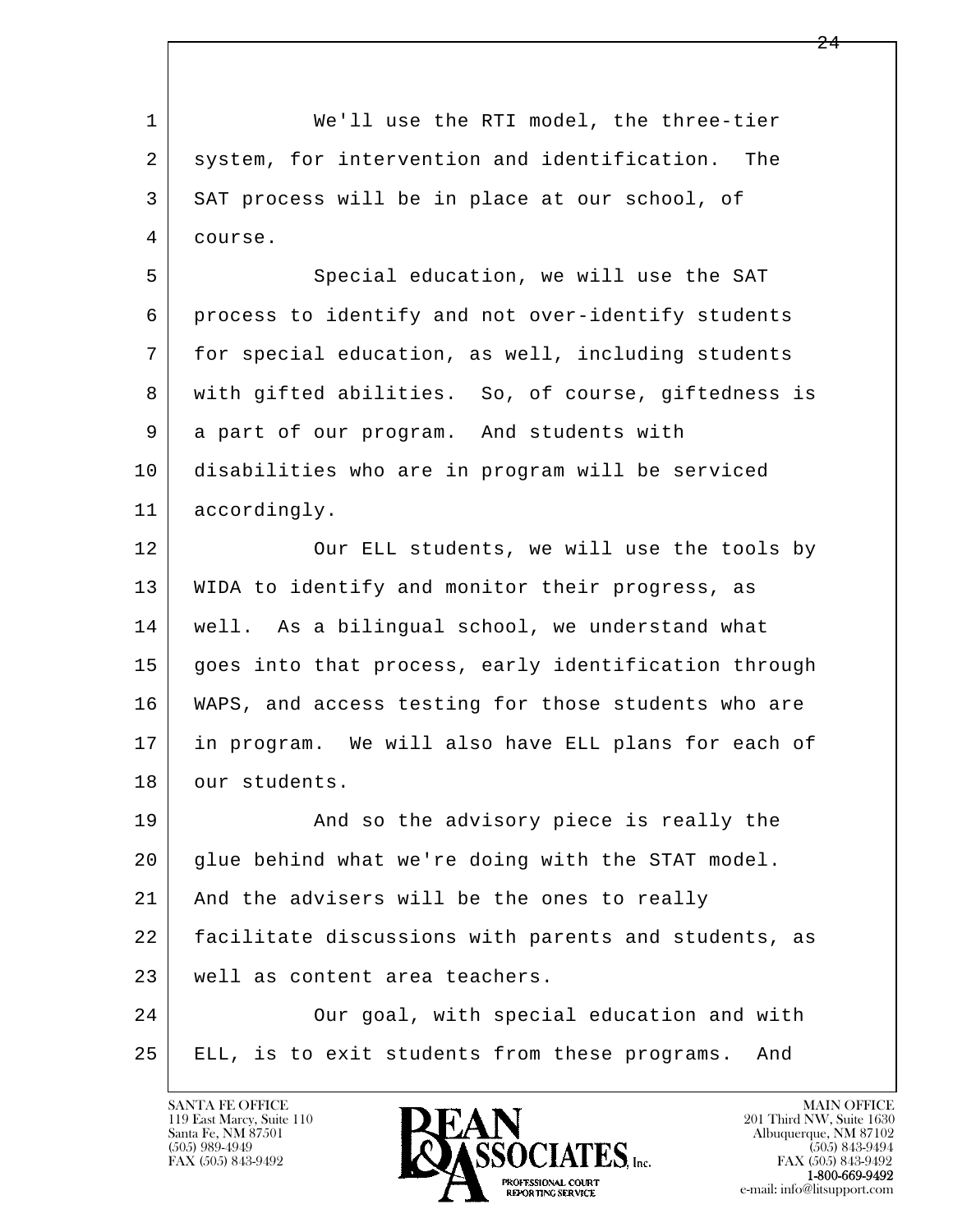We'll use the RTI model, the three-tier system, for intervention and identification. The SAT process will be in place at our school, of course.

Special education, we will use the SAT process to identify and not over-identify students for special education, as well, including students with gifted abilities. So, of course, giftedness is a part of our program. And students with disabilities who are in program will be serviced accordingly.

Our ELL students, we will use the tools by WIDA to identify and monitor their progress, as well. As a bilingual school, we understand what goes into that process, early identification through WAPS, and access testing for those students who are in program. We will also have ELL plans for each of our students.

And so the advisory piece is really the glue behind what we're doing with the STAT model. And the advisers will be the ones to really facilitate discussions with parents and students, as well as content area teachers.

Our goal, with special education and with ELL, is to exit students from these programs. And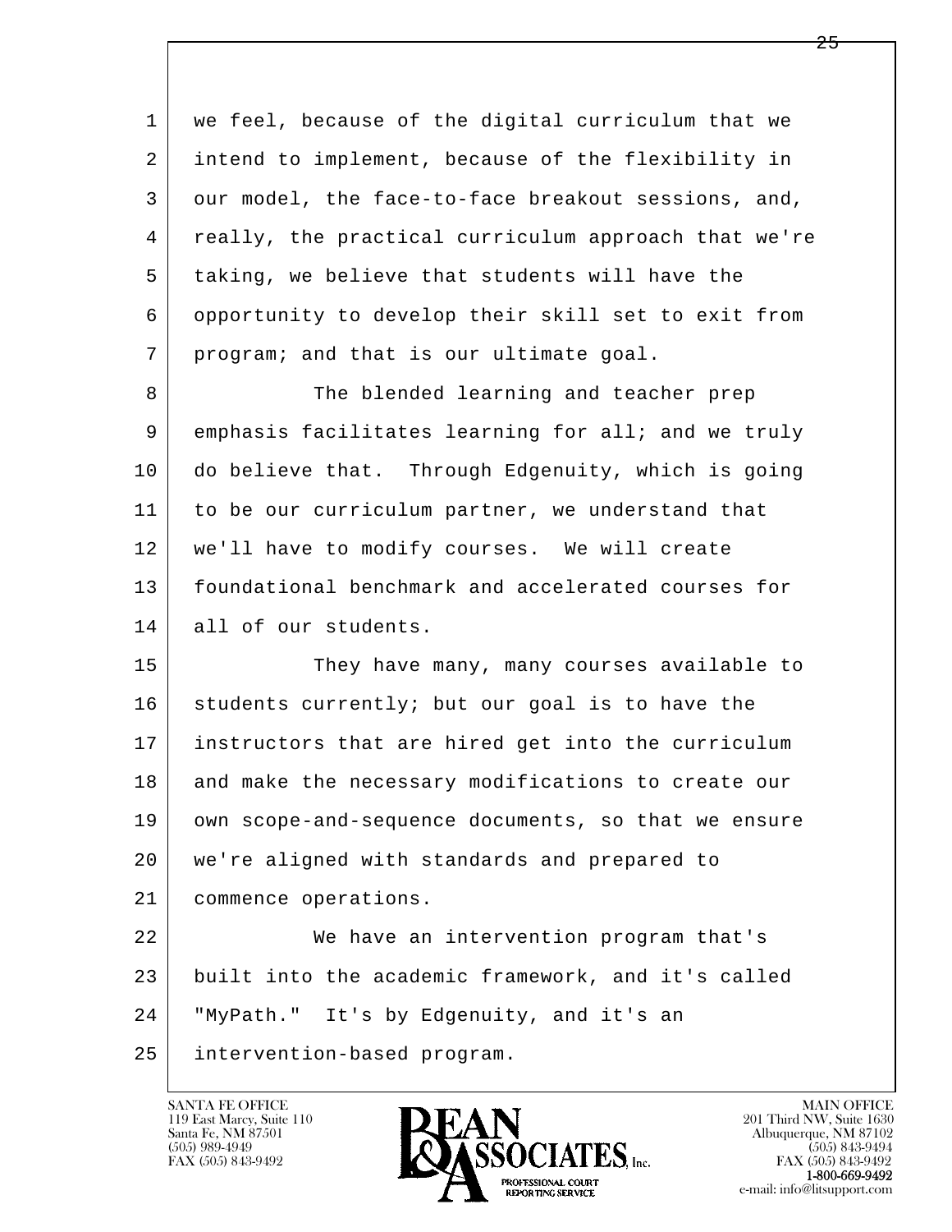we feel, because of the digital curriculum that we intend to implement, because of the flexibility in our model, the face-to-face breakout sessions, and, really, the practical curriculum approach that we're taking, we believe that students will have the opportunity to develop their skill set to exit from program; and that is our ultimate goal.

The blended learning and teacher prep emphasis facilitates learning for all; and we truly do believe that. Through Edgenuity, which is going to be our curriculum partner, we understand that we'll have to modify courses. We will create foundational benchmark and accelerated courses for all of our students.

They have many, many courses available to students currently; but our goal is to have the instructors that are hired get into the curriculum and make the necessary modifications to create our own scope-and-sequence documents, so that we ensure we're aligned with standards and prepared to commence operations.

We have an intervention program that's built into the academic framework, and it's called "MyPath." It's by Edgenuity, and it's an intervention-based program.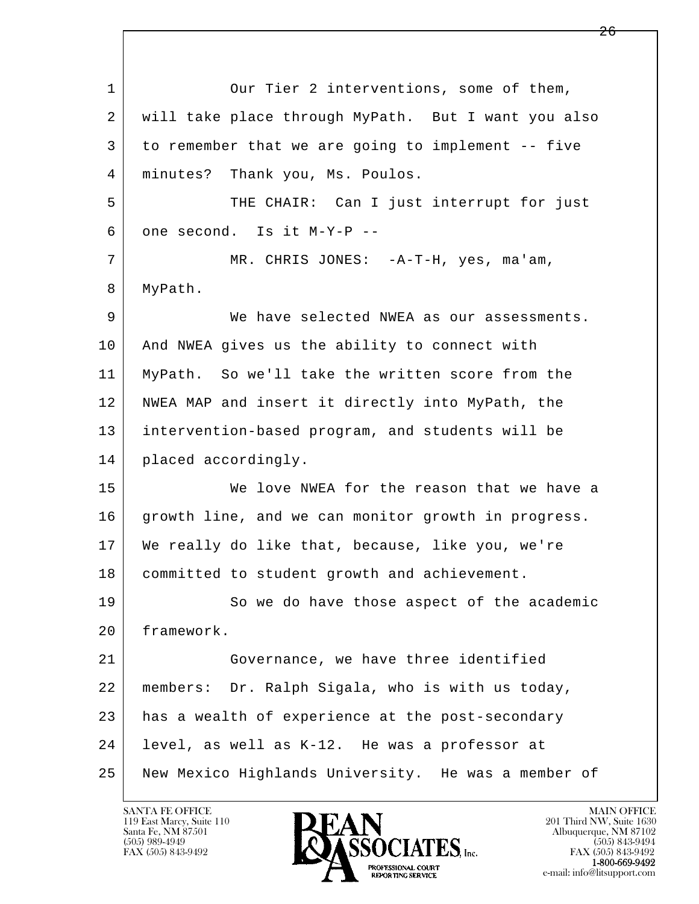Our Tier 2 interventions, some of them, will take place through MyPath. But I want you also to remember that we are going to implement -- five minutes? Thank you, Ms. Poulos.

THE CHAIR: Can I just interrupt for just one second. Is it M-Y-P --

MR. CHRIS JONES: -A-T-H, yes, ma'am, MyPath.

We have selected NWEA as our assessments. And NWEA gives us the ability to connect with MyPath. So we'll take the written score from the NWEA MAP and insert it directly into MyPath, the intervention-based program, and students will be placed accordingly.

We love NWEA for the reason that we have a growth line, and we can monitor growth in progress. We really do like that, because, like you, we're committed to student growth and achievement.

So we do have those aspect of the academic framework.

Governance, we have three identified members: Dr. Ralph Sigala, who is with us today, has a wealth of experience at the post-secondary level, as well as K-12. He was a professor at New Mexico Highlands University. He was a member of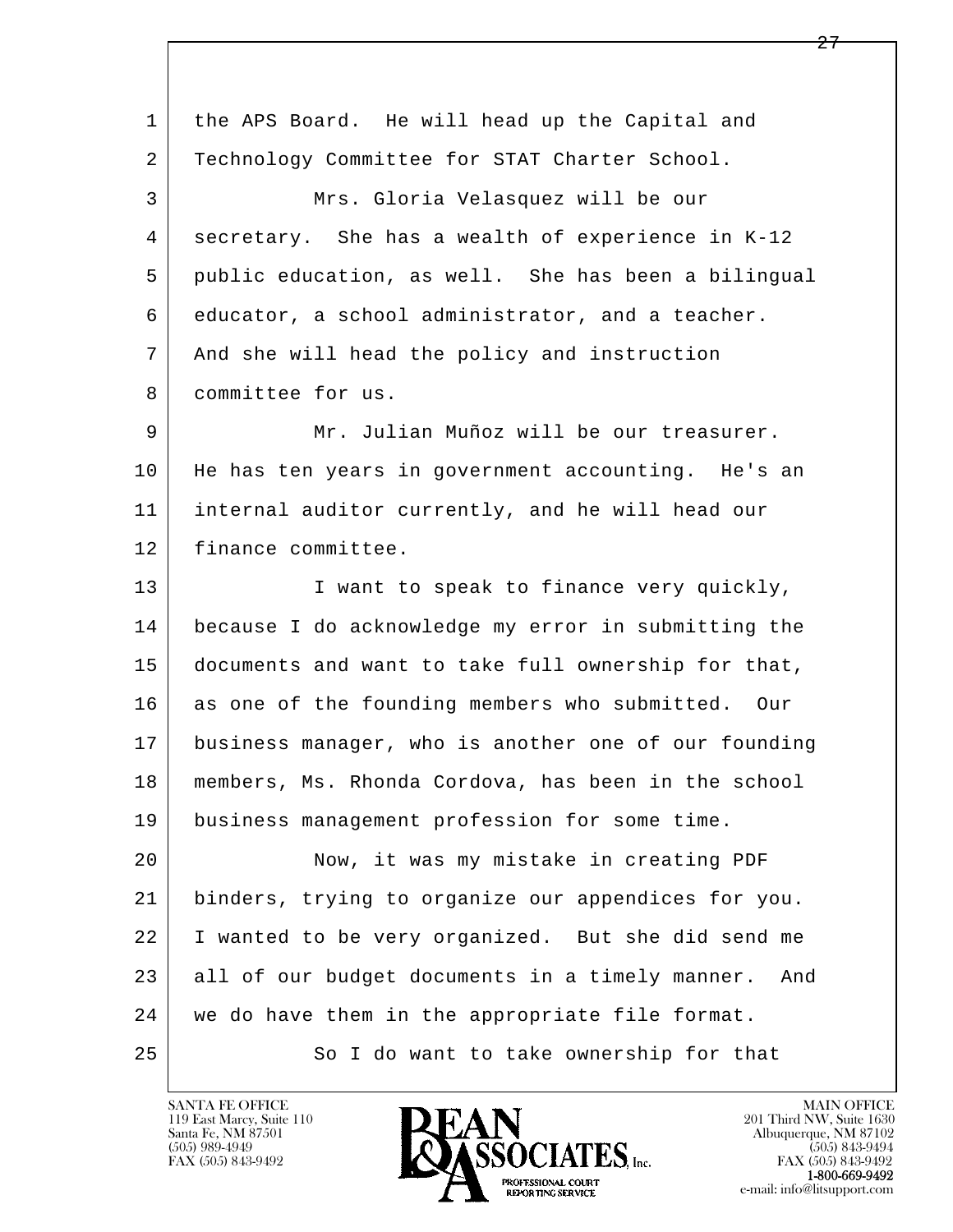1 the APS Board. He will head up the Capital and
2 Technology Committee for STAT Charter School.
3 Mrs. Gloria Velasquez will be our
4 secretary. She has a wealth of experience in K-12
5 public education, as well. She has been a bilingual
6 educator, a school administrator, and a teacher.
7 And she will head the policy and instruction
8 committee for us.
9 Mr. Julian Muñoz will be our treasurer.
10 He has ten years in government accounting. He's an
11 internal auditor currently, and he will head our
12 finance committee.
13 I want to speak to finance very quickly,
14 because I do acknowledge my error in submitting the
15 documents and want to take full ownership for that,
16 as one of the founding members who submitted. Our
17 business manager, who is another one of our founding
18 members, Ms. Rhonda Cordova, has been in the school
19 business management profession for some time.
20 Now, it was my mistake in creating PDF
21 binders, trying to organize our appendices for you.
22 I wanted to be very organized. But she did send me
23 all of our budget documents in a timely manner. And
24 we do have them in the appropriate file format.
25 So I do want to take ownership for that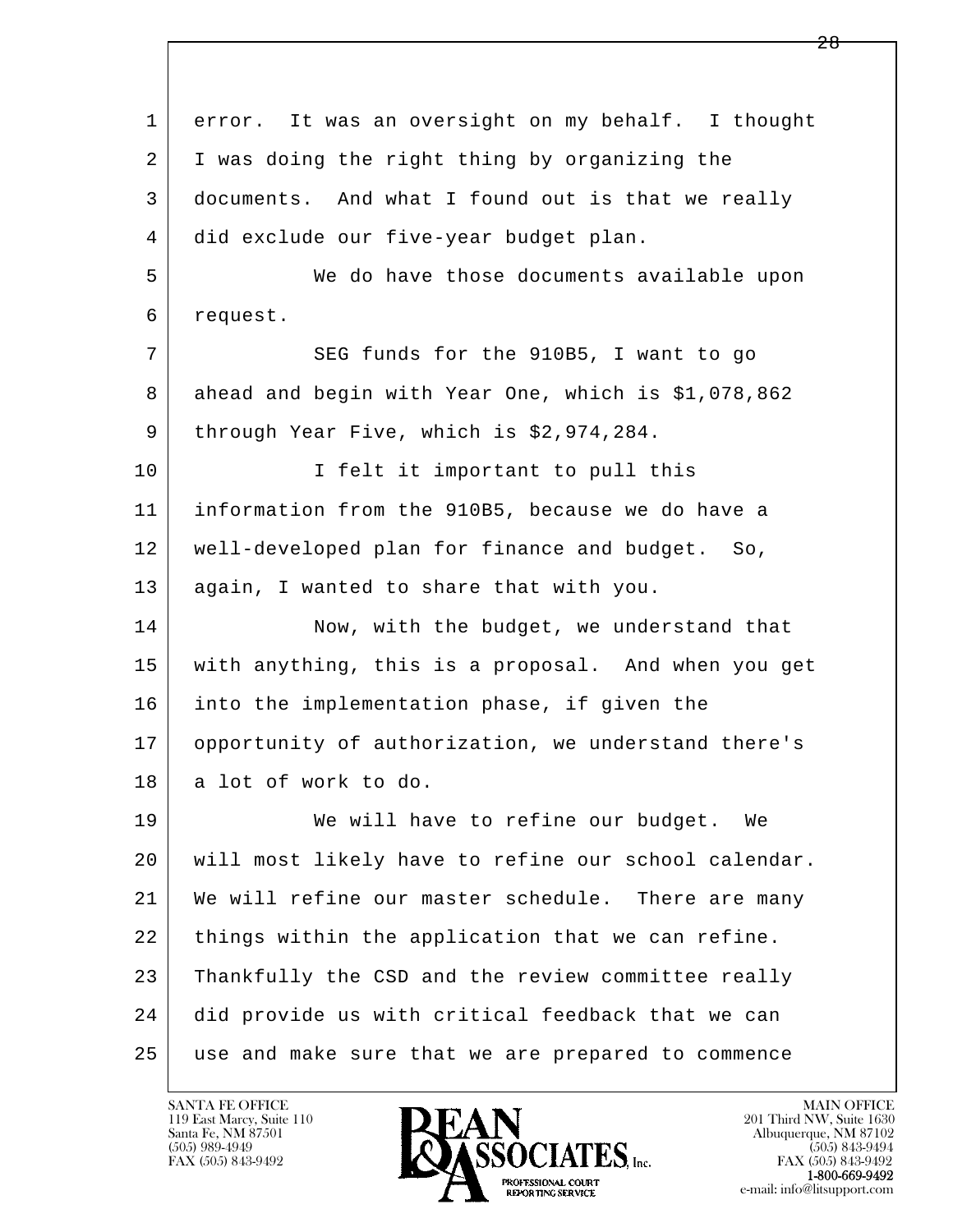error. It was an oversight on my behalf. I thought I was doing the right thing by organizing the documents. And what I found out is that we really did exclude our five-year budget plan.

We do have those documents available upon request.

SEG funds for the 910B5, I want to go ahead and begin with Year One, which is $1,078,862 through Year Five, which is $2,974,284.

I felt it important to pull this information from the 910B5, because we do have a well-developed plan for finance and budget. So, again, I wanted to share that with you.

Now, with the budget, we understand that with anything, this is a proposal. And when you get into the implementation phase, if given the opportunity of authorization, we understand there's a lot of work to do.

We will have to refine our budget. We will most likely have to refine our school calendar. We will refine our master schedule. There are many things within the application that we can refine. Thankfully the CSD and the review committee really did provide us with critical feedback that we can use and make sure that we are prepared to commence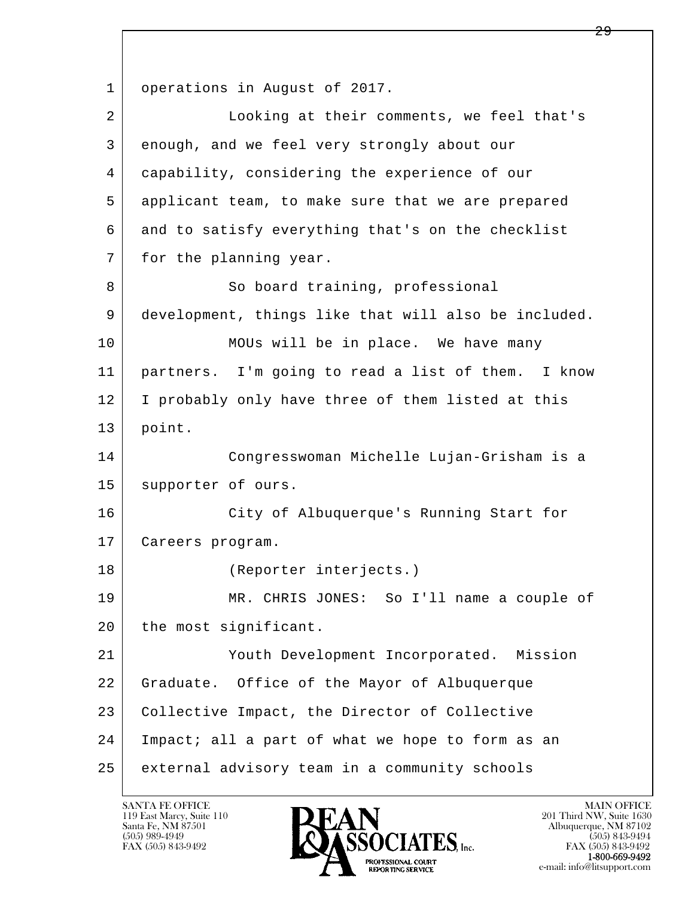1 operations in August of 2017.

2 Looking at their comments, we feel that's
3 enough, and we feel very strongly about our
4 capability, considering the experience of our
5 applicant team, to make sure that we are prepared
6 and to satisfy everything that's on the checklist
7 for the planning year.

8 So board training, professional
9 development, things like that will also be included.

10 MOUs will be in place. We have many
11 partners. I'm going to read a list of them. I know
12 I probably only have three of them listed at this
13 point.

14 Congresswoman Michelle Lujan-Grisham is a
15 supporter of ours.

16 City of Albuquerque's Running Start for
17 Careers program.

18 (Reporter interjects.)

19 MR. CHRIS JONES: So I'll name a couple of
20 the most significant.

21 Youth Development Incorporated. Mission
22 Graduate. Office of the Mayor of Albuquerque
23 Collective Impact, the Director of Collective
24 Impact; all a part of what we hope to form as an
25 external advisory team in a community schools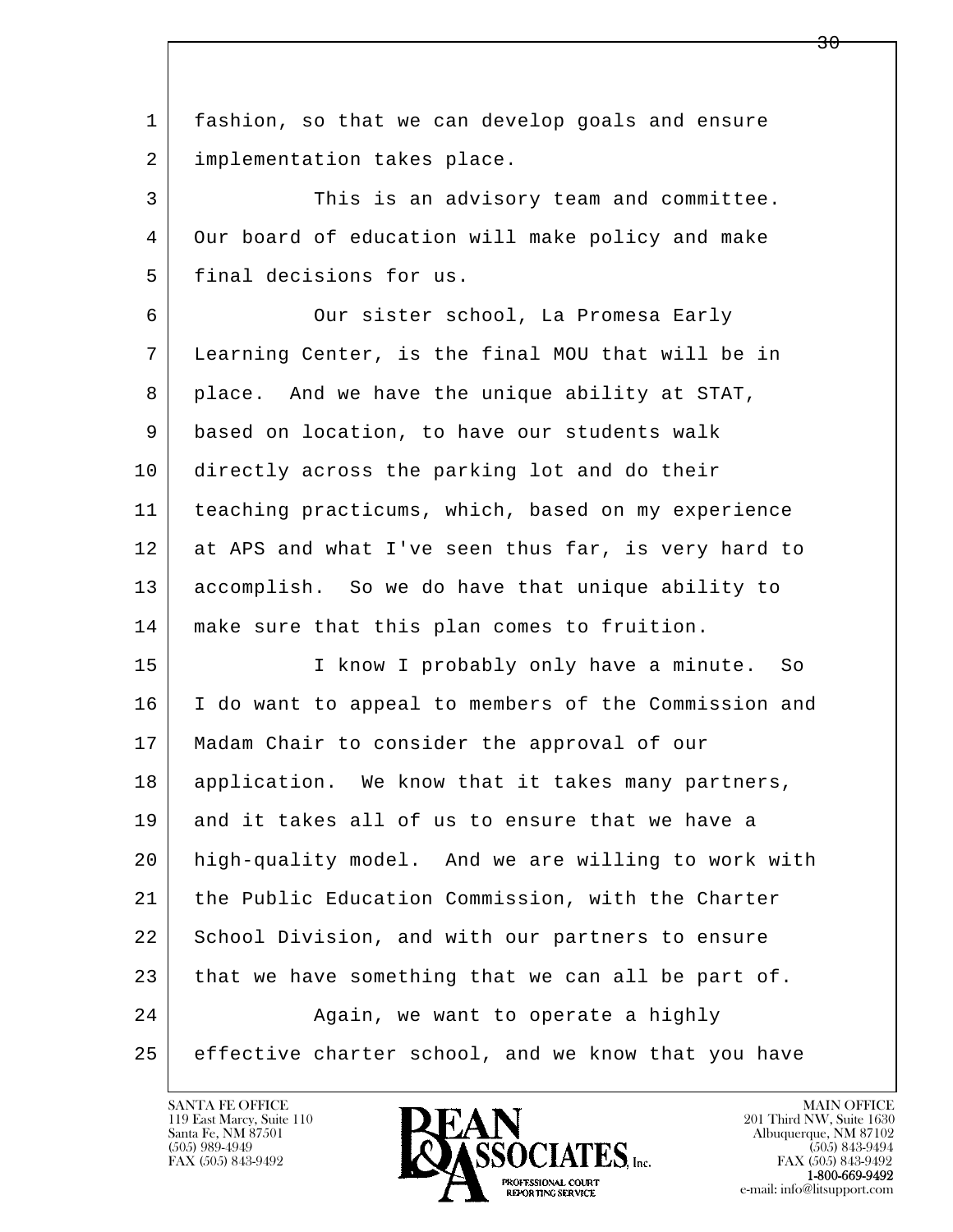fashion, so that we can develop goals and ensure implementation takes place.

This is an advisory team and committee. Our board of education will make policy and make final decisions for us.

Our sister school, La Promesa Early Learning Center, is the final MOU that will be in place. And we have the unique ability at STAT, based on location, to have our students walk directly across the parking lot and do their teaching practicums, which, based on my experience at APS and what I've seen thus far, is very hard to accomplish. So we do have that unique ability to make sure that this plan comes to fruition.

I know I probably only have a minute. So I do want to appeal to members of the Commission and Madam Chair to consider the approval of our application. We know that it takes many partners, and it takes all of us to ensure that we have a high-quality model. And we are willing to work with the Public Education Commission, with the Charter School Division, and with our partners to ensure that we have something that we can all be part of.

Again, we want to operate a highly effective charter school, and we know that you have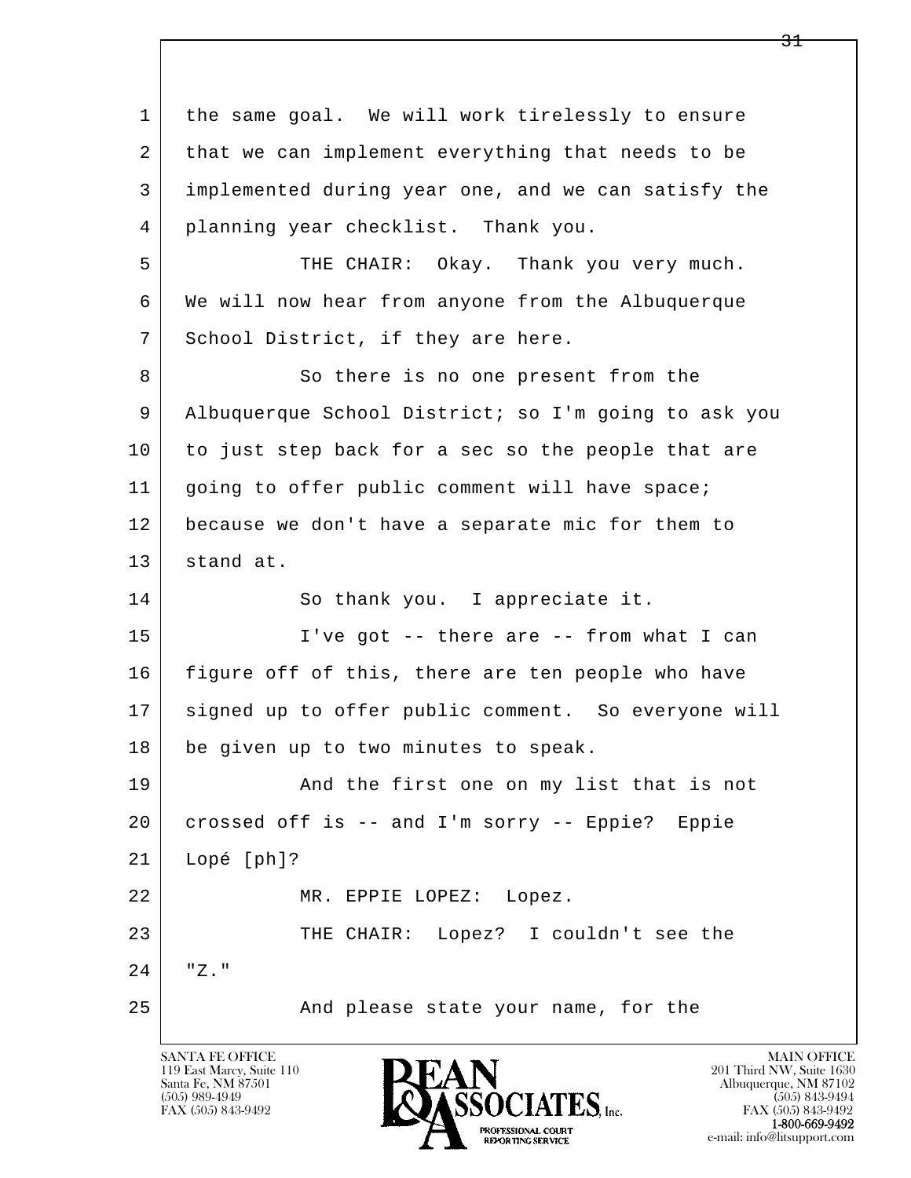1 the same goal. We will work tirelessly to ensure
2 that we can implement everything that needs to be
3 implemented during year one, and we can satisfy the
4 planning year checklist. Thank you.
5 THE CHAIR: Okay. Thank you very much.
6 We will now hear from anyone from the Albuquerque
7 School District, if they are here.
8 So there is no one present from the
9 Albuquerque School District; so I'm going to ask you
10 to just step back for a sec so the people that are
11 going to offer public comment will have space;
12 because we don't have a separate mic for them to
13 stand at.
14 So thank you. I appreciate it.
15 I've got -- there are -- from what I can
16 figure off of this, there are ten people who have
17 signed up to offer public comment. So everyone will
18 be given up to two minutes to speak.
19 And the first one on my list that is not
20 crossed off is -- and I'm sorry -- Eppie? Eppie
21 Lopé [ph]?
22 MR. EPPIE LOPEZ: Lopez.
23 THE CHAIR: Lopez? I couldn't see the
24 "Z."
25 And please state your name, for the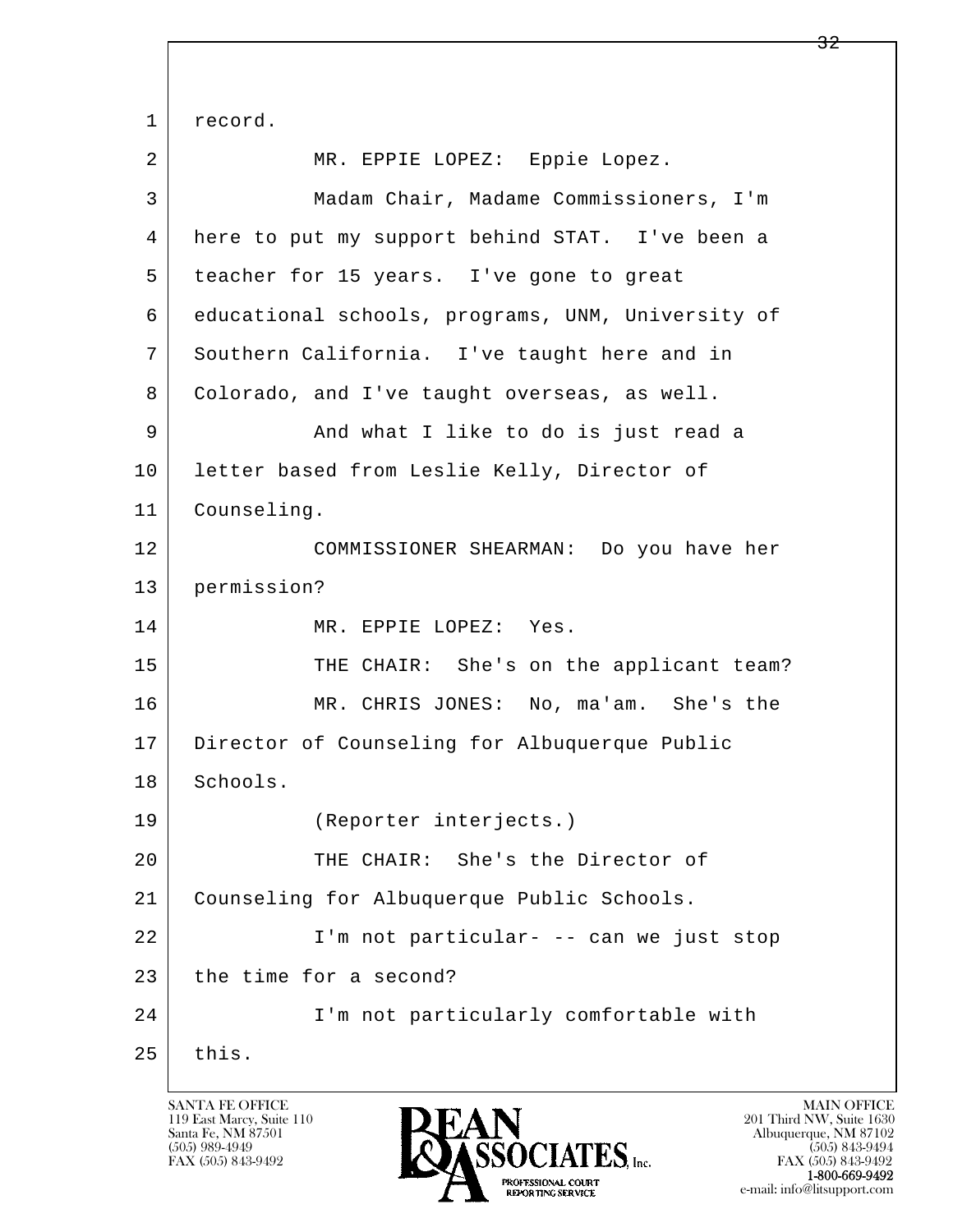record.

MR. EPPIE LOPEZ: Eppie Lopez.

Madam Chair, Madame Commissioners, I'm here to put my support behind STAT. I've been a teacher for 15 years. I've gone to great educational schools, programs, UNM, University of Southern California. I've taught here and in Colorado, and I've taught overseas, as well.

And what I like to do is just read a letter based from Leslie Kelly, Director of Counseling.

COMMISSIONER SHEARMAN: Do you have her permission?

MR. EPPIE LOPEZ: Yes.

THE CHAIR: She's on the applicant team?

MR. CHRIS JONES: No, ma'am. She's the Director of Counseling for Albuquerque Public Schools.

(Reporter interjects.)

THE CHAIR: She's the Director of Counseling for Albuquerque Public Schools.

I'm not particular- -- can we just stop the time for a second?

I'm not particularly comfortable with this.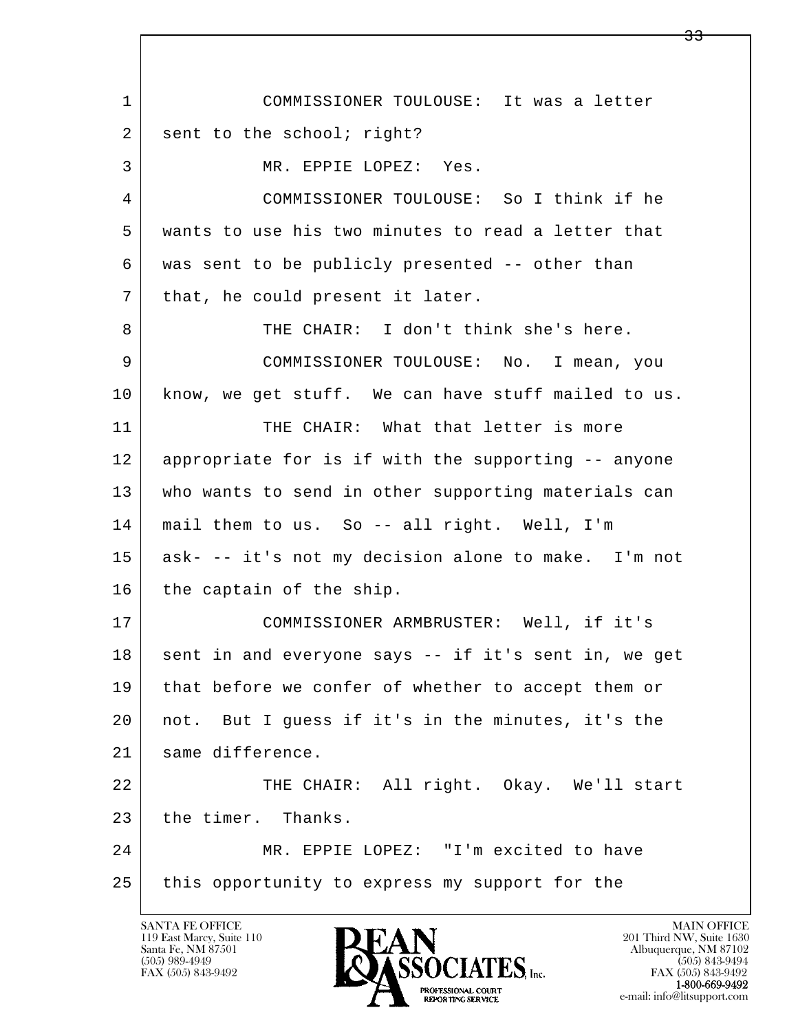1 COMMISSIONER TOULOUSE: It was a letter
2 sent to the school; right?
3 MR. EPPIE LOPEZ: Yes.
4 COMMISSIONER TOULOUSE: So I think if he
5 wants to use his two minutes to read a letter that
6 was sent to be publicly presented -- other than
7 that, he could present it later.
8 THE CHAIR: I don't think she's here.
9 COMMISSIONER TOULOUSE: No. I mean, you
10 know, we get stuff. We can have stuff mailed to us.
11 THE CHAIR: What that letter is more
12 appropriate for is if with the supporting -- anyone
13 who wants to send in other supporting materials can
14 mail them to us. So -- all right. Well, I'm
15 ask- -- it's not my decision alone to make. I'm not
16 the captain of the ship.
17 COMMISSIONER ARMBRUSTER: Well, if it's
18 sent in and everyone says -- if it's sent in, we get
19 that before we confer of whether to accept them or
20 not. But I guess if it's in the minutes, it's the
21 same difference.
22 THE CHAIR: All right. Okay. We'll start
23 the timer. Thanks.
24 MR. EPPIE LOPEZ: "I'm excited to have
25 this opportunity to express my support for the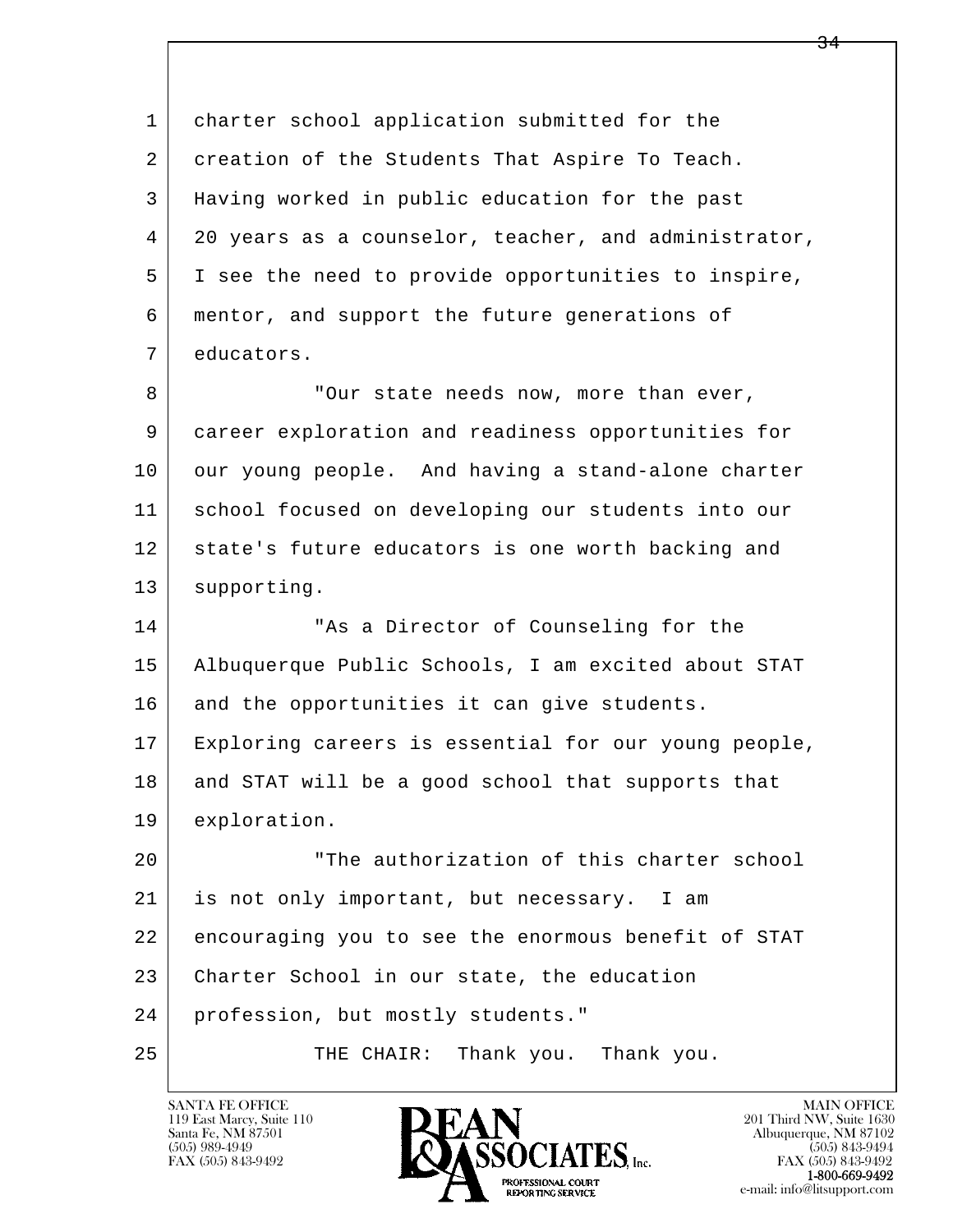1 charter school application submitted for the
2 creation of the Students That Aspire To Teach.
3 Having worked in public education for the past
4 20 years as a counselor, teacher, and administrator,
5 I see the need to provide opportunities to inspire,
6 mentor, and support the future generations of
7 educators.

8 "Our state needs now, more than ever,
9 career exploration and readiness opportunities for
10 our young people. And having a stand-alone charter
11 school focused on developing our students into our
12 state's future educators is one worth backing and
13 supporting.

14 "As a Director of Counseling for the
15 Albuquerque Public Schools, I am excited about STAT
16 and the opportunities it can give students.
17 Exploring careers is essential for our young people,
18 and STAT will be a good school that supports that
19 exploration.

20 "The authorization of this charter school
21 is not only important, but necessary. I am
22 encouraging you to see the enormous benefit of STAT
23 Charter School in our state, the education
24 profession, but mostly students."

25 THE CHAIR: Thank you. Thank you.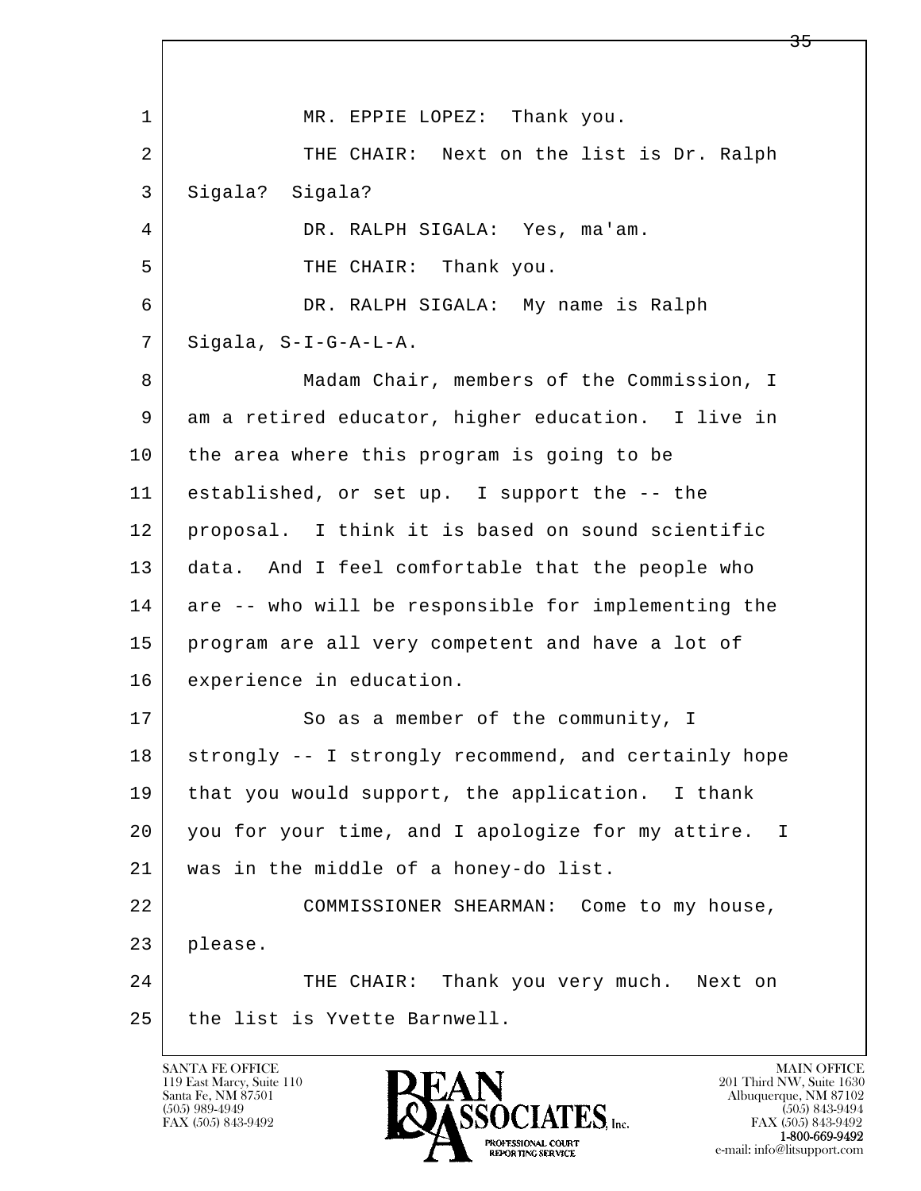1 MR. EPPIE LOPEZ: Thank you.

2 THE CHAIR: Next on the list is Dr. Ralph

3 Sigala? Sigala?

4 DR. RALPH SIGALA: Yes, ma'am.

5 THE CHAIR: Thank you.

6 DR. RALPH SIGALA: My name is Ralph

7 Sigala, S-I-G-A-L-A.

8 Madam Chair, members of the Commission, I

9 am a retired educator, higher education. I live in

10 the area where this program is going to be

11 established, or set up. I support the -- the

12 proposal. I think it is based on sound scientific

13 data. And I feel comfortable that the people who

14 are -- who will be responsible for implementing the

15 program are all very competent and have a lot of

16 experience in education.

17 So as a member of the community, I

18 strongly -- I strongly recommend, and certainly hope

19 that you would support, the application. I thank

20 you for your time, and I apologize for my attire. I

21 was in the middle of a honey-do list.

22 COMMISSIONER SHEARMAN: Come to my house,

23 please.

24 THE CHAIR: Thank you very much. Next on

25 the list is Yvette Barnwell.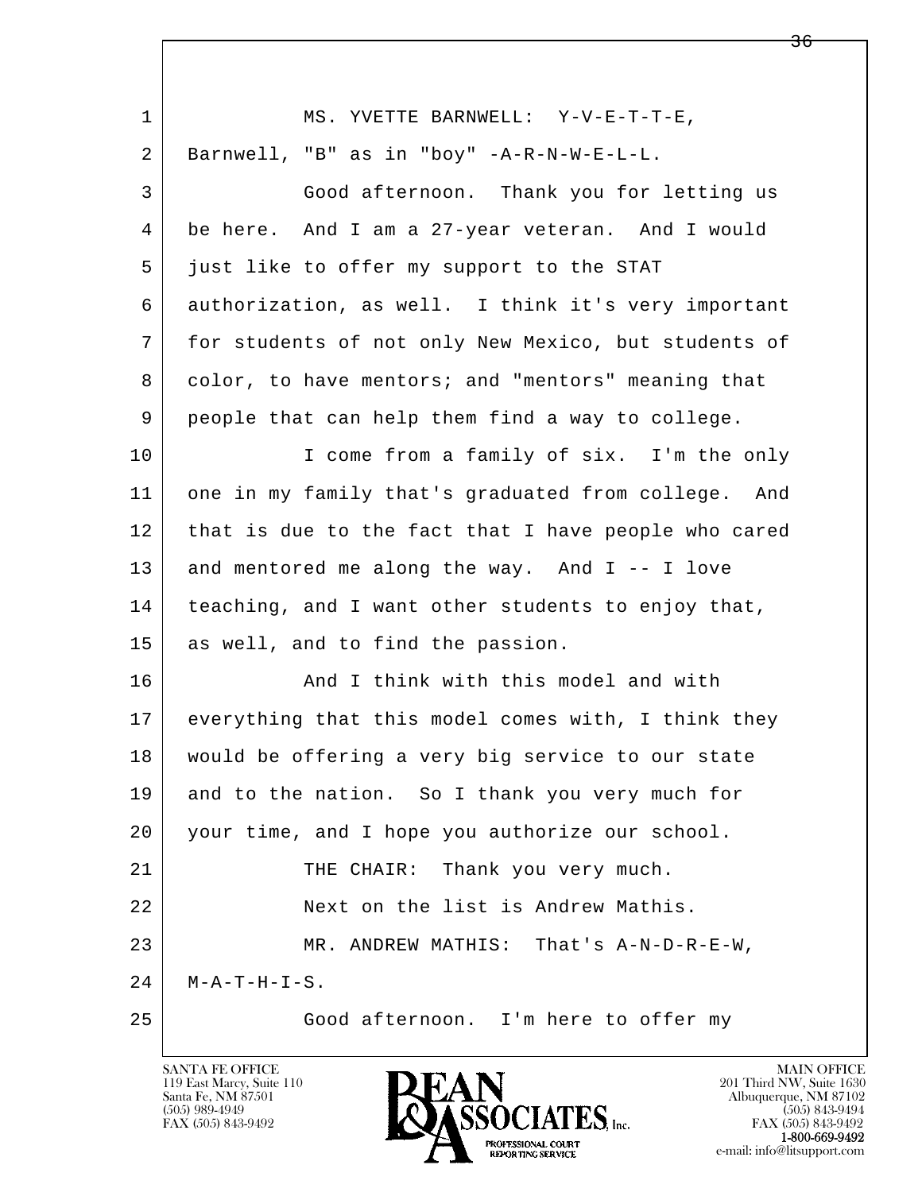MS. YVETTE BARNWELL: Y-V-E-T-T-E, Barnwell, "B" as in "boy" -A-R-N-W-E-L-L.

Good afternoon. Thank you for letting us be here. And I am a 27-year veteran. And I would just like to offer my support to the STAT authorization, as well. I think it's very important for students of not only New Mexico, but students of color, to have mentors; and "mentors" meaning that people that can help them find a way to college.

I come from a family of six. I'm the only one in my family that's graduated from college. And that is due to the fact that I have people who cared and mentored me along the way. And I -- I love teaching, and I want other students to enjoy that, as well, and to find the passion.

And I think with this model and with everything that this model comes with, I think they would be offering a very big service to our state and to the nation. So I thank you very much for your time, and I hope you authorize our school.

THE CHAIR: Thank you very much.

Next on the list is Andrew Mathis.

MR. ANDREW MATHIS: That's A-N-D-R-E-W, M-A-T-H-I-S.

Good afternoon. I'm here to offer my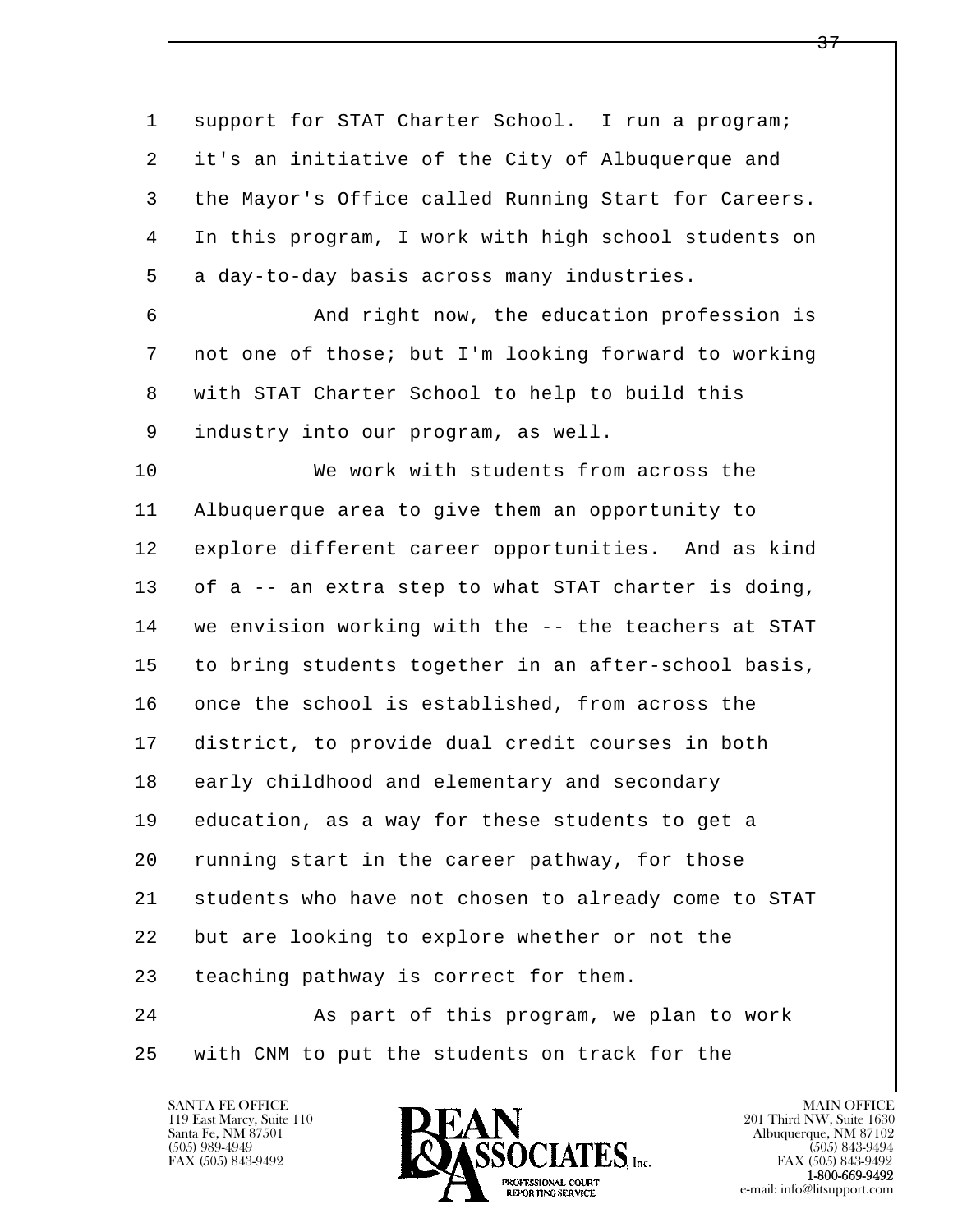support for STAT Charter School. I run a program; it's an initiative of the City of Albuquerque and the Mayor's Office called Running Start for Careers. In this program, I work with high school students on a day-to-day basis across many industries.

And right now, the education profession is not one of those; but I'm looking forward to working with STAT Charter School to help to build this industry into our program, as well.

We work with students from across the Albuquerque area to give them an opportunity to explore different career opportunities. And as kind of a -- an extra step to what STAT charter is doing, we envision working with the -- the teachers at STAT to bring students together in an after-school basis, once the school is established, from across the district, to provide dual credit courses in both early childhood and elementary and secondary education, as a way for these students to get a running start in the career pathway, for those students who have not chosen to already come to STAT but are looking to explore whether or not the teaching pathway is correct for them.

As part of this program, we plan to work with CNM to put the students on track for the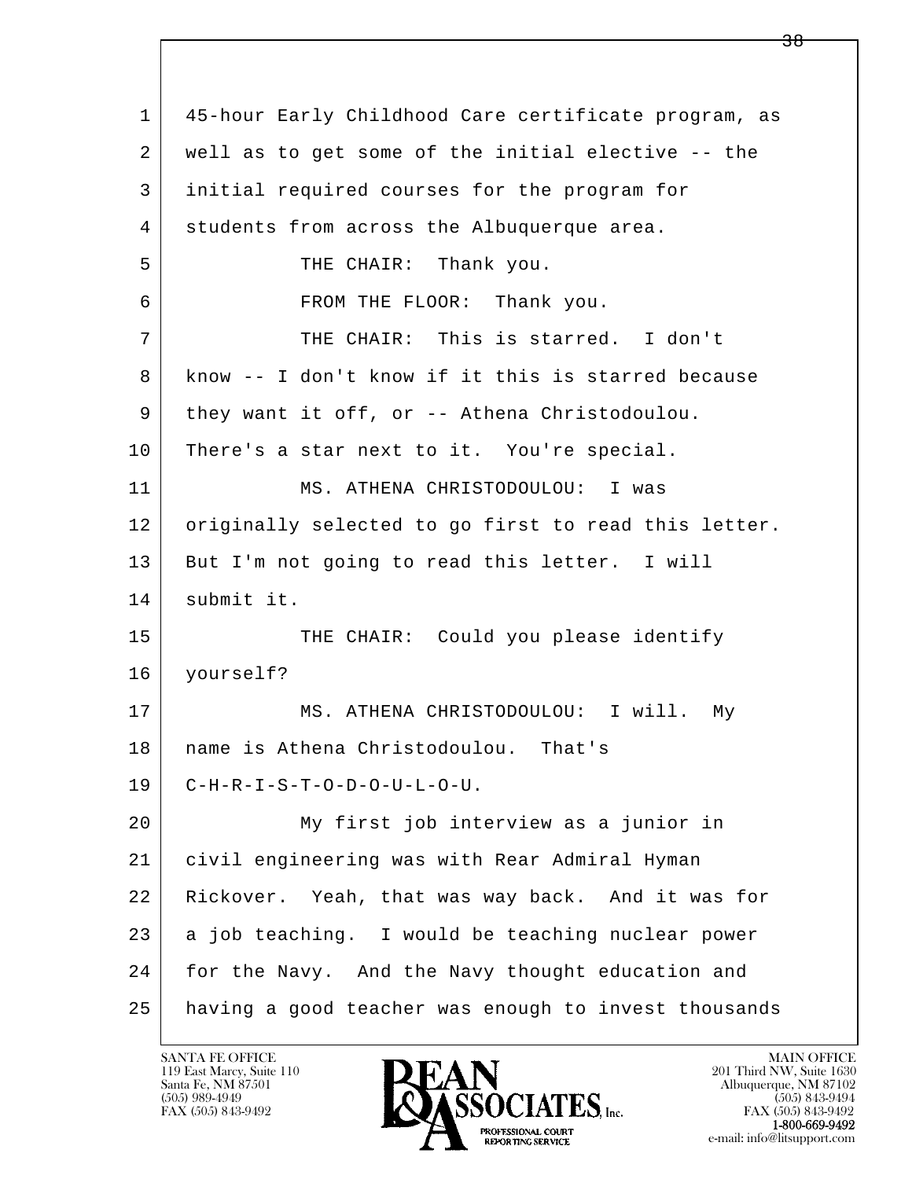1 45-hour Early Childhood Care certificate program, as
2 well as to get some of the initial elective -- the
3 initial required courses for the program for
4 students from across the Albuquerque area.
5 THE CHAIR: Thank you.
6 FROM THE FLOOR: Thank you.
7 THE CHAIR: This is starred. I don't
8 know -- I don't know if it this is starred because
9 they want it off, or -- Athena Christodoulou.
10 There's a star next to it. You're special.
11 MS. ATHENA CHRISTODOULOU: I was
12 originally selected to go first to read this letter.
13 But I'm not going to read this letter. I will
14 submit it.
15 THE CHAIR: Could you please identify
16 yourself?
17 MS. ATHENA CHRISTODOULOU: I will. My
18 name is Athena Christodoulou. That's
19 C-H-R-I-S-T-O-D-O-U-L-O-U.
20 My first job interview as a junior in
21 civil engineering was with Rear Admiral Hyman
22 Rickover. Yeah, that was way back. And it was for
23 a job teaching. I would be teaching nuclear power
24 for the Navy. And the Navy thought education and
25 having a good teacher was enough to invest thousands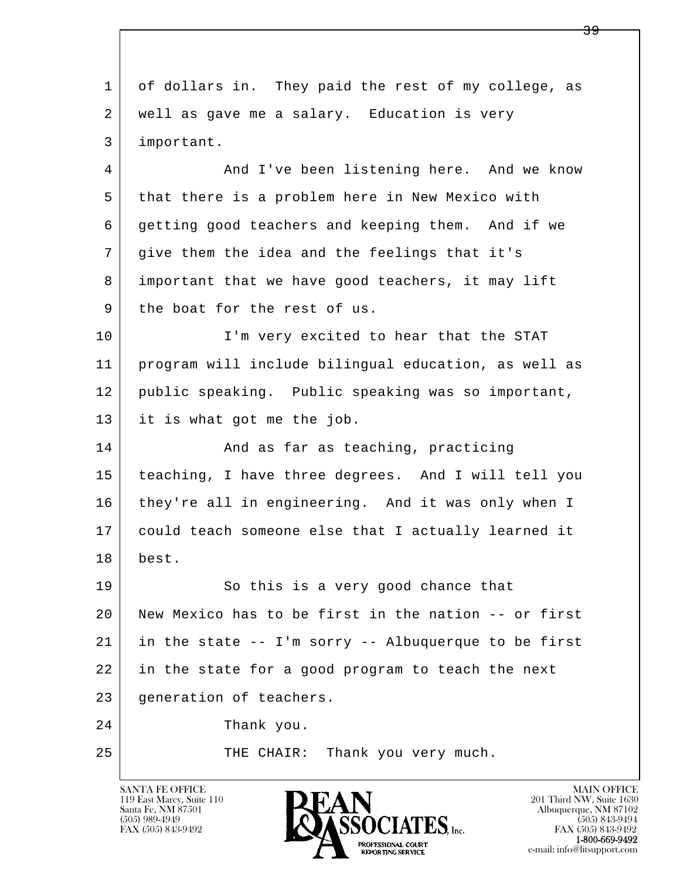1 of dollars in. They paid the rest of my college, as
2 well as gave me a salary. Education is very
3 important.
4 And I've been listening here. And we know
5 that there is a problem here in New Mexico with
6 getting good teachers and keeping them. And if we
7 give them the idea and the feelings that it's
8 important that we have good teachers, it may lift
9 the boat for the rest of us.
10 I'm very excited to hear that the STAT
11 program will include bilingual education, as well as
12 public speaking. Public speaking was so important,
13 it is what got me the job.
14 And as far as teaching, practicing
15 teaching, I have three degrees. And I will tell you
16 they're all in engineering. And it was only when I
17 could teach someone else that I actually learned it
18 best.
19 So this is a very good chance that
20 New Mexico has to be first in the nation -- or first
21 in the state -- I'm sorry -- Albuquerque to be first
22 in the state for a good program to teach the next
23 generation of teachers.
24 Thank you.
25 THE CHAIR: Thank you very much.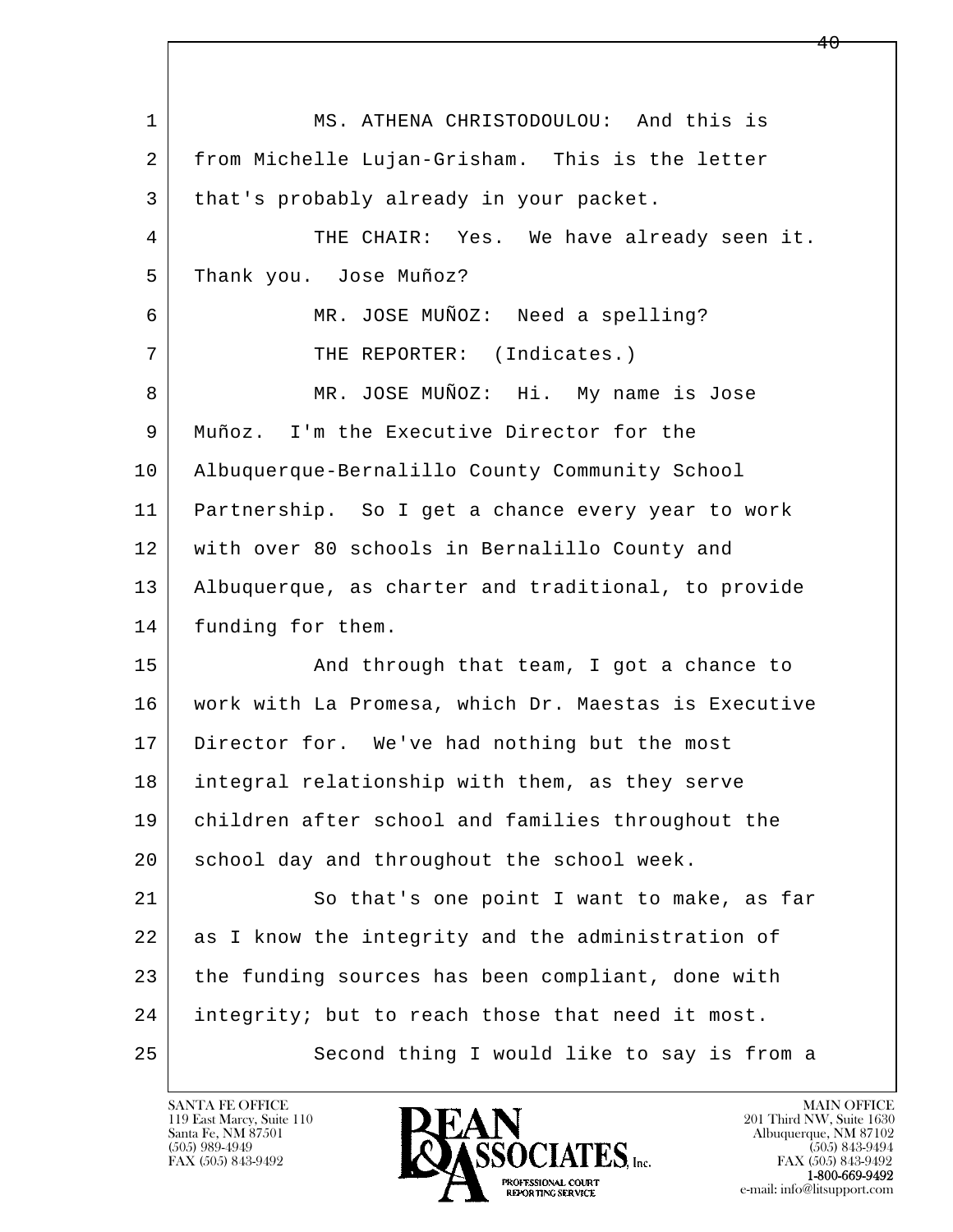1 MS. ATHENA CHRISTODOULOU: And this is
2 from Michelle Lujan-Grisham. This is the letter
3 that's probably already in your packet.
4 THE CHAIR: Yes. We have already seen it.
5 Thank you. Jose Muñoz?
6 MR. JOSE MUÑOZ: Need a spelling?
7 THE REPORTER: (Indicates.)
8 MR. JOSE MUÑOZ: Hi. My name is Jose
9 Muñoz. I'm the Executive Director for the
10 Albuquerque-Bernalillo County Community School
11 Partnership. So I get a chance every year to work
12 with over 80 schools in Bernalillo County and
13 Albuquerque, as charter and traditional, to provide
14 funding for them.
15 And through that team, I got a chance to
16 work with La Promesa, which Dr. Maestas is Executive
17 Director for. We've had nothing but the most
18 integral relationship with them, as they serve
19 children after school and families throughout the
20 school day and throughout the school week.
21 So that's one point I want to make, as far
22 as I know the integrity and the administration of
23 the funding sources has been compliant, done with
24 integrity; but to reach those that need it most.
25 Second thing I would like to say is from a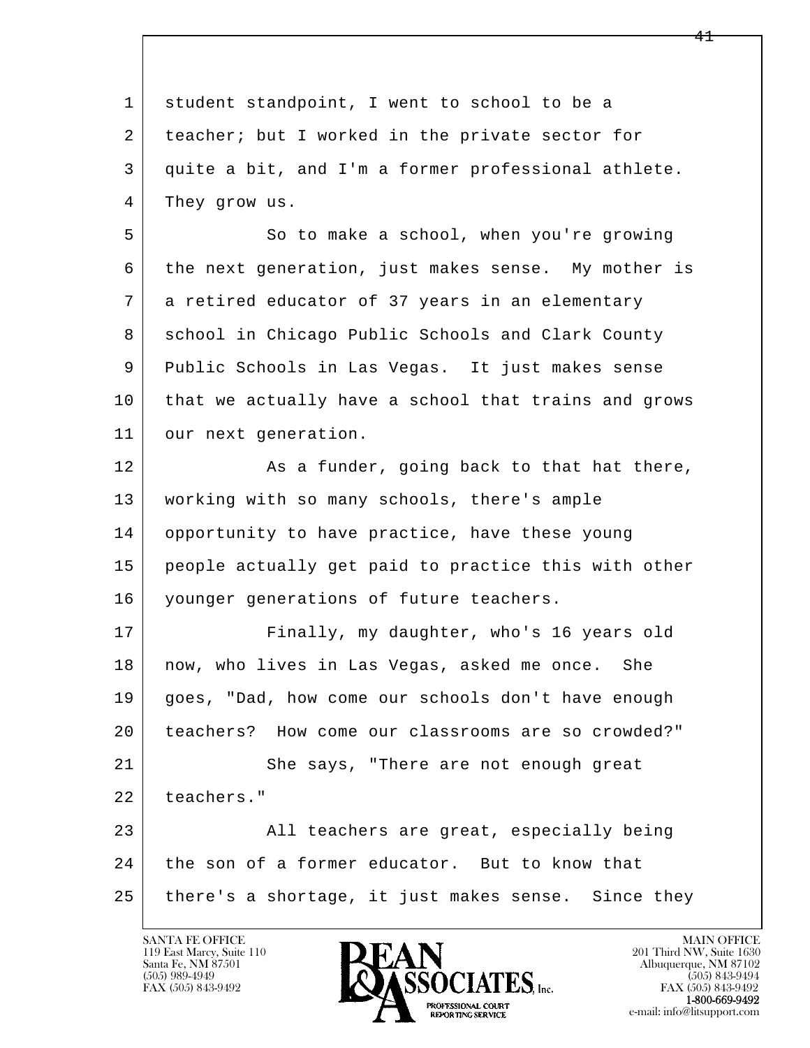1 student standpoint, I went to school to be a
2 teacher; but I worked in the private sector for
3 quite a bit, and I'm a former professional athlete.
4 They grow us.

5 So to make a school, when you're growing
6 the next generation, just makes sense. My mother is
7 a retired educator of 37 years in an elementary
8 school in Chicago Public Schools and Clark County
9 Public Schools in Las Vegas. It just makes sense
10 that we actually have a school that trains and grows
11 our next generation.

12 As a funder, going back to that hat there,
13 working with so many schools, there's ample
14 opportunity to have practice, have these young
15 people actually get paid to practice this with other
16 younger generations of future teachers.

17 Finally, my daughter, who's 16 years old
18 now, who lives in Las Vegas, asked me once. She
19 goes, "Dad, how come our schools don't have enough
20 teachers? How come our classrooms are so crowded?"

21 She says, "There are not enough great
22 teachers."

23 All teachers are great, especially being
24 the son of a former educator. But to know that
25 there's a shortage, it just makes sense. Since they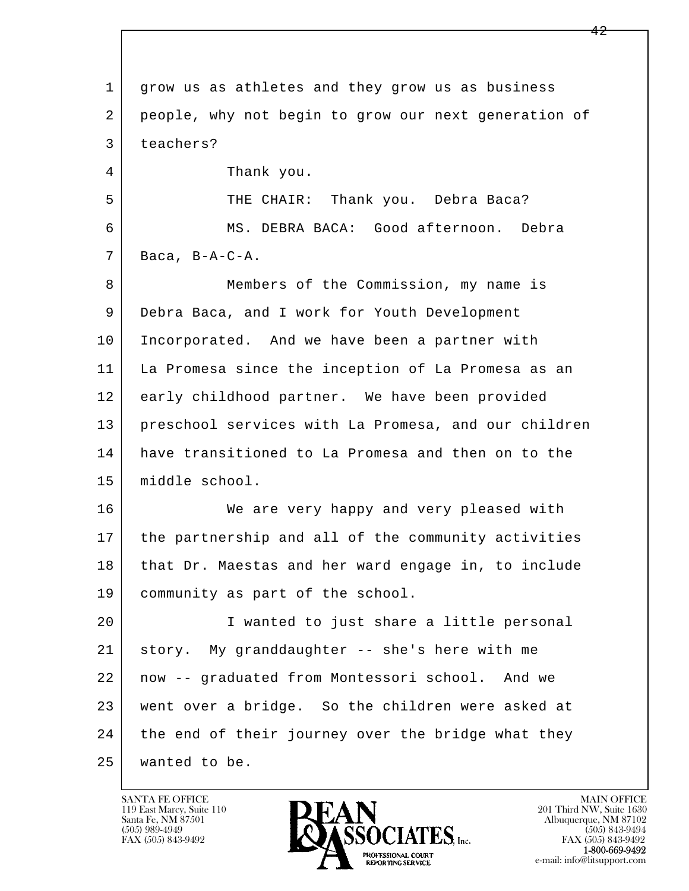1 grow us as athletes and they grow us as business
2 people, why not begin to grow our next generation of
3 teachers?
4 Thank you.
5 THE CHAIR: Thank you. Debra Baca?
6 MS. DEBRA BACA: Good afternoon. Debra
7 Baca, B-A-C-A.
8 Members of the Commission, my name is
9 Debra Baca, and I work for Youth Development
10 Incorporated. And we have been a partner with
11 La Promesa since the inception of La Promesa as an
12 early childhood partner. We have been provided
13 preschool services with La Promesa, and our children
14 have transitioned to La Promesa and then on to the
15 middle school.
16 We are very happy and very pleased with
17 the partnership and all of the community activities
18 that Dr. Maestas and her ward engage in, to include
19 community as part of the school.
20 I wanted to just share a little personal
21 story. My granddaughter -- she's here with me
22 now -- graduated from Montessori school. And we
23 went over a bridge. So the children were asked at
24 the end of their journey over the bridge what they
25 wanted to be.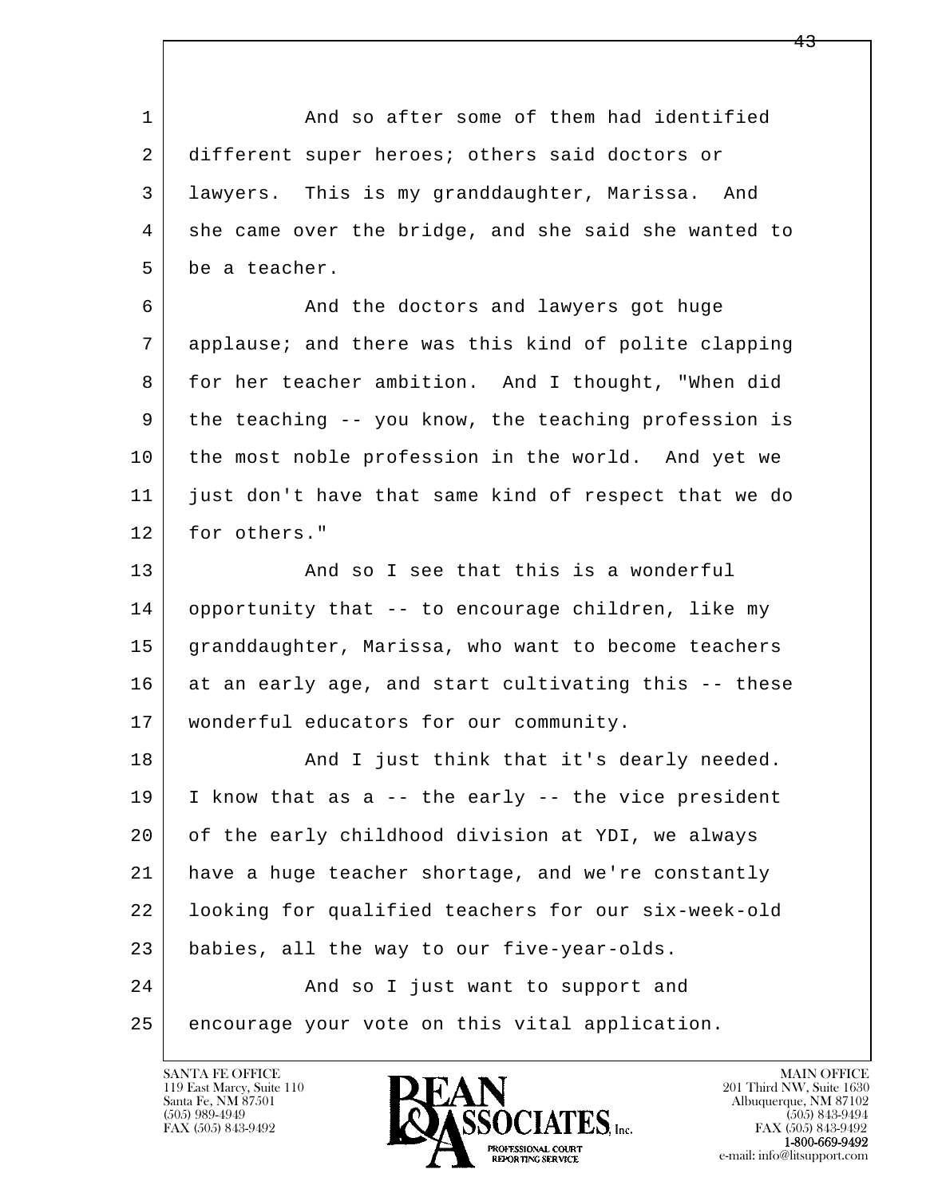1 And so after some of them had identified
2 different super heroes; others said doctors or
3 lawyers. This is my granddaughter, Marissa. And
4 she came over the bridge, and she said she wanted to
5 be a teacher.

6 And the doctors and lawyers got huge
7 applause; and there was this kind of polite clapping
8 for her teacher ambition. And I thought, "When did
9 the teaching -- you know, the teaching profession is
10 the most noble profession in the world. And yet we
11 just don't have that same kind of respect that we do
12 for others."

13 And so I see that this is a wonderful
14 opportunity that -- to encourage children, like my
15 granddaughter, Marissa, who want to become teachers
16 at an early age, and start cultivating this -- these
17 wonderful educators for our community.

18 And I just think that it's dearly needed.
19 I know that as a -- the early -- the vice president
20 of the early childhood division at YDI, we always
21 have a huge teacher shortage, and we're constantly
22 looking for qualified teachers for our six-week-old
23 babies, all the way to our five-year-olds.

24 And so I just want to support and
25 encourage your vote on this vital application.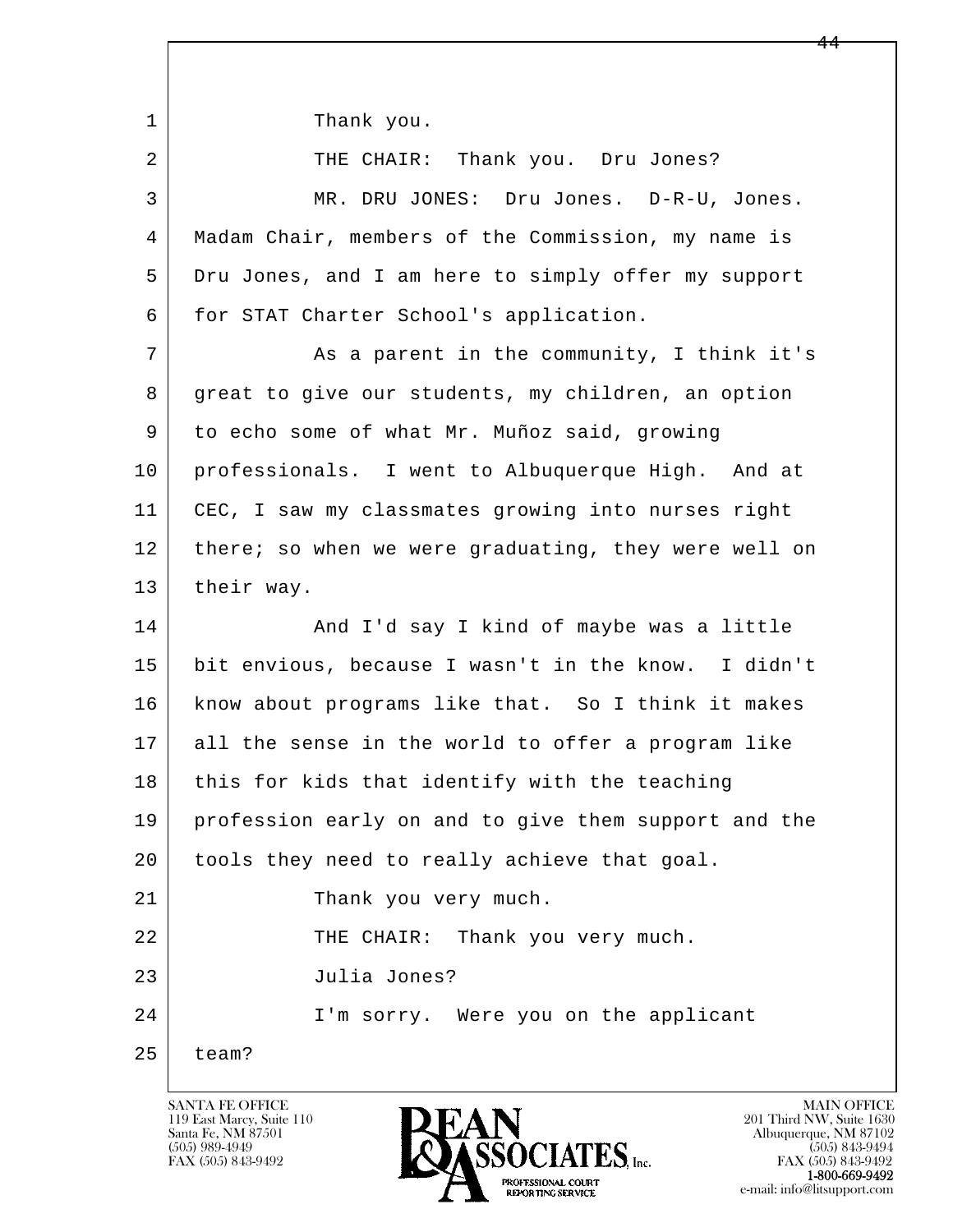1 Thank you.

2 THE CHAIR: Thank you. Dru Jones?

3 MR. DRU JONES: Dru Jones. D-R-U, Jones.
4 Madam Chair, members of the Commission, my name is
5 Dru Jones, and I am here to simply offer my support
6 for STAT Charter School's application.

7 As a parent in the community, I think it's
8 great to give our students, my children, an option
9 to echo some of what Mr. Muñoz said, growing
10 professionals. I went to Albuquerque High. And at
11 CEC, I saw my classmates growing into nurses right
12 there; so when we were graduating, they were well on
13 their way.

14 And I'd say I kind of maybe was a little
15 bit envious, because I wasn't in the know. I didn't
16 know about programs like that. So I think it makes
17 all the sense in the world to offer a program like
18 this for kids that identify with the teaching
19 profession early on and to give them support and the
20 tools they need to really achieve that goal.

21 Thank you very much.

22 THE CHAIR: Thank you very much.

23 Julia Jones?

24 I'm sorry. Were you on the applicant
25 team?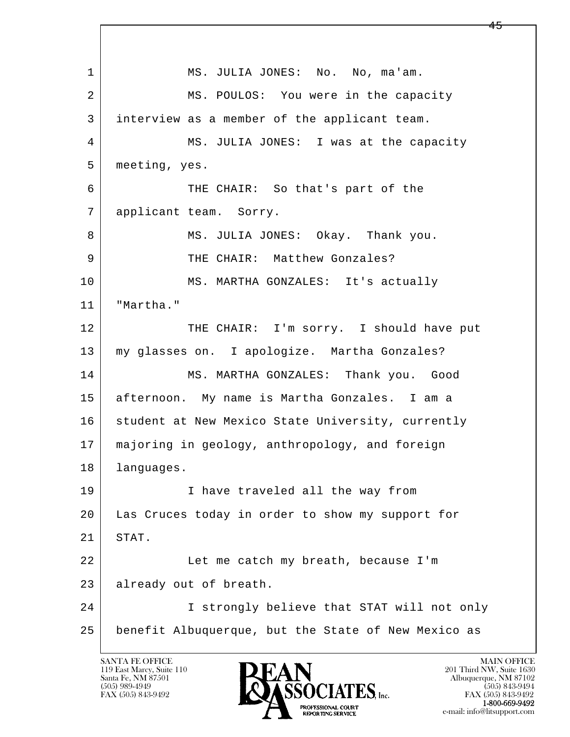1 MS. JULIA JONES: No. No, ma'am.

2 MS. POULOS: You were in the capacity

3 interview as a member of the applicant team.

4 MS. JULIA JONES: I was at the capacity

5 meeting, yes.

6 THE CHAIR: So that's part of the

7 applicant team. Sorry.

8 MS. JULIA JONES: Okay. Thank you.

9 THE CHAIR: Matthew Gonzales?

10 MS. MARTHA GONZALES: It's actually

11 "Martha."

12 THE CHAIR: I'm sorry. I should have put

13 my glasses on. I apologize. Martha Gonzales?

14 MS. MARTHA GONZALES: Thank you. Good

15 afternoon. My name is Martha Gonzales. I am a

16 student at New Mexico State University, currently

17 majoring in geology, anthropology, and foreign

18 languages.

19 I have traveled all the way from

20 Las Cruces today in order to show my support for

21 STAT.

22 Let me catch my breath, because I'm

23 already out of breath.

24 I strongly believe that STAT will not only

25 benefit Albuquerque, but the State of New Mexico as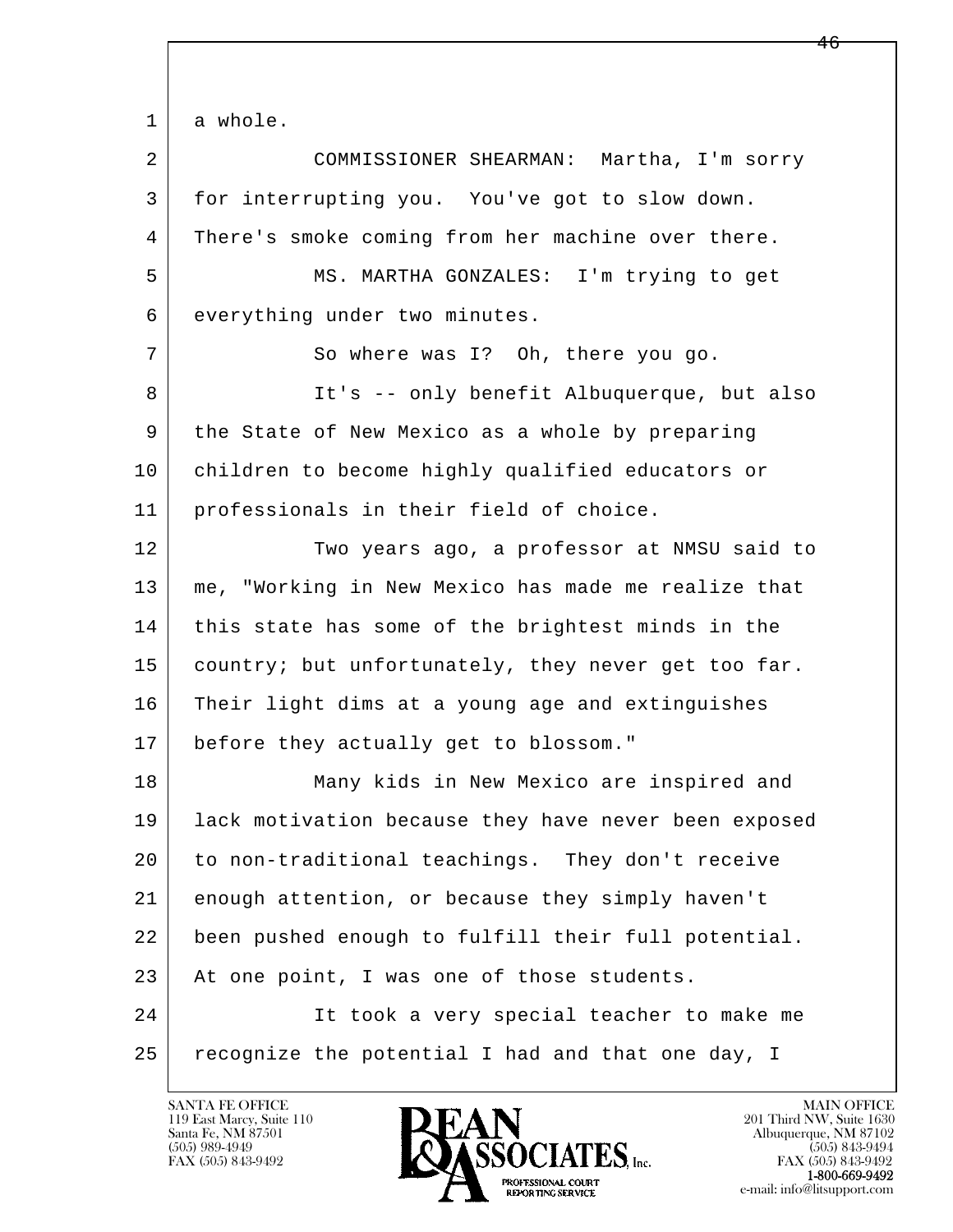a whole.

COMMISSIONER SHEARMAN: Martha, I'm sorry for interrupting you. You've got to slow down. There's smoke coming from her machine over there.

MS. MARTHA GONZALES: I'm trying to get everything under two minutes.

So where was I? Oh, there you go.

It's -- only benefit Albuquerque, but also the State of New Mexico as a whole by preparing children to become highly qualified educators or professionals in their field of choice.

Two years ago, a professor at NMSU said to me, "Working in New Mexico has made me realize that this state has some of the brightest minds in the country; but unfortunately, they never get too far. Their light dims at a young age and extinguishes before they actually get to blossom."

Many kids in New Mexico are inspired and lack motivation because they have never been exposed to non-traditional teachings. They don't receive enough attention, or because they simply haven't been pushed enough to fulfill their full potential. At one point, I was one of those students.

It took a very special teacher to make me recognize the potential I had and that one day, I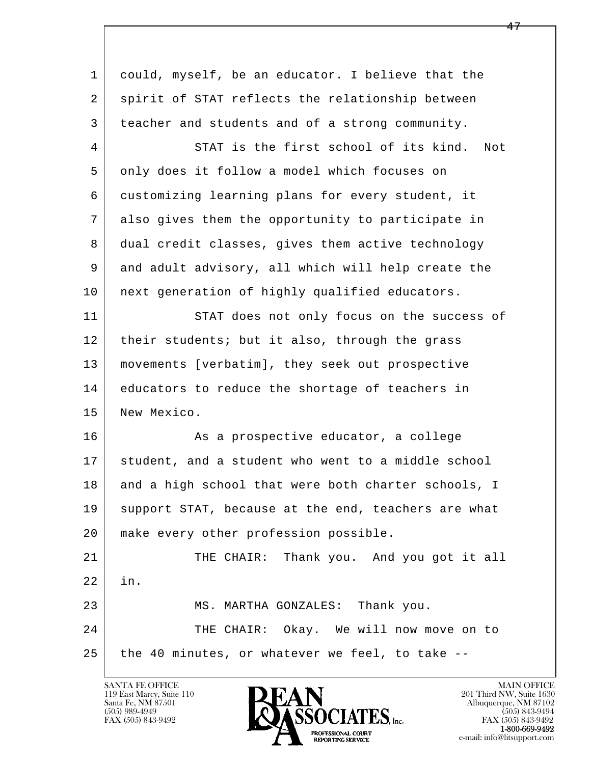could, myself, be an educator. I believe that the spirit of STAT reflects the relationship between teacher and students and of a strong community.

STAT is the first school of its kind. Not only does it follow a model which focuses on customizing learning plans for every student, it also gives them the opportunity to participate in dual credit classes, gives them active technology and adult advisory, all which will help create the next generation of highly qualified educators.

STAT does not only focus on the success of their students; but it also, through the grass movements [verbatim], they seek out prospective educators to reduce the shortage of teachers in New Mexico.

As a prospective educator, a college student, and a student who went to a middle school and a high school that were both charter schools, I support STAT, because at the end, teachers are what make every other profession possible.

THE CHAIR: Thank you. And you got it all in.

MS. MARTHA GONZALES: Thank you.

THE CHAIR: Okay. We will now move on to the 40 minutes, or whatever we feel, to take --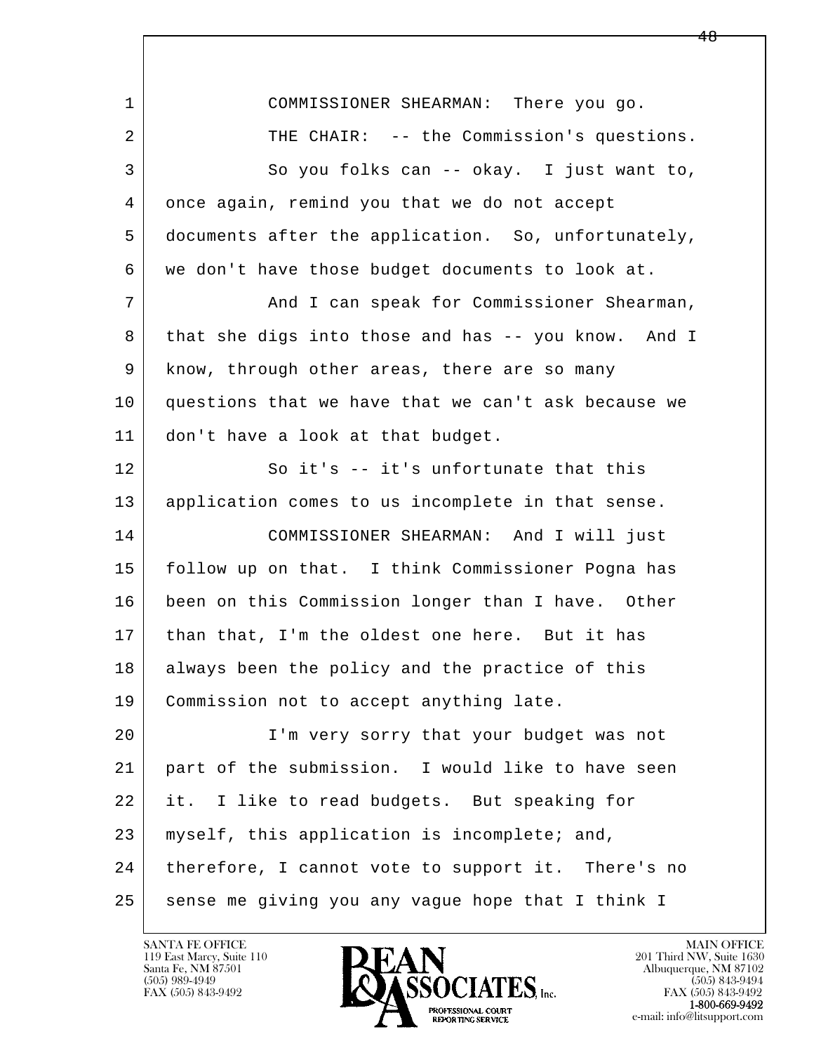1 COMMISSIONER SHEARMAN: There you go.

2 THE CHAIR: -- the Commission's questions.

3 So you folks can -- okay. I just want to,
4 once again, remind you that we do not accept
5 documents after the application. So, unfortunately,
6 we don't have those budget documents to look at.

7 And I can speak for Commissioner Shearman,
8 that she digs into those and has -- you know. And I
9 know, through other areas, there are so many
10 questions that we have that we can't ask because we
11 don't have a look at that budget.

12 So it's -- it's unfortunate that this
13 application comes to us incomplete in that sense.

14 COMMISSIONER SHEARMAN: And I will just
15 follow up on that. I think Commissioner Pogna has
16 been on this Commission longer than I have. Other
17 than that, I'm the oldest one here. But it has
18 always been the policy and the practice of this
19 Commission not to accept anything late.

20 I'm very sorry that your budget was not
21 part of the submission. I would like to have seen
22 it. I like to read budgets. But speaking for
23 myself, this application is incomplete; and,
24 therefore, I cannot vote to support it. There's no
25 sense me giving you any vague hope that I think I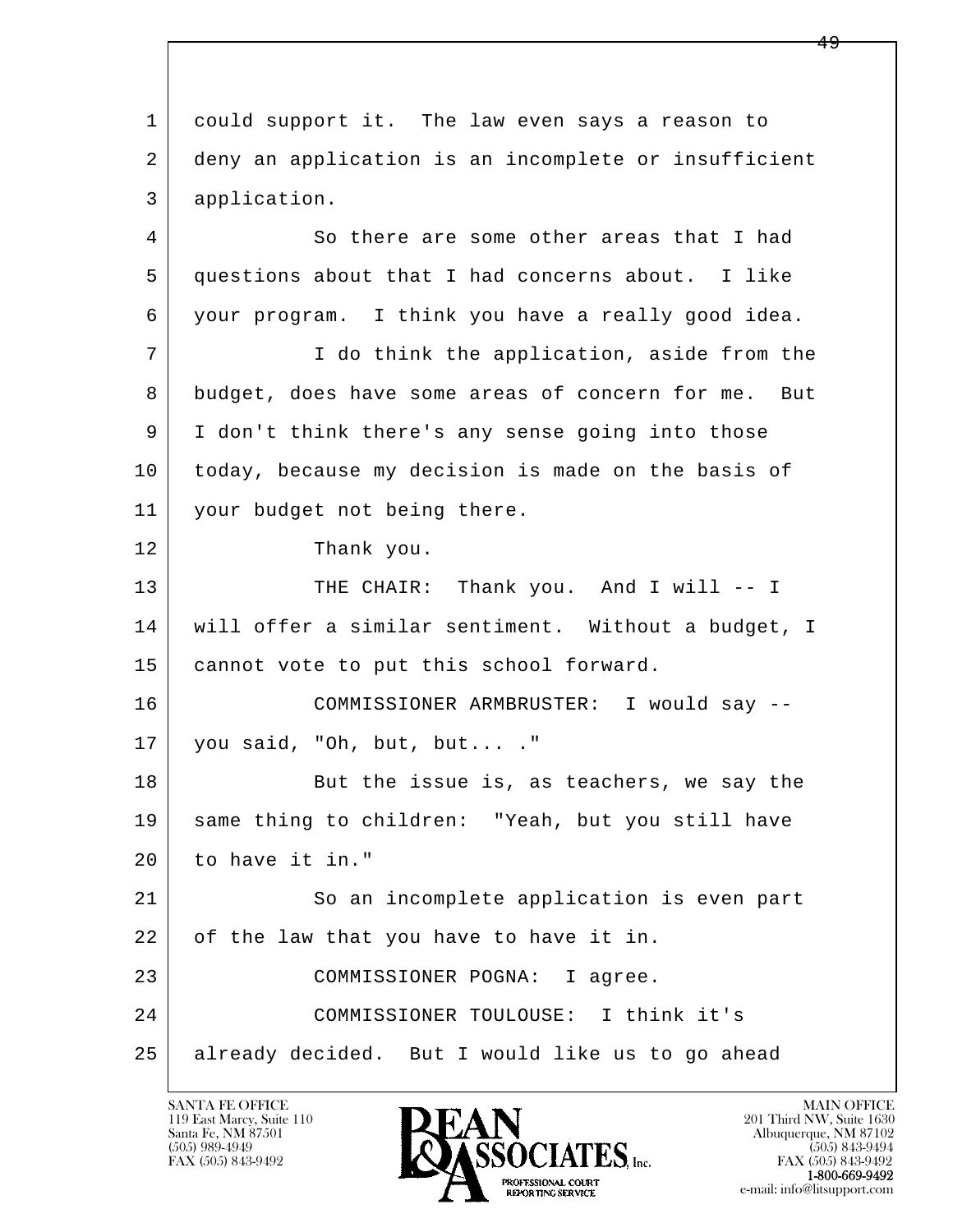could support it. The law even says a reason to deny an application is an incomplete or insufficient application.

So there are some other areas that I had questions about that I had concerns about. I like your program. I think you have a really good idea.

I do think the application, aside from the budget, does have some areas of concern for me. But I don't think there's any sense going into those today, because my decision is made on the basis of your budget not being there.

Thank you.

THE CHAIR: Thank you. And I will -- I will offer a similar sentiment. Without a budget, I cannot vote to put this school forward.

COMMISSIONER ARMBRUSTER: I would say -- you said, "Oh, but, but... ."

But the issue is, as teachers, we say the same thing to children: "Yeah, but you still have to have it in."

So an incomplete application is even part of the law that you have to have it in.

COMMISSIONER POGNA: I agree.

COMMISSIONER TOULOUSE: I think it's already decided. But I would like us to go ahead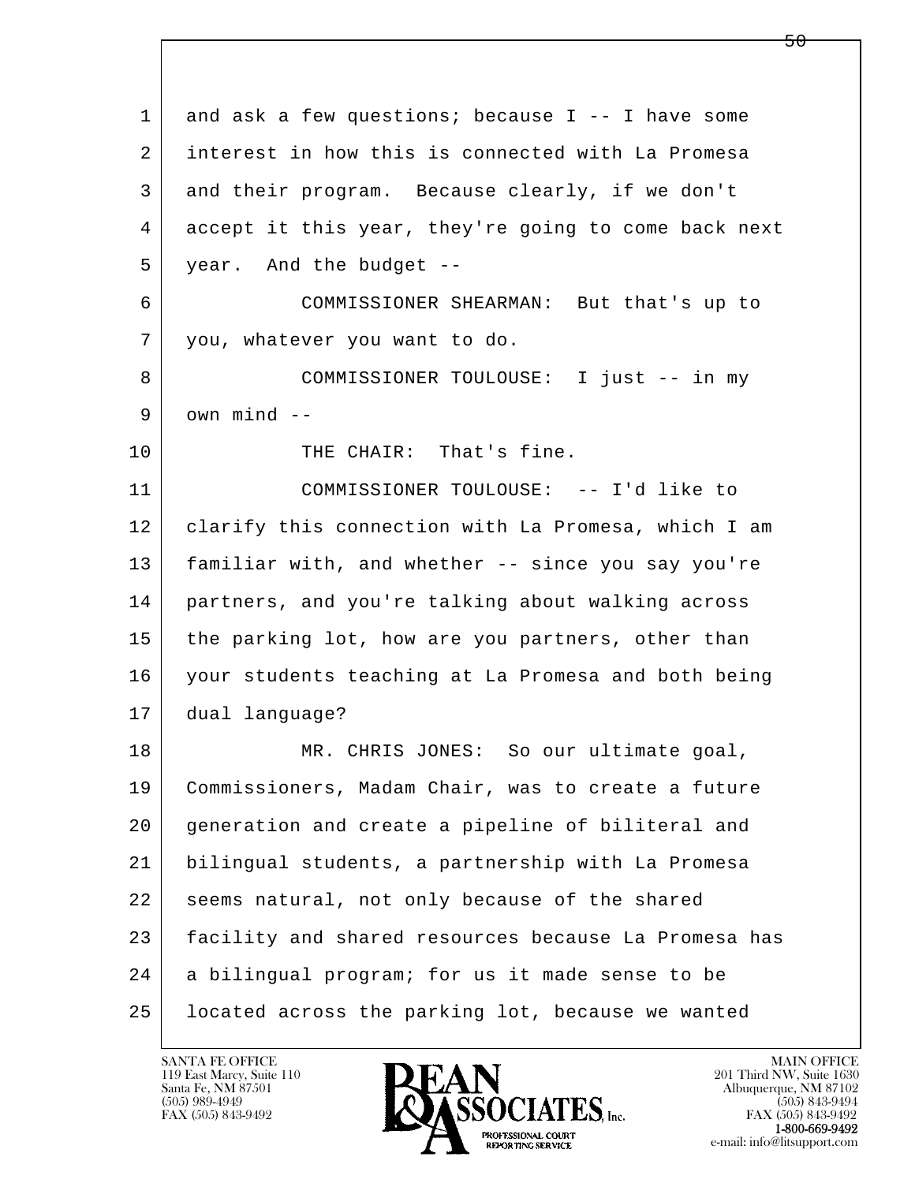and ask a few questions; because I -- I have some interest in how this is connected with La Promesa and their program. Because clearly, if we don't accept it this year, they're going to come back next year. And the budget --

COMMISSIONER SHEARMAN: But that's up to you, whatever you want to do.

COMMISSIONER TOULOUSE: I just -- in my own mind --

THE CHAIR: That's fine.

COMMISSIONER TOULOUSE: -- I'd like to clarify this connection with La Promesa, which I am familiar with, and whether -- since you say you're partners, and you're talking about walking across the parking lot, how are you partners, other than your students teaching at La Promesa and both being dual language?

MR. CHRIS JONES: So our ultimate goal, Commissioners, Madam Chair, was to create a future generation and create a pipeline of biliteral and bilingual students, a partnership with La Promesa seems natural, not only because of the shared facility and shared resources because La Promesa has a bilingual program; for us it made sense to be located across the parking lot, because we wanted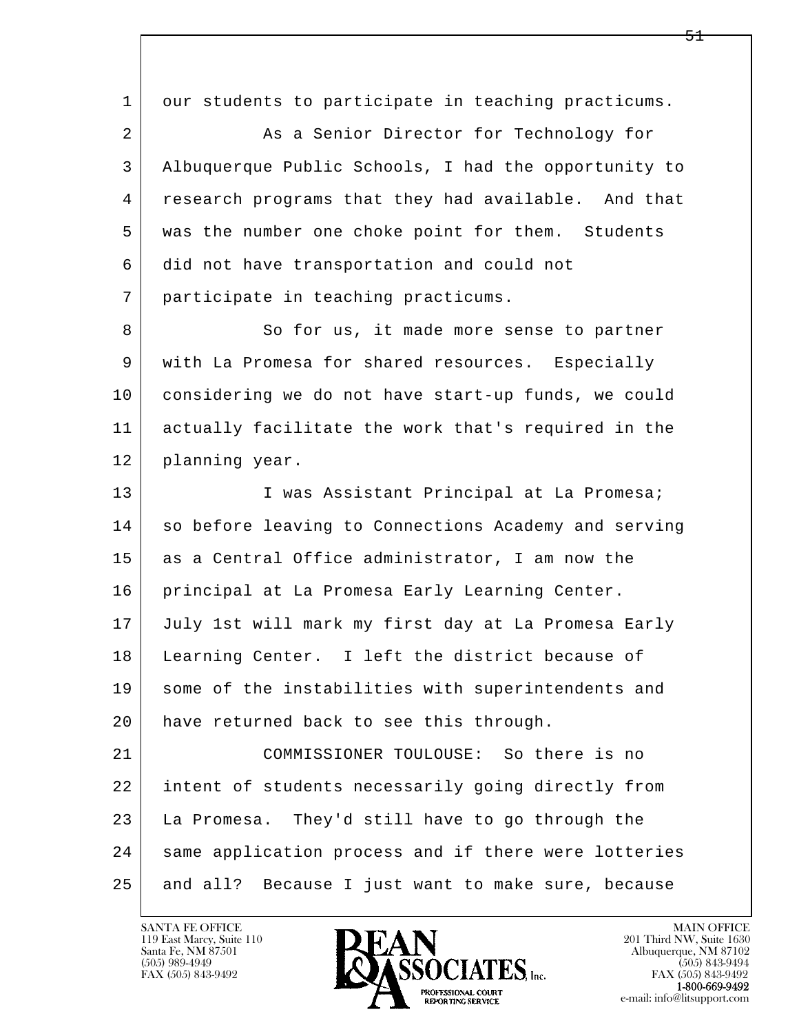our students to participate in teaching practicums.

As a Senior Director for Technology for Albuquerque Public Schools, I had the opportunity to research programs that they had available. And that was the number one choke point for them. Students did not have transportation and could not participate in teaching practicums.

So for us, it made more sense to partner with La Promesa for shared resources. Especially considering we do not have start-up funds, we could actually facilitate the work that's required in the planning year.

I was Assistant Principal at La Promesa; so before leaving to Connections Academy and serving as a Central Office administrator, I am now the principal at La Promesa Early Learning Center. July 1st will mark my first day at La Promesa Early Learning Center. I left the district because of some of the instabilities with superintendents and have returned back to see this through.

COMMISSIONER TOULOUSE: So there is no intent of students necessarily going directly from La Promesa. They'd still have to go through the same application process and if there were lotteries and all? Because I just want to make sure, because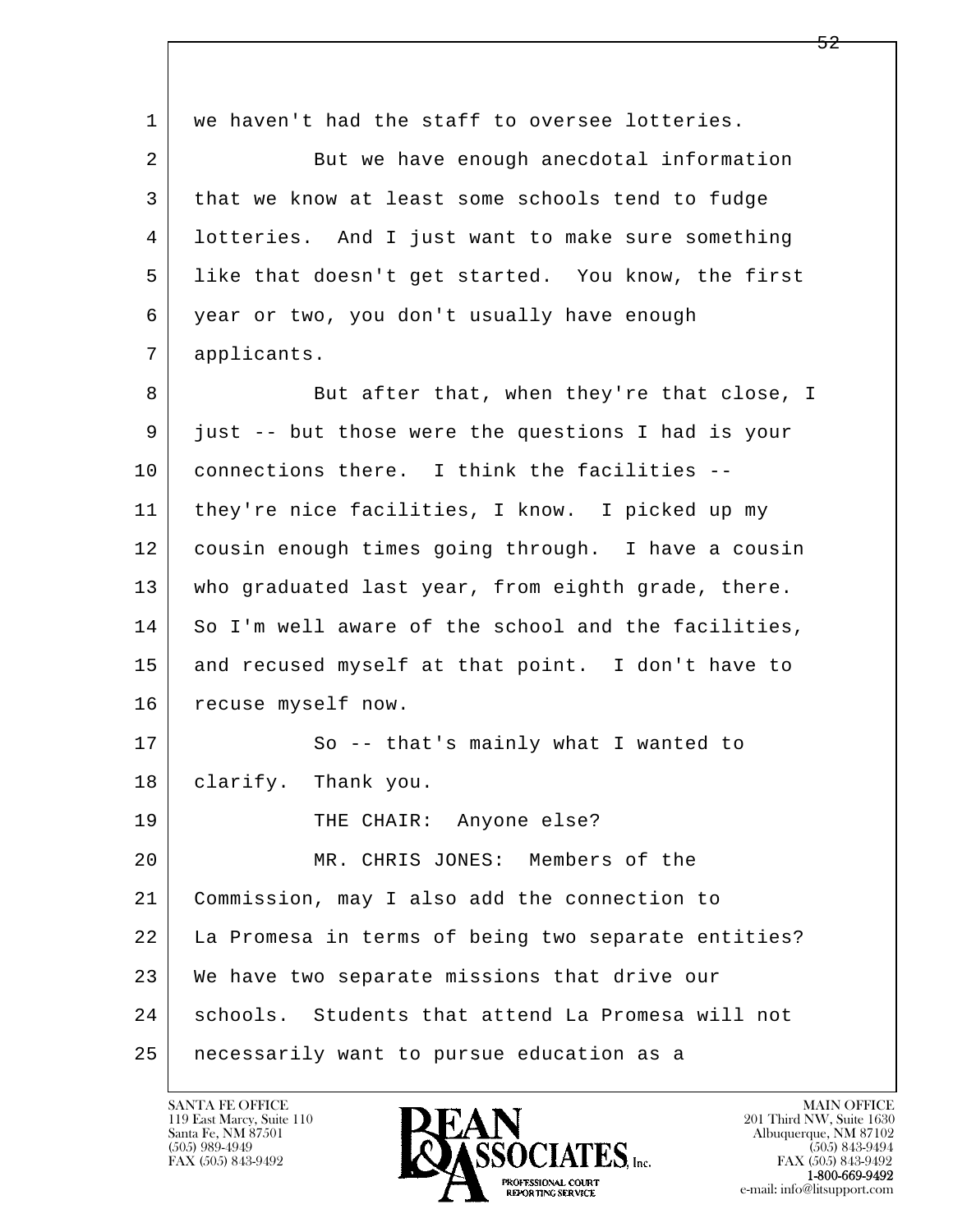1 we haven't had the staff to oversee lotteries.

2 But we have enough anecdotal information

3 that we know at least some schools tend to fudge

4 lotteries. And I just want to make sure something

5 like that doesn't get started. You know, the first

6 year or two, you don't usually have enough

7 applicants.

8 But after that, when they're that close, I

9 just -- but those were the questions I had is your

10 connections there. I think the facilities --

11 they're nice facilities, I know. I picked up my

12 cousin enough times going through. I have a cousin

13 who graduated last year, from eighth grade, there.

14 So I'm well aware of the school and the facilities,

15 and recused myself at that point. I don't have to

16 recuse myself now.

17 So -- that's mainly what I wanted to

18 clarify. Thank you.

19 THE CHAIR: Anyone else?

20 MR. CHRIS JONES: Members of the

21 Commission, may I also add the connection to

22 La Promesa in terms of being two separate entities?

23 We have two separate missions that drive our

24 schools. Students that attend La Promesa will not

25 necessarily want to pursue education as a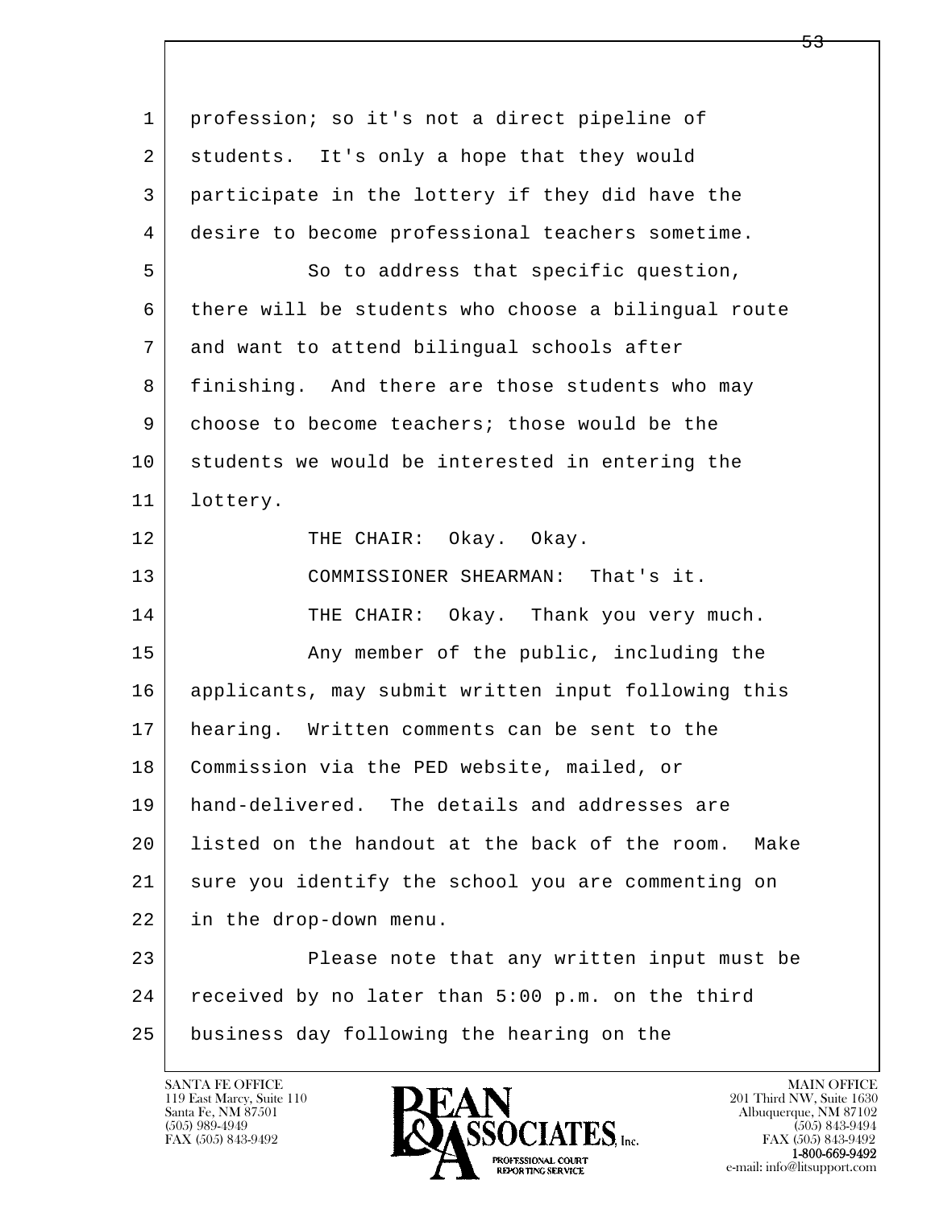1 profession; so it's not a direct pipeline of
2 students. It's only a hope that they would
3 participate in the lottery if they did have the
4 desire to become professional teachers sometime.
5 So to address that specific question,
6 there will be students who choose a bilingual route
7 and want to attend bilingual schools after
8 finishing. And there are those students who may
9 choose to become teachers; those would be the
10 students we would be interested in entering the
11 lottery.
12 THE CHAIR: Okay. Okay.
13 COMMISSIONER SHEARMAN: That's it.
14 THE CHAIR: Okay. Thank you very much.
15 Any member of the public, including the
16 applicants, may submit written input following this
17 hearing. Written comments can be sent to the
18 Commission via the PED website, mailed, or
19 hand-delivered. The details and addresses are
20 listed on the handout at the back of the room. Make
21 sure you identify the school you are commenting on
22 in the drop-down menu.
23 Please note that any written input must be
24 received by no later than 5:00 p.m. on the third
25 business day following the hearing on the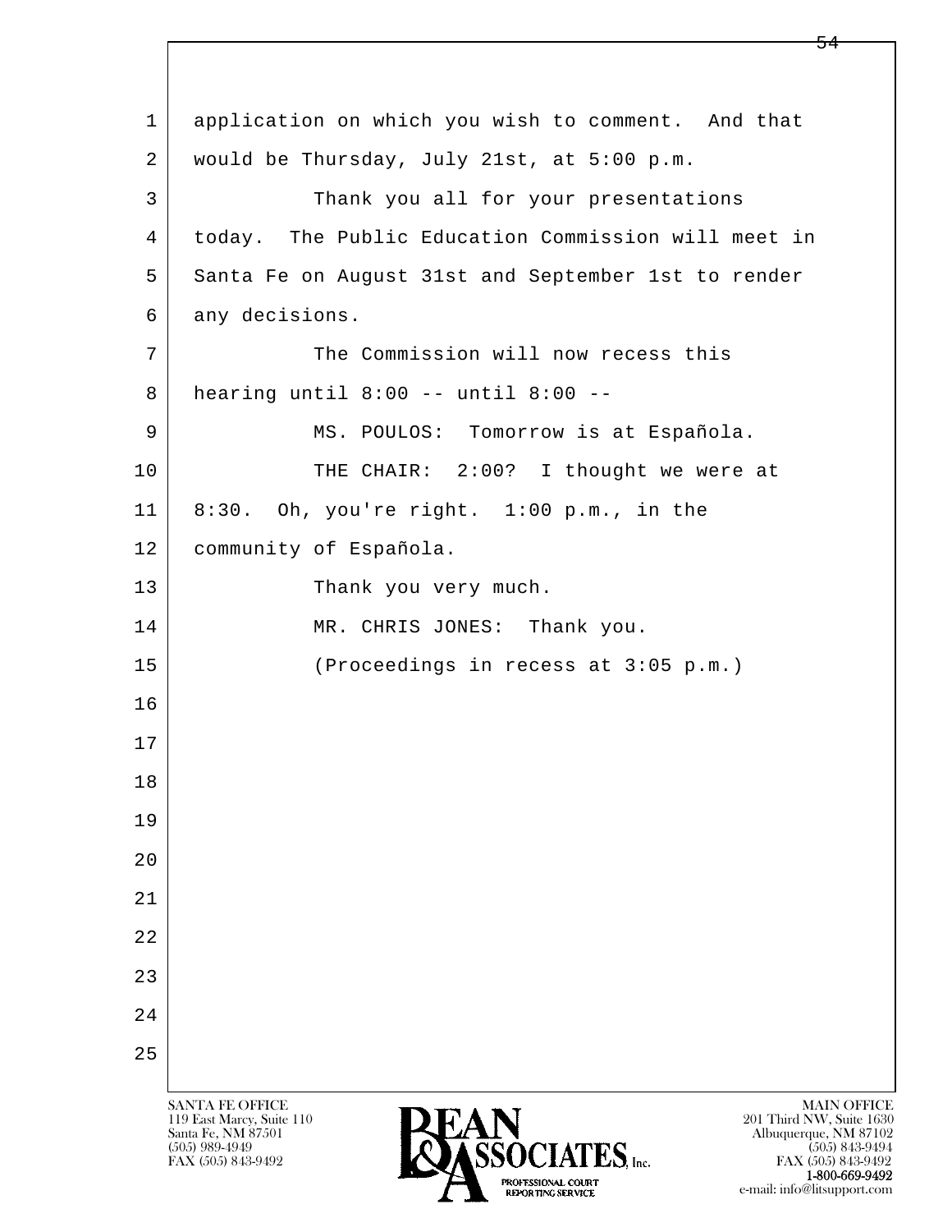application on which you wish to comment. And that would be Thursday, July 21st, at 5:00 p.m.

Thank you all for your presentations today. The Public Education Commission will meet in Santa Fe on August 31st and September 1st to render any decisions.

The Commission will now recess this hearing until 8:00 -- until 8:00 --

MS. POULOS: Tomorrow is at Española.

THE CHAIR: 2:00? I thought we were at 8:30. Oh, you're right. 1:00 p.m., in the community of Española.

Thank you very much.

MR. CHRIS JONES: Thank you.

(Proceedings in recess at 3:05 p.m.)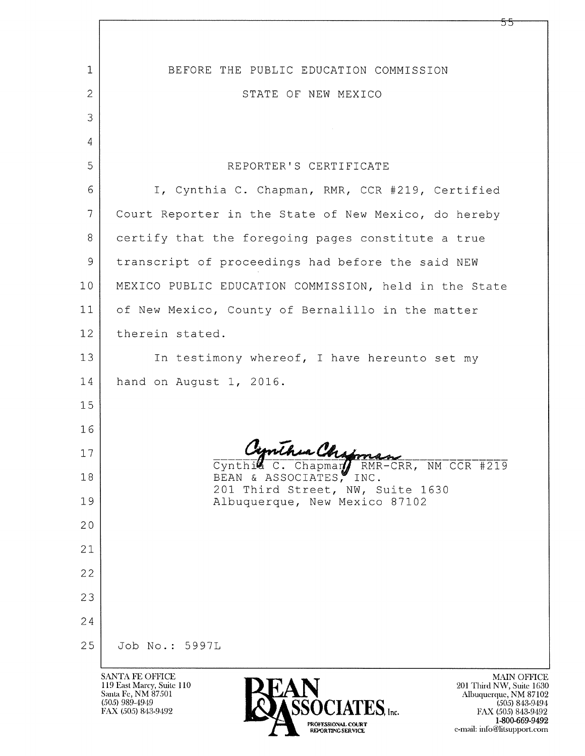BEFORE THE PUBLIC EDUCATION COMMISSION

STATE OF NEW MEXICO

REPORTER'S CERTIFICATE

I, Cynthia C. Chapman, RMR, CCR #219, Certified Court Reporter in the State of New Mexico, do hereby certify that the foregoing pages constitute a true transcript of proceedings had before the said NEW MEXICO PUBLIC EDUCATION COMMISSION, held in the State of New Mexico, County of Bernalillo in the matter therein stated.

In testimony whereof, I have hereunto set my hand on August 1, 2016.

Cynthia C. Chapman, RMR-CRR, NM CCR #219
BEAN & ASSOCIATES, INC.
201 Third Street, NW, Suite 1630
Albuquerque, New Mexico 87102

Job No.: 5997L

SANTA FE OFFICE
119 East Marcy, Suite 110
Santa Fe, NM 87501
(505) 989-4949
FAX (505) 843-9492

BEAN & ASSOCIATES, Inc.
PROFESSIONAL COURT REPORTING SERVICE

MAIN OFFICE
201 Third NW, Suite 1630
Albuquerque, NM 87102
(505) 843-9494
FAX (505) 843-9492
1-800-669-9492
e-mail: info@litsupport.com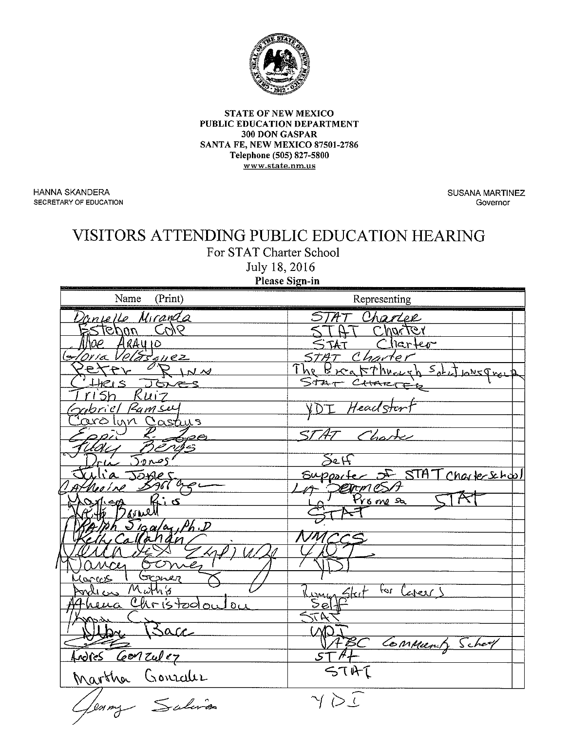STATE OF NEW MEXICO
PUBLIC EDUCATION DEPARTMENT
300 DON GASPAR
SANTA FE, NEW MEXICO 87501-2786
Telephone (505) 827-5800
www.state.nm.us

HANNA SKANDERA
SECRETARY OF EDUCATION

SUSANA MARTINEZ
Governor

# VISITORS ATTENDING PUBLIC EDUCATION HEARING

For STAT Charter School
July 18, 2016
**Please Sign-in**

| Name (Print) | Representing |
|---|---|
| Danielle Miranda | STAT Charter |
| Estebon Cole | STAT Charter |
| Mae Araujo | STAT Charter |
| Gloria Velasquez | STAT Charter |
| Peter Rinn | The Breakthrough Solutions Group |
| Chris Jones | STAT CHARTER |
| Trish Ruiz | |
| Gabriel Ramsey | YDI Headstart |
| Carolyn Castaus | |
| Eppi R. Lopez | STAT Charter |
| Judy Bergs | |
| Drew Jones | Self |
| Julia Jones | Supporter of STAT Charter School |
| Catheine Barrague | LA Promesa |
| Marisa Rios | La Promesa STAT |
| Katie Barnett | STAT |
| Ralph Sigalay, Ph.D | |
| Kelly Callahan | NMCCS |
| Mercedes Espinoza | YDI |
| Nancy Gomez | YDI |
| Marcos Gomez | |
| Andrew Mathis | Running Start for Careers |
| Athena Christodoulou | Self |
| Ryan C. | STAT |
| Debra Baca | YDI |
| | ABC Community School |
| Andres Gonzalez | STAT |
| Martha Gonzalez | STAT |
| Jenny Salinas | YDI |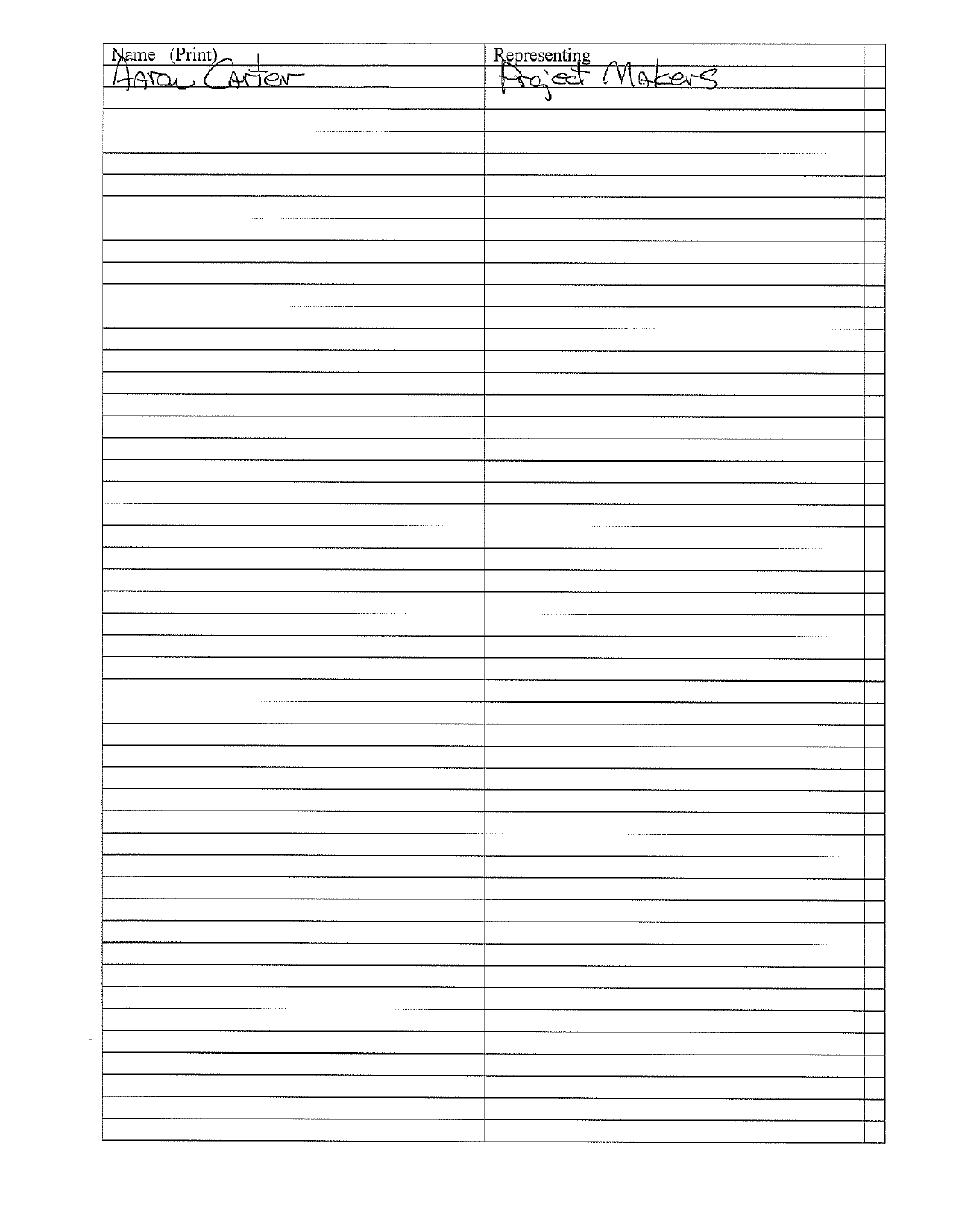| Name (Print) | Representing |
| --- | --- |
| Aaron Carter | Project Makers |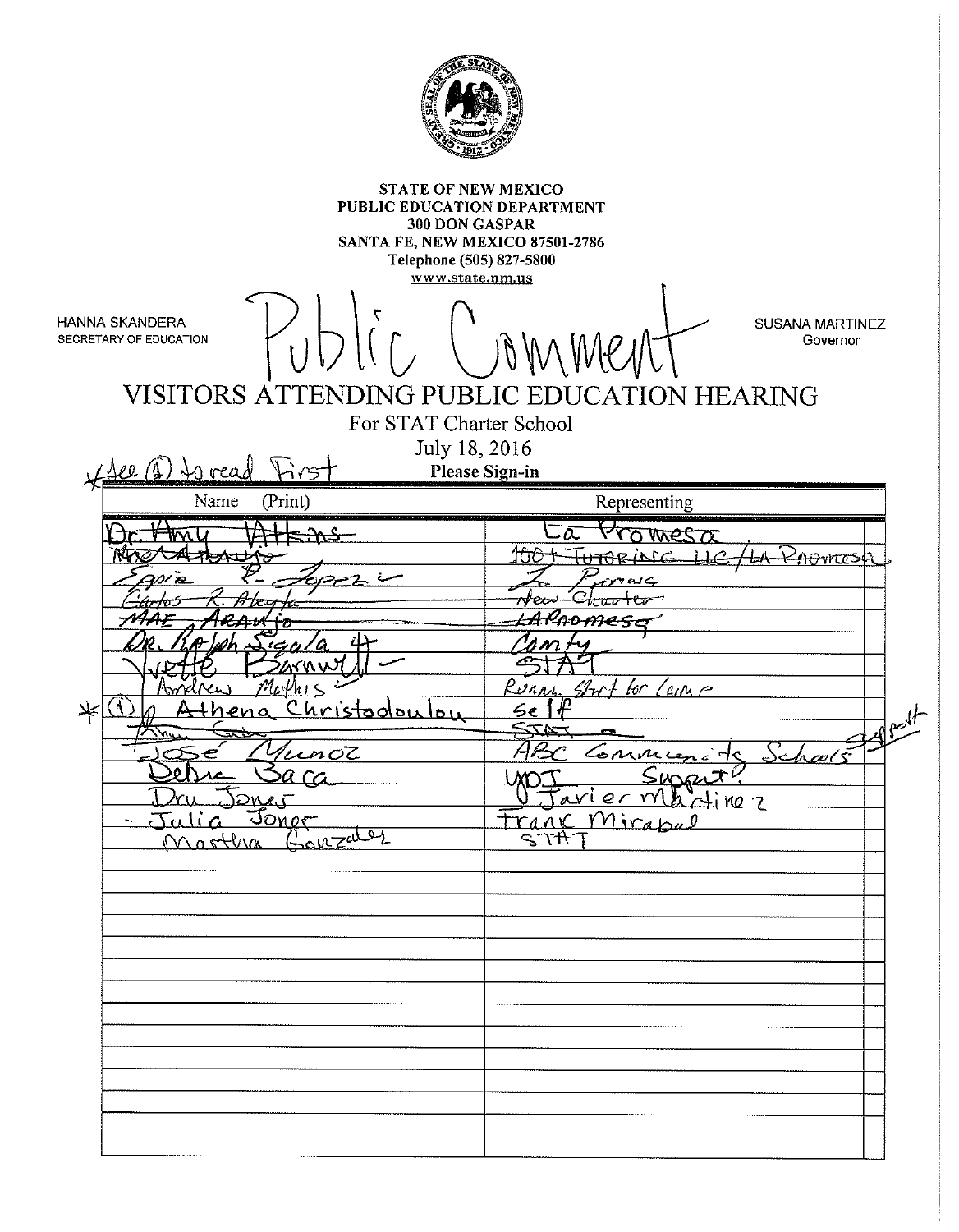STATE OF NEW MEXICO
PUBLIC EDUCATION DEPARTMENT
300 DON GASPAR
SANTA FE, NEW MEXICO 87501-2786
Telephone (505) 827-5800
www.state.nm.us

HANNA SKANDERA
SECRETARY OF EDUCATION

Public Comment

SUSANA MARTINEZ
Governor

# VISITORS ATTENDING PUBLIC EDUCATION HEARING

For STAT Charter School

July 18, 2016

*See (1) to read First

**Please Sign-in**

| | Name (Print) | Representing |
|---|---|---|
| | Dr. Amy Atkins | La Promesa |
| | Mae Araujo | 100+ Tutoring LLC / La Promesa |
| | Eppie R. Lopez | La Promesa |
| | Carlos R. Atencio | New Charter |
| | MAE ARAUJO | LAPromesa |
| | Dr. Ralph Sigala | Comty |
| | Yvette Barnwell | STAT |
| | Andrew Mathis | Running Start for Career |
| * (1) | Athena Christodoulou | Self |
| | Amy Cantu | STAT |
| | José Munoz | ABC Community Schools Support |
| | Debra Baca | YDI Support? |
| | Dru Jones | Javier Martinez |
| | Julia Jones | Frank Mirabal |
| | Martha Gonzalez | STAT |